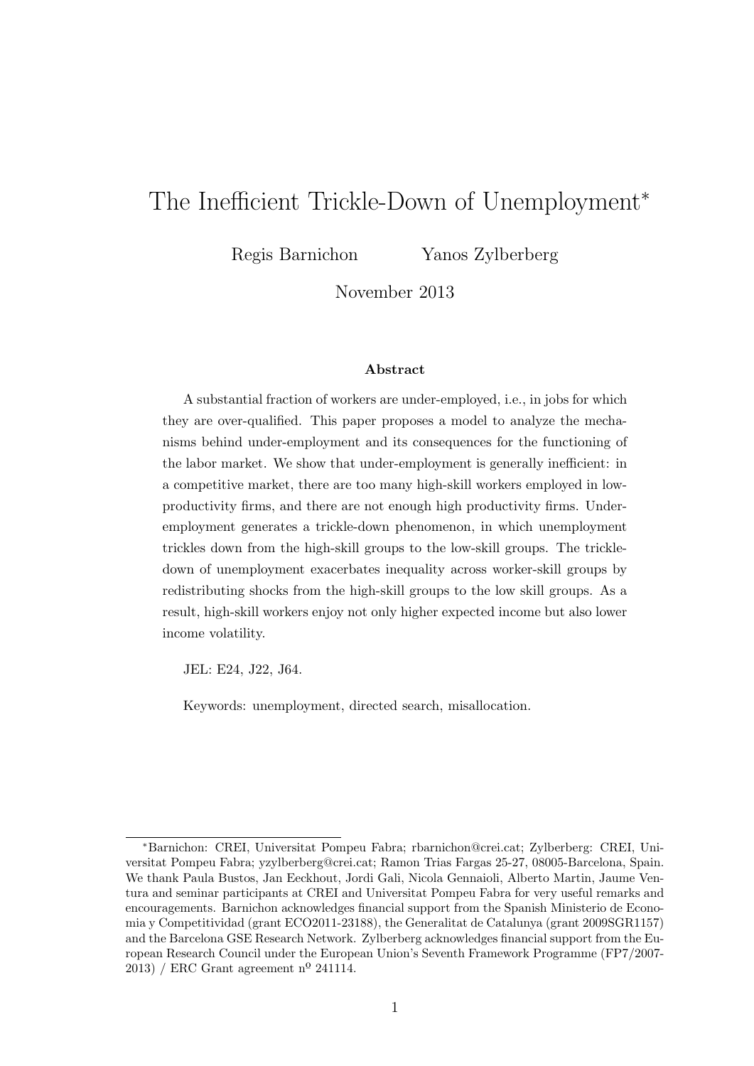# The Inefficient Trickle-Down of Unemployment[*]

Regis Barnichon Yanos Zylberberg

November 2013

**Abstract**

A substantial fraction of workers are under-employed, i.e., in jobs for which they are over-qualified. This paper proposes a model to analyze the mechanisms behind under-employment and its consequences for the functioning of the labor market. We show that under-employment is generally inefficient: in a competitive market, there are too many high-skill workers employed in low-productivity firms, and there are not enough high productivity firms. Under-employment generates a trickle-down phenomenon, in which unemployment trickles down from the high-skill groups to the low-skill groups. The trickle-down of unemployment exacerbates inequality across worker-skill groups by redistributing shocks from the high-skill groups to the low skill groups. As a result, high-skill workers enjoy not only higher expected income but also lower income volatility.

JEL: E24, J22, J64.

Keywords: unemployment, directed search, misallocation.

[*]Barnichon: CREI, Universitat Pompeu Fabra; rbarnichon@crei.cat; Zylberberg: CREI, Universitat Pompeu Fabra; yzylberberg@crei.cat; Ramon Trias Fargas 25-27, 08005-Barcelona, Spain. We thank Paula Bustos, Jan Eeckhout, Jordi Gali, Nicola Gennaioli, Alberto Martin, Jaume Ventura and seminar participants at CREI and Universitat Pompeu Fabra for very useful remarks and encouragements. Barnichon acknowledges financial support from the Spanish Ministerio de Economia y Competitividad (grant ECO2011-23188), the Generalitat de Catalunya (grant 2009SGR1157) and the Barcelona GSE Research Network. Zylberberg acknowledges financial support from the European Research Council under the European Union's Seventh Framework Programme (FP7/2007-2013) / ERC Grant agreement nº 241114.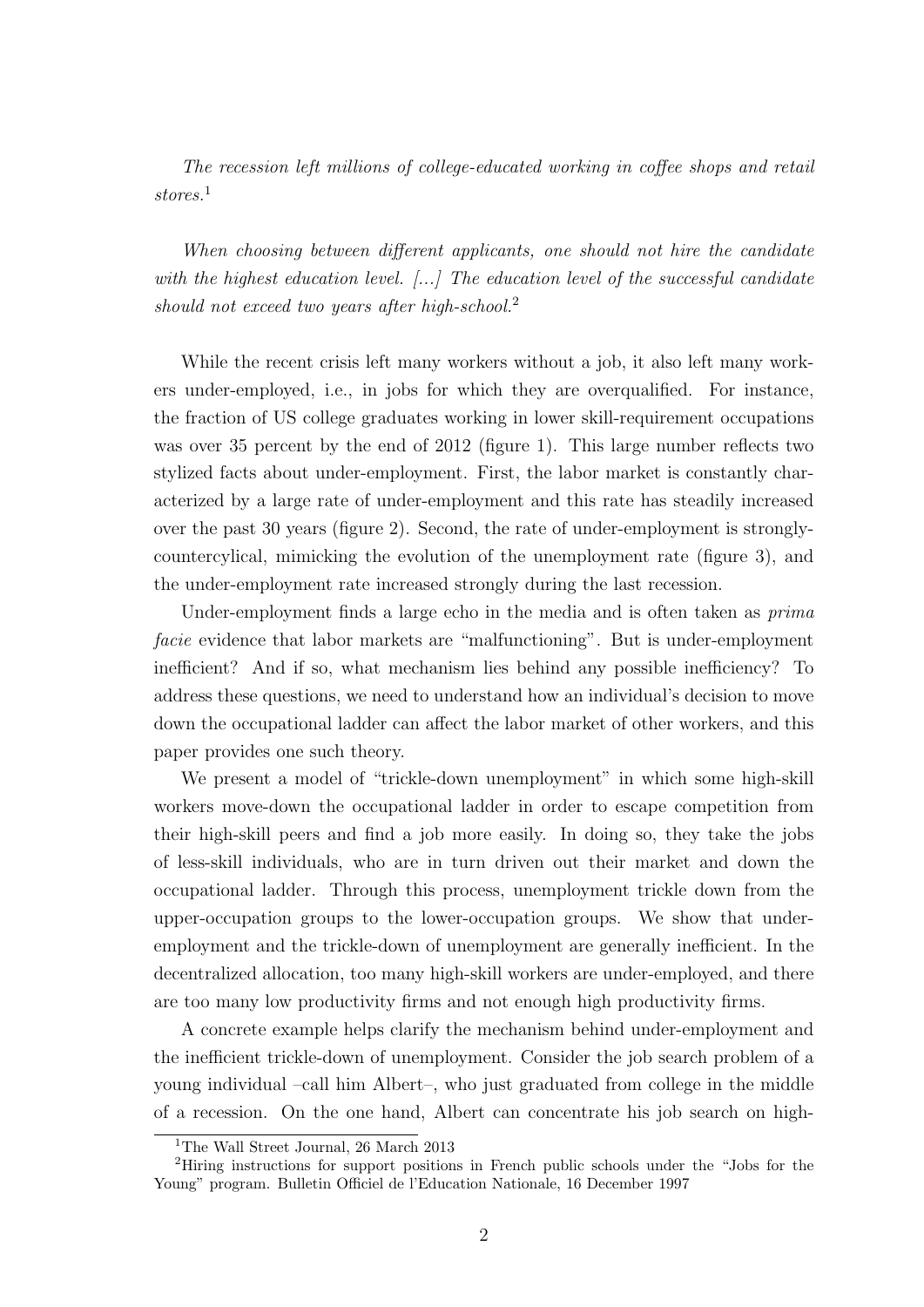*The recession left millions of college-educated working in coffee shops and retail stores.*[1]

*When choosing between different applicants, one should not hire the candidate with the highest education level. [...] The education level of the successful candidate should not exceed two years after high-school.*[2]

While the recent crisis left many workers without a job, it also left many workers under-employed, i.e., in jobs for which they are overqualified. For instance, the fraction of US college graduates working in lower skill-requirement occupations was over 35 percent by the end of 2012 (figure 1). This large number reflects two stylized facts about under-employment. First, the labor market is constantly characterized by a large rate of under-employment and this rate has steadily increased over the past 30 years (figure 2). Second, the rate of under-employment is strongly-countercylical, mimicking the evolution of the unemployment rate (figure 3), and the under-employment rate increased strongly during the last recession.

Under-employment finds a large echo in the media and is often taken as *prima facie* evidence that labor markets are "malfunctioning". But is under-employment inefficient? And if so, what mechanism lies behind any possible inefficiency? To address these questions, we need to understand how an individual's decision to move down the occupational ladder can affect the labor market of other workers, and this paper provides one such theory.

We present a model of "trickle-down unemployment" in which some high-skill workers move-down the occupational ladder in order to escape competition from their high-skill peers and find a job more easily. In doing so, they take the jobs of less-skill individuals, who are in turn driven out their market and down the occupational ladder. Through this process, unemployment trickle down from the upper-occupation groups to the lower-occupation groups. We show that under-employment and the trickle-down of unemployment are generally inefficient. In the decentralized allocation, too many high-skill workers are under-employed, and there are too many low productivity firms and not enough high productivity firms.

A concrete example helps clarify the mechanism behind under-employment and the inefficient trickle-down of unemployment. Consider the job search problem of a young individual –call him Albert–, who just graduated from college in the middle of a recession. On the one hand, Albert can concentrate his job search on high-

[1] The Wall Street Journal, 26 March 2013

[2] Hiring instructions for support positions in French public schools under the "Jobs for the Young" program. Bulletin Officiel de l'Education Nationale, 16 December 1997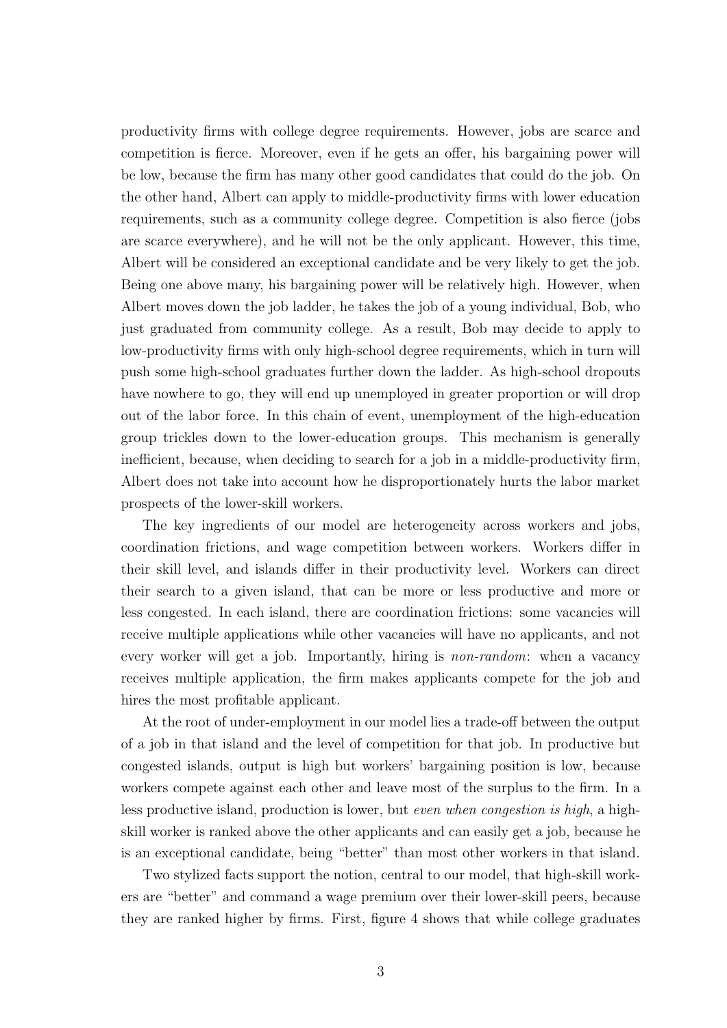productivity firms with college degree requirements. However, jobs are scarce and competition is fierce. Moreover, even if he gets an offer, his bargaining power will be low, because the firm has many other good candidates that could do the job. On the other hand, Albert can apply to middle-productivity firms with lower education requirements, such as a community college degree. Competition is also fierce (jobs are scarce everywhere), and he will not be the only applicant. However, this time, Albert will be considered an exceptional candidate and be very likely to get the job. Being one above many, his bargaining power will be relatively high. However, when Albert moves down the job ladder, he takes the job of a young individual, Bob, who just graduated from community college. As a result, Bob may decide to apply to low-productivity firms with only high-school degree requirements, which in turn will push some high-school graduates further down the ladder. As high-school dropouts have nowhere to go, they will end up unemployed in greater proportion or will drop out of the labor force. In this chain of event, unemployment of the high-education group trickles down to the lower-education groups. This mechanism is generally inefficient, because, when deciding to search for a job in a middle-productivity firm, Albert does not take into account how he disproportionately hurts the labor market prospects of the lower-skill workers.

The key ingredients of our model are heterogeneity across workers and jobs, coordination frictions, and wage competition between workers. Workers differ in their skill level, and islands differ in their productivity level. Workers can direct their search to a given island, that can be more or less productive and more or less congested. In each island, there are coordination frictions: some vacancies will receive multiple applications while other vacancies will have no applicants, and not every worker will get a job. Importantly, hiring is *non-random*: when a vacancy receives multiple application, the firm makes applicants compete for the job and hires the most profitable applicant.

At the root of under-employment in our model lies a trade-off between the output of a job in that island and the level of competition for that job. In productive but congested islands, output is high but workers' bargaining position is low, because workers compete against each other and leave most of the surplus to the firm. In a less productive island, production is lower, but *even when congestion is high*, a high-skill worker is ranked above the other applicants and can easily get a job, because he is an exceptional candidate, being "better" than most other workers in that island.

Two stylized facts support the notion, central to our model, that high-skill workers are "better" and command a wage premium over their lower-skill peers, because they are ranked higher by firms. First, figure 4 shows that while college graduates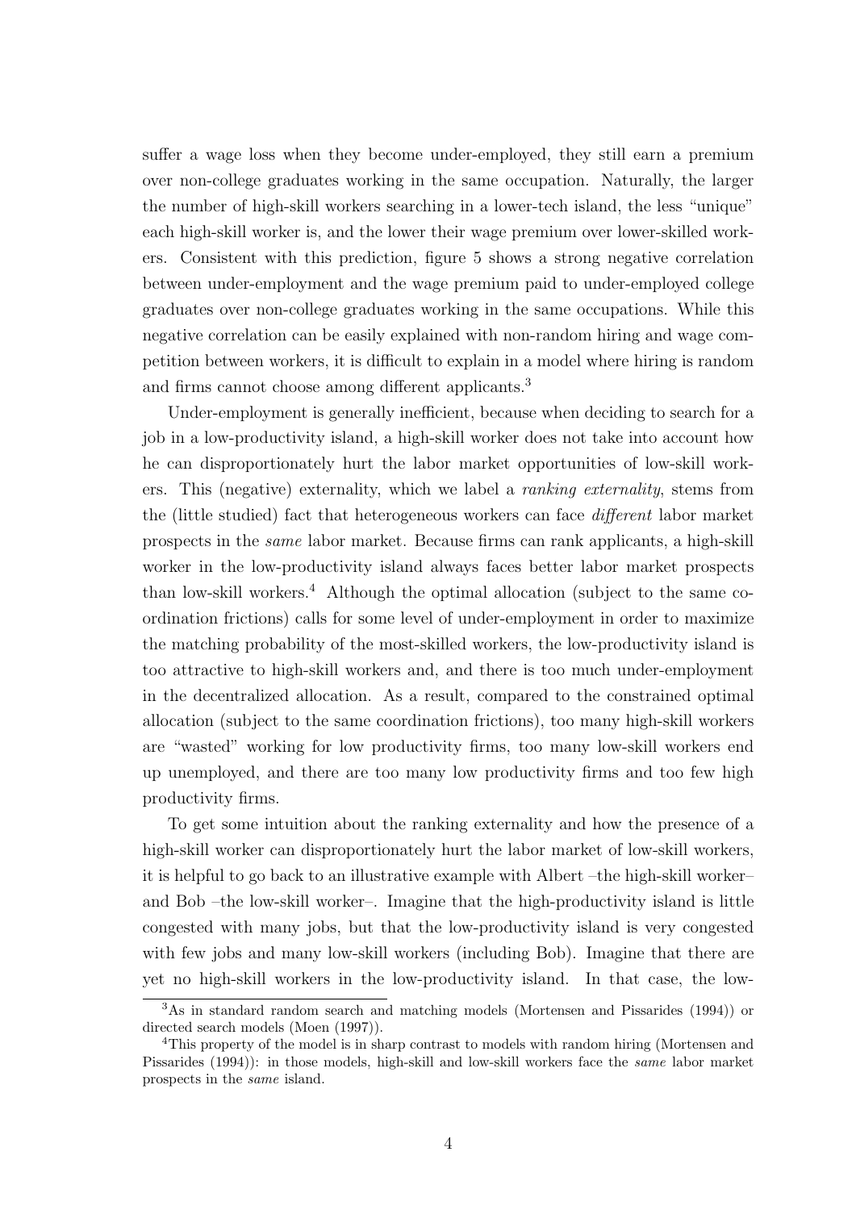suffer a wage loss when they become under-employed, they still earn a premium over non-college graduates working in the same occupation. Naturally, the larger the number of high-skill workers searching in a lower-tech island, the less "unique" each high-skill worker is, and the lower their wage premium over lower-skilled workers. Consistent with this prediction, figure 5 shows a strong negative correlation between under-employment and the wage premium paid to under-employed college graduates over non-college graduates working in the same occupations. While this negative correlation can be easily explained with non-random hiring and wage competition between workers, it is difficult to explain in a model where hiring is random and firms cannot choose among different applicants.[3]

Under-employment is generally inefficient, because when deciding to search for a job in a low-productivity island, a high-skill worker does not take into account how he can disproportionately hurt the labor market opportunities of low-skill workers. This (negative) externality, which we label a *ranking externality*, stems from the (little studied) fact that heterogeneous workers can face *different* labor market prospects in the *same* labor market. Because firms can rank applicants, a high-skill worker in the low-productivity island always faces better labor market prospects than low-skill workers.[4] Although the optimal allocation (subject to the same coordination frictions) calls for some level of under-employment in order to maximize the matching probability of the most-skilled workers, the low-productivity island is too attractive to high-skill workers and, and there is too much under-employment in the decentralized allocation. As a result, compared to the constrained optimal allocation (subject to the same coordination frictions), too many high-skill workers are "wasted" working for low productivity firms, too many low-skill workers end up unemployed, and there are too many low productivity firms and too few high productivity firms.

To get some intuition about the ranking externality and how the presence of a high-skill worker can disproportionately hurt the labor market of low-skill workers, it is helpful to go back to an illustrative example with Albert –the high-skill worker– and Bob –the low-skill worker–. Imagine that the high-productivity island is little congested with many jobs, but that the low-productivity island is very congested with few jobs and many low-skill workers (including Bob). Imagine that there are yet no high-skill workers in the low-productivity island. In that case, the low-

[3] As in standard random search and matching models (Mortensen and Pissarides (1994)) or directed search models (Moen (1997)).

[4] This property of the model is in sharp contrast to models with random hiring (Mortensen and Pissarides (1994)): in those models, high-skill and low-skill workers face the *same* labor market prospects in the *same* island.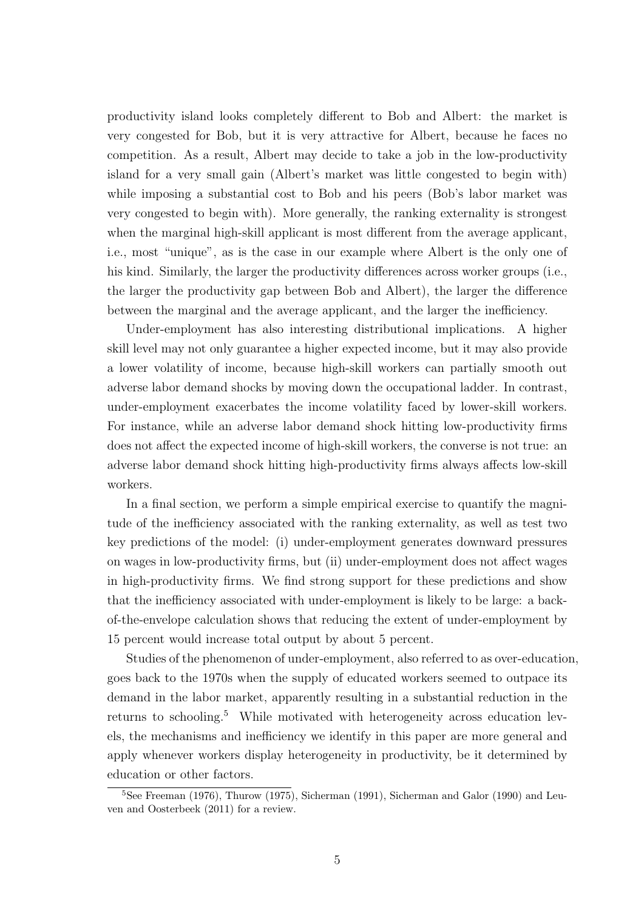productivity island looks completely different to Bob and Albert: the market is very congested for Bob, but it is very attractive for Albert, because he faces no competition. As a result, Albert may decide to take a job in the low-productivity island for a very small gain (Albert's market was little congested to begin with) while imposing a substantial cost to Bob and his peers (Bob's labor market was very congested to begin with). More generally, the ranking externality is strongest when the marginal high-skill applicant is most different from the average applicant, i.e., most "unique", as is the case in our example where Albert is the only one of his kind. Similarly, the larger the productivity differences across worker groups (i.e., the larger the productivity gap between Bob and Albert), the larger the difference between the marginal and the average applicant, and the larger the inefficiency.

Under-employment has also interesting distributional implications. A higher skill level may not only guarantee a higher expected income, but it may also provide a lower volatility of income, because high-skill workers can partially smooth out adverse labor demand shocks by moving down the occupational ladder. In contrast, under-employment exacerbates the income volatility faced by lower-skill workers. For instance, while an adverse labor demand shock hitting low-productivity firms does not affect the expected income of high-skill workers, the converse is not true: an adverse labor demand shock hitting high-productivity firms always affects low-skill workers.

In a final section, we perform a simple empirical exercise to quantify the magnitude of the inefficiency associated with the ranking externality, as well as test two key predictions of the model: (i) under-employment generates downward pressures on wages in low-productivity firms, but (ii) under-employment does not affect wages in high-productivity firms. We find strong support for these predictions and show that the inefficiency associated with under-employment is likely to be large: a back-of-the-envelope calculation shows that reducing the extent of under-employment by 15 percent would increase total output by about 5 percent.

Studies of the phenomenon of under-employment, also referred to as over-education, goes back to the 1970s when the supply of educated workers seemed to outpace its demand in the labor market, apparently resulting in a substantial reduction in the returns to schooling.[5] While motivated with heterogeneity across education levels, the mechanisms and inefficiency we identify in this paper are more general and apply whenever workers display heterogeneity in productivity, be it determined by education or other factors.

[5] See Freeman (1976), Thurow (1975), Sicherman (1991), Sicherman and Galor (1990) and Leuven and Oosterbeek (2011) for a review.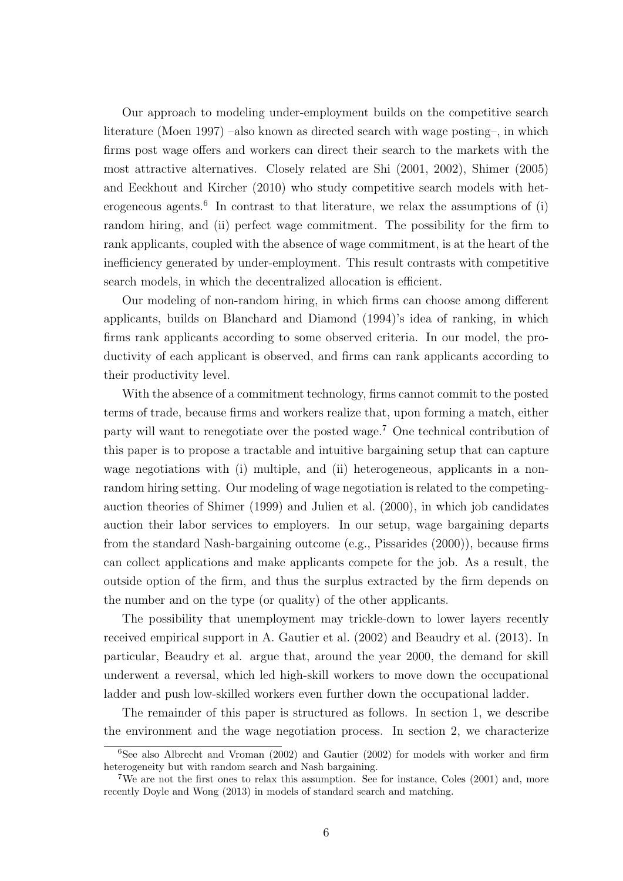Our approach to modeling under-employment builds on the competitive search literature (Moen 1997) –also known as directed search with wage posting–, in which firms post wage offers and workers can direct their search to the markets with the most attractive alternatives. Closely related are Shi (2001, 2002), Shimer (2005) and Eeckhout and Kircher (2010) who study competitive search models with heterogeneous agents.[6] In contrast to that literature, we relax the assumptions of (i) random hiring, and (ii) perfect wage commitment. The possibility for the firm to rank applicants, coupled with the absence of wage commitment, is at the heart of the inefficiency generated by under-employment. This result contrasts with competitive search models, in which the decentralized allocation is efficient.

Our modeling of non-random hiring, in which firms can choose among different applicants, builds on Blanchard and Diamond (1994)'s idea of ranking, in which firms rank applicants according to some observed criteria. In our model, the productivity of each applicant is observed, and firms can rank applicants according to their productivity level.

With the absence of a commitment technology, firms cannot commit to the posted terms of trade, because firms and workers realize that, upon forming a match, either party will want to renegotiate over the posted wage.[7] One technical contribution of this paper is to propose a tractable and intuitive bargaining setup that can capture wage negotiations with (i) multiple, and (ii) heterogeneous, applicants in a non-random hiring setting. Our modeling of wage negotiation is related to the competing-auction theories of Shimer (1999) and Julien et al. (2000), in which job candidates auction their labor services to employers. In our setup, wage bargaining departs from the standard Nash-bargaining outcome (e.g., Pissarides (2000)), because firms can collect applications and make applicants compete for the job. As a result, the outside option of the firm, and thus the surplus extracted by the firm depends on the number and on the type (or quality) of the other applicants.

The possibility that unemployment may trickle-down to lower layers recently received empirical support in A. Gautier et al. (2002) and Beaudry et al. (2013). In particular, Beaudry et al. argue that, around the year 2000, the demand for skill underwent a reversal, which led high-skill workers to move down the occupational ladder and push low-skilled workers even further down the occupational ladder.

The remainder of this paper is structured as follows. In section 1, we describe the environment and the wage negotiation process. In section 2, we characterize

[6] See also Albrecht and Vroman (2002) and Gautier (2002) for models with worker and firm heterogeneity but with random search and Nash bargaining.

[7] We are not the first ones to relax this assumption. See for instance, Coles (2001) and, more recently Doyle and Wong (2013) in models of standard search and matching.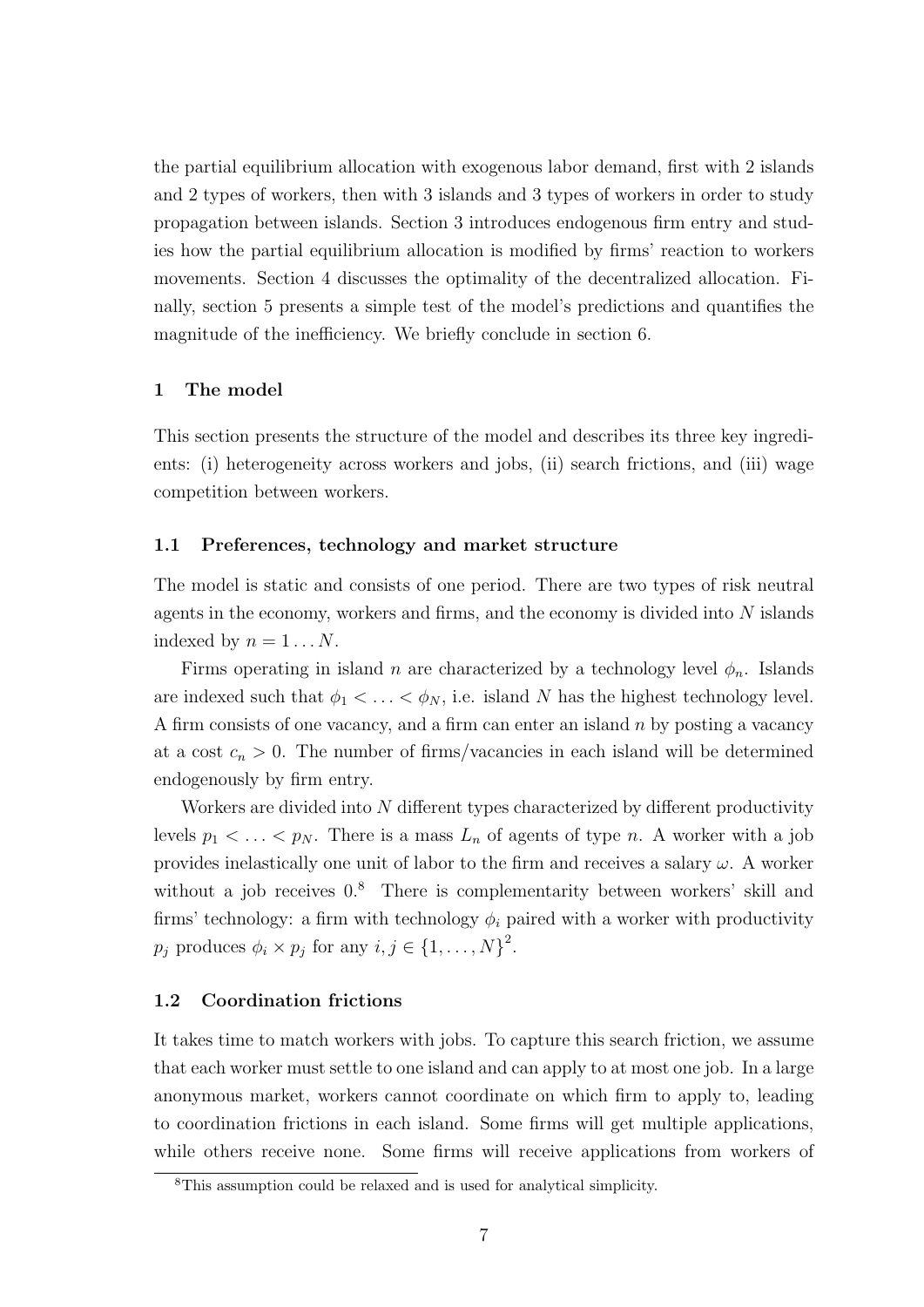the partial equilibrium allocation with exogenous labor demand, first with 2 islands and 2 types of workers, then with 3 islands and 3 types of workers in order to study propagation between islands. Section 3 introduces endogenous firm entry and studies how the partial equilibrium allocation is modified by firms' reaction to workers movements. Section 4 discusses the optimality of the decentralized allocation. Finally, section 5 presents a simple test of the model's predictions and quantifies the magnitude of the inefficiency. We briefly conclude in section 6.

## 1 The model

This section presents the structure of the model and describes its three key ingredients: (i) heterogeneity across workers and jobs, (ii) search frictions, and (iii) wage competition between workers.

### 1.1 Preferences, technology and market structure

The model is static and consists of one period. There are two types of risk neutral agents in the economy, workers and firms, and the economy is divided into $N$ islands indexed by $n = 1 \dots N$.

Firms operating in island $n$ are characterized by a technology level $\phi_n$. Islands are indexed such that $\phi_1 < \dots < \phi_N$, i.e. island $N$ has the highest technology level. A firm consists of one vacancy, and a firm can enter an island $n$ by posting a vacancy at a cost $c_n > 0$. The number of firms/vacancies in each island will be determined endogenously by firm entry.

Workers are divided into $N$ different types characterized by different productivity levels $p_1 < \dots < p_N$. There is a mass $L_n$ of agents of type $n$. A worker with a job provides inelastically one unit of labor to the firm and receives a salary $\omega$. A worker without a job receives 0.[8] There is complementarity between workers' skill and firms' technology: a firm with technology $\phi_i$ paired with a worker with productivity $p_j$ produces $\phi_i \times p_j$ for any $i, j \in \{1, \dots, N\}^2$.

### 1.2 Coordination frictions

It takes time to match workers with jobs. To capture this search friction, we assume that each worker must settle to one island and can apply to at most one job. In a large anonymous market, workers cannot coordinate on which firm to apply to, leading to coordination frictions in each island. Some firms will get multiple applications, while others receive none. Some firms will receive applications from workers of

[8] This assumption could be relaxed and is used for analytical simplicity.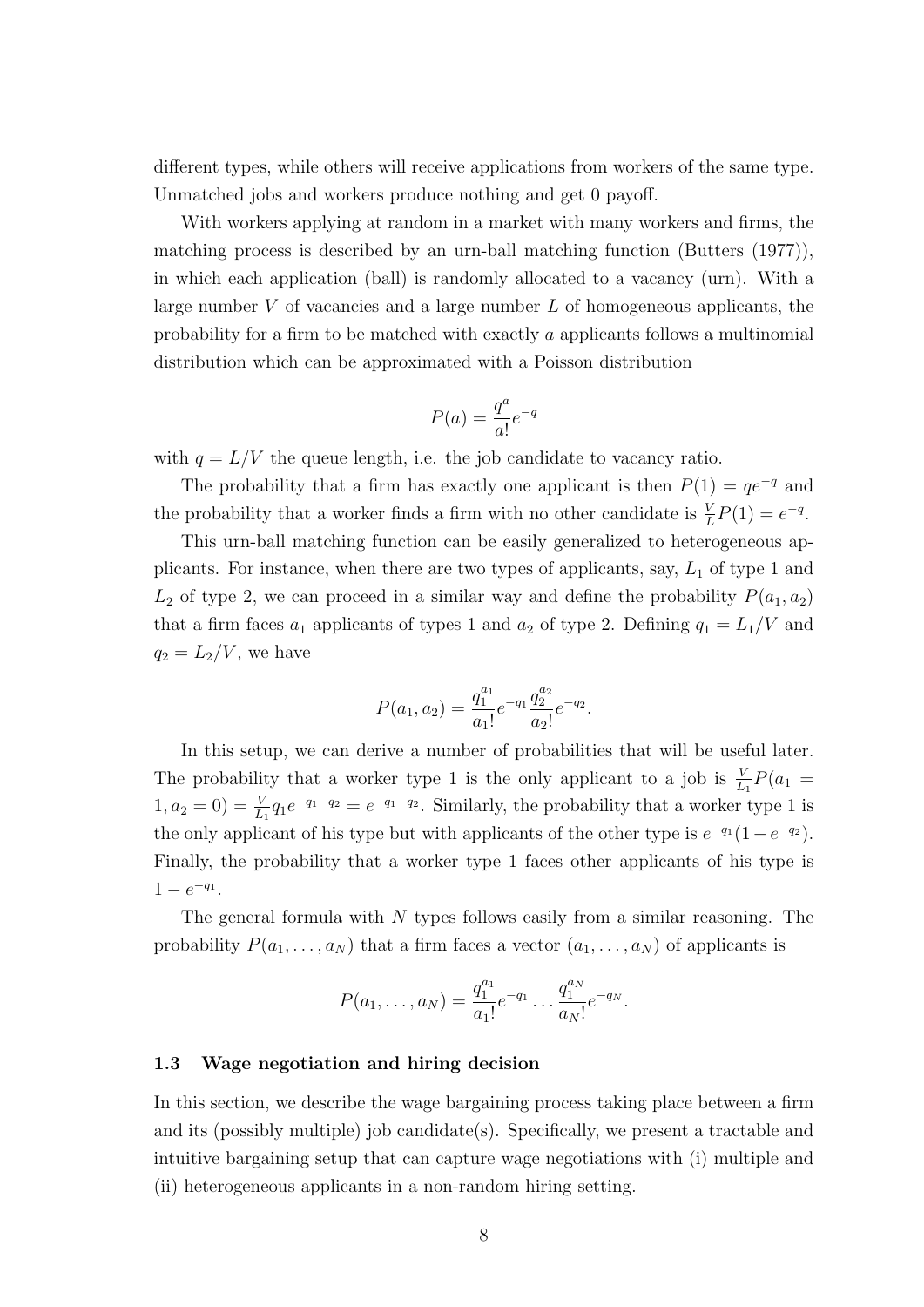different types, while others will receive applications from workers of the same type. Unmatched jobs and workers produce nothing and get 0 payoff.

With workers applying at random in a market with many workers and firms, the matching process is described by an urn-ball matching function (Butters (1977)), in which each application (ball) is randomly allocated to a vacancy (urn). With a large number $V$ of vacancies and a large number $L$ of homogeneous applicants, the probability for a firm to be matched with exactly $a$ applicants follows a multinomial distribution which can be approximated with a Poisson distribution

$$P(a) = \frac{q^a}{a!}e^{-q}$$

with $q = L/V$ the queue length, i.e. the job candidate to vacancy ratio.

The probability that a firm has exactly one applicant is then $P(1) = qe^{-q}$ and the probability that a worker finds a firm with no other candidate is $\frac{V}{L}P(1) = e^{-q}$.

This urn-ball matching function can be easily generalized to heterogeneous applicants. For instance, when there are two types of applicants, say, $L_1$ of type 1 and $L_2$ of type 2, we can proceed in a similar way and define the probability $P(a_1, a_2)$ that a firm faces $a_1$ applicants of types 1 and $a_2$ of type 2. Defining $q_1 = L_1/V$ and $q_2 = L_2/V$, we have

$$P(a_1, a_2) = \frac{q_1^{a_1}}{a_1!}e^{-q_1}\frac{q_2^{a_2}}{a_2!}e^{-q_2}.$$

In this setup, we can derive a number of probabilities that will be useful later. The probability that a worker type 1 is the only applicant to a job is $\frac{V}{L_1}P(a_1 = 1, a_2 = 0) = \frac{V}{L_1}q_1 e^{-q_1-q_2} = e^{-q_1-q_2}$. Similarly, the probability that a worker type 1 is the only applicant of his type but with applicants of the other type is $e^{-q_1}(1 - e^{-q_2})$. Finally, the probability that a worker type 1 faces other applicants of his type is $1 - e^{-q_1}$.

The general formula with $N$ types follows easily from a similar reasoning. The probability $P(a_1, \ldots, a_N)$ that a firm faces a vector $(a_1, \ldots, a_N)$ of applicants is

$$P(a_1, \ldots, a_N) = \frac{q_1^{a_1}}{a_1!}e^{-q_1} \ldots \frac{q_1^{a_N}}{a_N!}e^{-q_N}.$$

### 1.3 Wage negotiation and hiring decision

In this section, we describe the wage bargaining process taking place between a firm and its (possibly multiple) job candidate(s). Specifically, we present a tractable and intuitive bargaining setup that can capture wage negotiations with (i) multiple and (ii) heterogeneous applicants in a non-random hiring setting.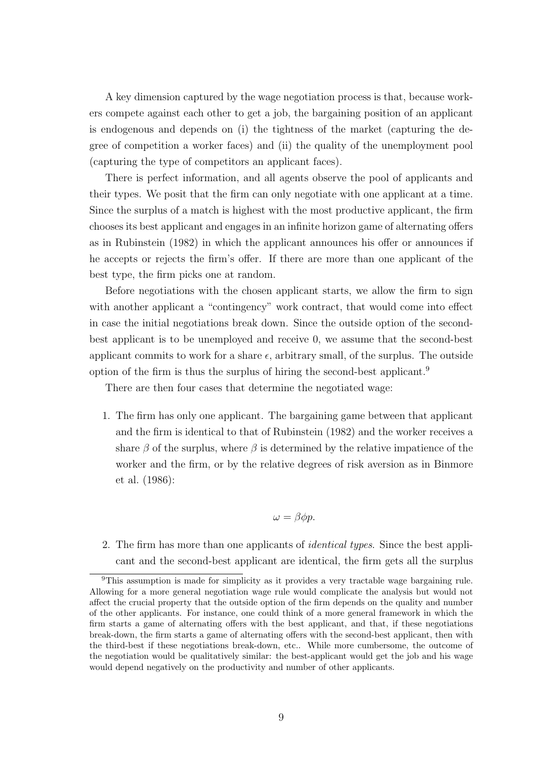A key dimension captured by the wage negotiation process is that, because workers compete against each other to get a job, the bargaining position of an applicant is endogenous and depends on (i) the tightness of the market (capturing the degree of competition a worker faces) and (ii) the quality of the unemployment pool (capturing the type of competitors an applicant faces).

There is perfect information, and all agents observe the pool of applicants and their types. We posit that the firm can only negotiate with one applicant at a time. Since the surplus of a match is highest with the most productive applicant, the firm chooses its best applicant and engages in an infinite horizon game of alternating offers as in Rubinstein (1982) in which the applicant announces his offer or announces if he accepts or rejects the firm's offer. If there are more than one applicant of the best type, the firm picks one at random.

Before negotiations with the chosen applicant starts, we allow the firm to sign with another applicant a "contingency" work contract, that would come into effect in case the initial negotiations break down. Since the outside option of the second-best applicant is to be unemployed and receive 0, we assume that the second-best applicant commits to work for a share $\epsilon$, arbitrary small, of the surplus. The outside option of the firm is thus the surplus of hiring the second-best applicant.[9]

There are then four cases that determine the negotiated wage:

1. The firm has only one applicant. The bargaining game between that applicant and the firm is identical to that of Rubinstein (1982) and the worker receives a share $\beta$ of the surplus, where $\beta$ is determined by the relative impatience of the worker and the firm, or by the relative degrees of risk aversion as in Binmore et al. (1986):

$$\omega = \beta \phi p.$$

2. The firm has more than one applicants of *identical types*. Since the best applicant and the second-best applicant are identical, the firm gets all the surplus

[9] This assumption is made for simplicity as it provides a very tractable wage bargaining rule. Allowing for a more general negotiation wage rule would complicate the analysis but would not affect the crucial property that the outside option of the firm depends on the quality and number of the other applicants. For instance, one could think of a more general framework in which the firm starts a game of alternating offers with the best applicant, and that, if these negotiations break-down, the firm starts a game of alternating offers with the second-best applicant, then with the third-best if these negotiations break-down, etc.. While more cumbersome, the outcome of the negotiation would be qualitatively similar: the best-applicant would get the job and his wage would depend negatively on the productivity and number of other applicants.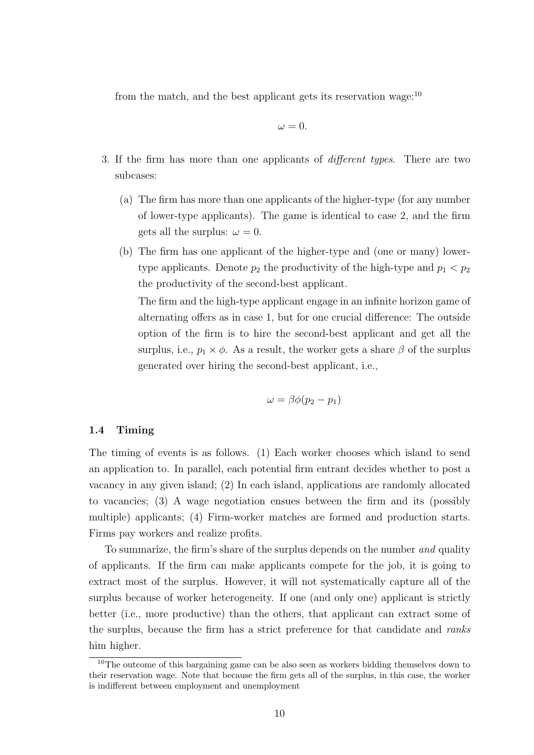from the match, and the best applicant gets its reservation wage:[10]

$$\omega = 0.$$

3. If the firm has more than one applicants of *different types*. There are two subcases:

   (a) The firm has more than one applicants of the higher-type (for any number of lower-type applicants). The game is identical to case 2, and the firm gets all the surplus: $\omega = 0$.

   (b) The firm has one applicant of the higher-type and (one or many) lower-type applicants. Denote $p_2$ the productivity of the high-type and $p_1 < p_2$ the productivity of the second-best applicant.

   The firm and the high-type applicant engage in an infinite horizon game of alternating offers as in case 1, but for one crucial difference: The outside option of the firm is to hire the second-best applicant and get all the surplus, i.e., $p_1 \times \phi$. As a result, the worker gets a share $\beta$ of the surplus generated over hiring the second-best applicant, i.e.,

   $$\omega = \beta\phi(p_2 - p_1)$$

### 1.4 Timing

The timing of events is as follows. (1) Each worker chooses which island to send an application to. In parallel, each potential firm entrant decides whether to post a vacancy in any given island; (2) In each island, applications are randomly allocated to vacancies; (3) A wage negotiation ensues between the firm and its (possibly multiple) applicants; (4) Firm-worker matches are formed and production starts. Firms pay workers and realize profits.

To summarize, the firm's share of the surplus depends on the number *and* quality of applicants. If the firm can make applicants compete for the job, it is going to extract most of the surplus. However, it will not systematically capture all of the surplus because of worker heterogeneity. If one (and only one) applicant is strictly better (i.e., more productive) than the others, that applicant can extract some of the surplus, because the firm has a strict preference for that candidate and *ranks* him higher.

[10] The outcome of this bargaining game can be also seen as workers bidding themselves down to their reservation wage. Note that because the firm gets all of the surplus, in this case, the worker is indifferent between employment and unemployment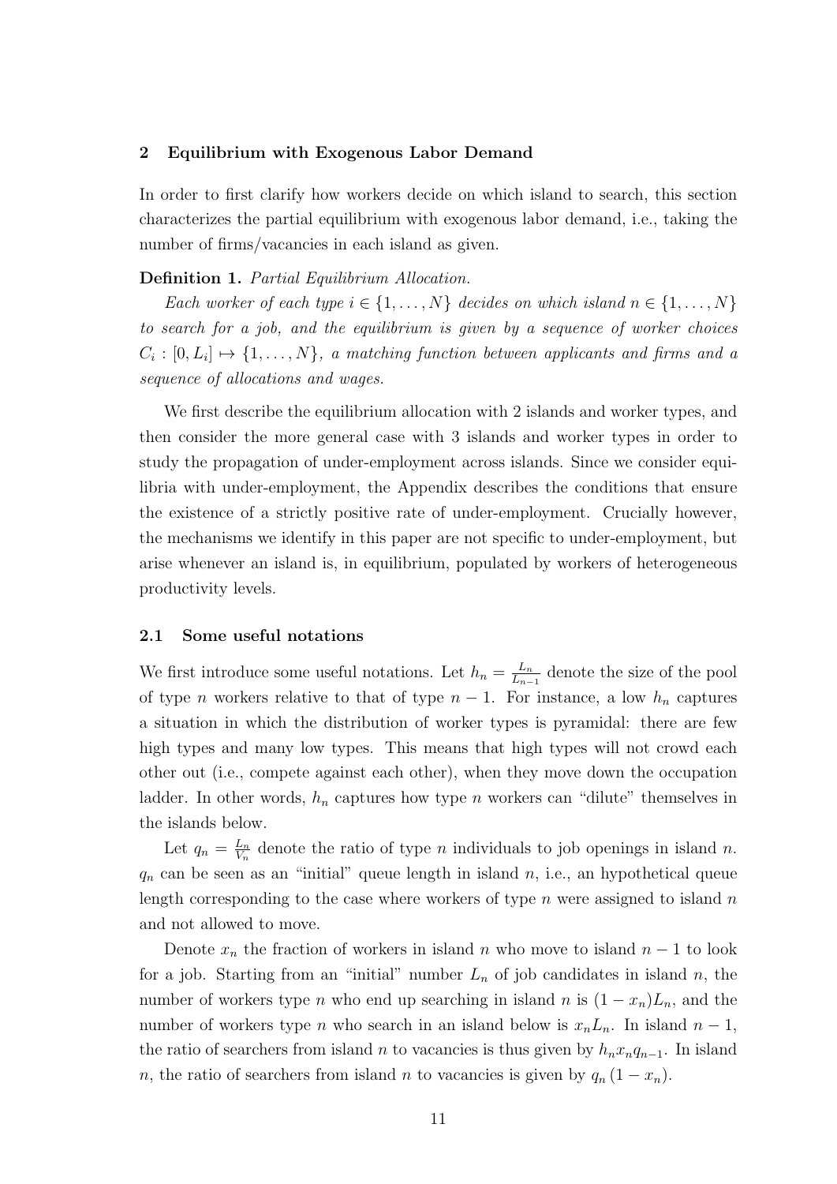## 2 Equilibrium with Exogenous Labor Demand

In order to first clarify how workers decide on which island to search, this section characterizes the partial equilibrium with exogenous labor demand, i.e., taking the number of firms/vacancies in each island as given.

**Definition 1.** *Partial Equilibrium Allocation.*

*Each worker of each type $i \in \{1, \ldots, N\}$ decides on which island $n \in \{1, \ldots, N\}$ to search for a job, and the equilibrium is given by a sequence of worker choices $C_i : [0, L_i] \mapsto \{1, \ldots, N\}$, a matching function between applicants and firms and a sequence of allocations and wages.*

We first describe the equilibrium allocation with 2 islands and worker types, and then consider the more general case with 3 islands and worker types in order to study the propagation of under-employment across islands. Since we consider equilibria with under-employment, the Appendix describes the conditions that ensure the existence of a strictly positive rate of under-employment. Crucially however, the mechanisms we identify in this paper are not specific to under-employment, but arise whenever an island is, in equilibrium, populated by workers of heterogeneous productivity levels.

### 2.1 Some useful notations

We first introduce some useful notations. Let $h_n = \frac{L_n}{L_{n-1}}$ denote the size of the pool of type $n$ workers relative to that of type $n-1$. For instance, a low $h_n$ captures a situation in which the distribution of worker types is pyramidal: there are few high types and many low types. This means that high types will not crowd each other out (i.e., compete against each other), when they move down the occupation ladder. In other words, $h_n$ captures how type $n$ workers can "dilute" themselves in the islands below.

Let $q_n = \frac{L_n}{V_n}$ denote the ratio of type $n$ individuals to job openings in island $n$. $q_n$ can be seen as an "initial" queue length in island $n$, i.e., an hypothetical queue length corresponding to the case where workers of type $n$ were assigned to island $n$ and not allowed to move.

Denote $x_n$ the fraction of workers in island $n$ who move to island $n-1$ to look for a job. Starting from an "initial" number $L_n$ of job candidates in island $n$, the number of workers type $n$ who end up searching in island $n$ is $(1-x_n)L_n$, and the number of workers type $n$ who search in an island below is $x_n L_n$. In island $n-1$, the ratio of searchers from island $n$ to vacancies is thus given by $h_n x_n q_{n-1}$. In island $n$, the ratio of searchers from island $n$ to vacancies is given by $q_n (1-x_n)$.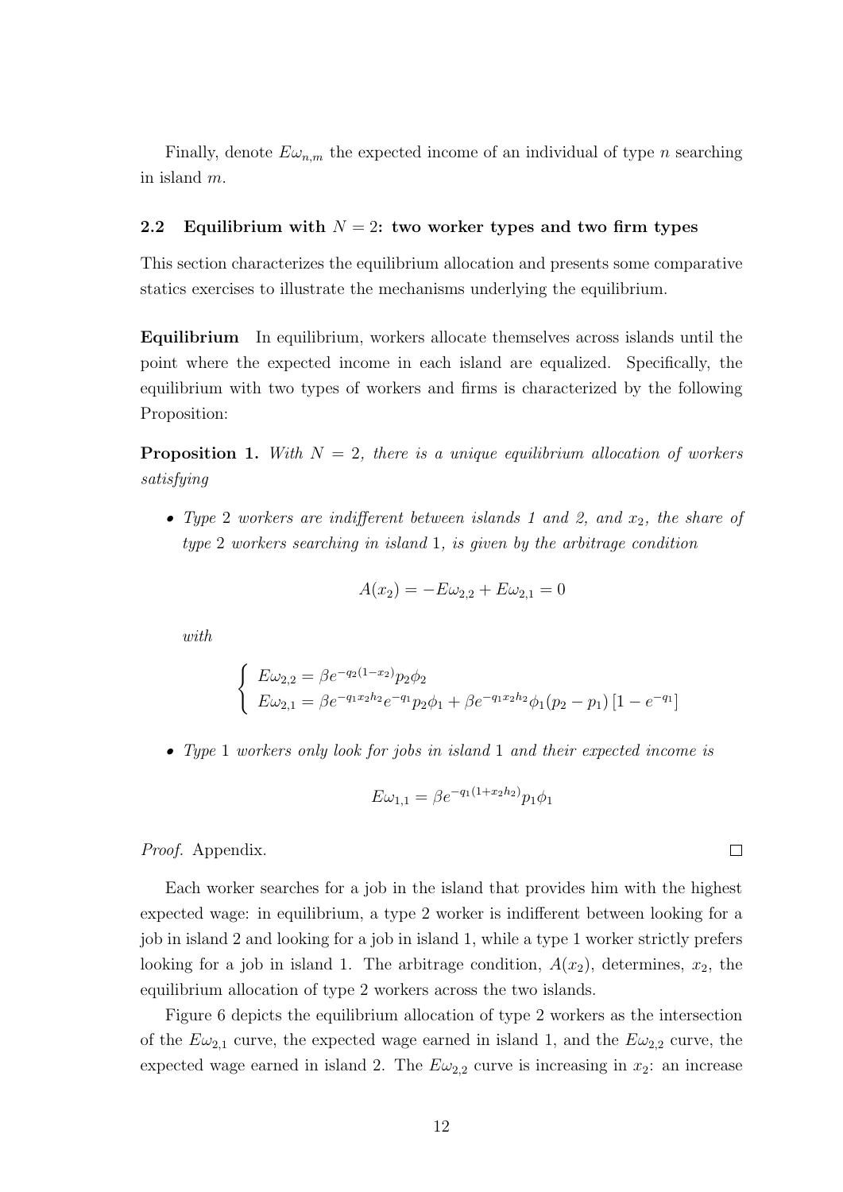Finally, denote $E\omega_{n,m}$ the expected income of an individual of type $n$ searching in island $m$.

### 2.2 Equilibrium with $N = 2$: two worker types and two firm types

This section characterizes the equilibrium allocation and presents some comparative statics exercises to illustrate the mechanisms underlying the equilibrium.

**Equilibrium** In equilibrium, workers allocate themselves across islands until the point where the expected income in each island are equalized. Specifically, the equilibrium with two types of workers and firms is characterized by the following Proposition:

**Proposition 1.** *With $N = 2$, there is a unique equilibrium allocation of workers satisfying*

- *Type 2 workers are indifferent between islands 1 and 2, and $x_2$, the share of type 2 workers searching in island 1, is given by the arbitrage condition*

$$A(x_2) = -E\omega_{2,2} + E\omega_{2,1} = 0$$

*with*

$$\begin{cases} E\omega_{2,2} = \beta e^{-q_2(1-x_2)} p_2 \phi_2 \\ E\omega_{2,1} = \beta e^{-q_1 x_2 h_2} e^{-q_1} p_2 \phi_1 + \beta e^{-q_1 x_2 h_2} \phi_1 (p_2 - p_1) \left[1 - e^{-q_1}\right] \end{cases}$$

- *Type 1 workers only look for jobs in island 1 and their expected income is*

$$E\omega_{1,1} = \beta e^{-q_1(1+x_2 h_2)} p_1 \phi_1$$

*Proof.* Appendix. □

Each worker searches for a job in the island that provides him with the highest expected wage: in equilibrium, a type 2 worker is indifferent between looking for a job in island 2 and looking for a job in island 1, while a type 1 worker strictly prefers looking for a job in island 1. The arbitrage condition, $A(x_2)$, determines, $x_2$, the equilibrium allocation of type 2 workers across the two islands.

Figure 6 depicts the equilibrium allocation of type 2 workers as the intersection of the $E\omega_{2,1}$ curve, the expected wage earned in island 1, and the $E\omega_{2,2}$ curve, the expected wage earned in island 2. The $E\omega_{2,2}$ curve is increasing in $x_2$: an increase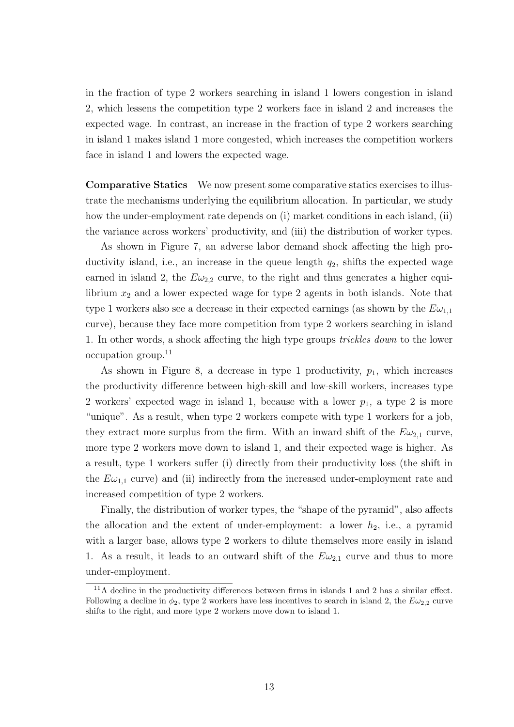in the fraction of type 2 workers searching in island 1 lowers congestion in island 2, which lessens the competition type 2 workers face in island 2 and increases the expected wage. In contrast, an increase in the fraction of type 2 workers searching in island 1 makes island 1 more congested, which increases the competition workers face in island 1 and lowers the expected wage.

**Comparative Statics** We now present some comparative statics exercises to illustrate the mechanisms underlying the equilibrium allocation. In particular, we study how the under-employment rate depends on (i) market conditions in each island, (ii) the variance across workers' productivity, and (iii) the distribution of worker types.

As shown in Figure 7, an adverse labor demand shock affecting the high productivity island, i.e., an increase in the queue length $q_2$, shifts the expected wage earned in island 2, the $E\omega_{2,2}$ curve, to the right and thus generates a higher equilibrium $x_2$ and a lower expected wage for type 2 agents in both islands. Note that type 1 workers also see a decrease in their expected earnings (as shown by the $E\omega_{1,1}$ curve), because they face more competition from type 2 workers searching in island 1. In other words, a shock affecting the high type groups *trickles down* to the lower occupation group.[11]

As shown in Figure 8, a decrease in type 1 productivity, $p_1$, which increases the productivity difference between high-skill and low-skill workers, increases type 2 workers' expected wage in island 1, because with a lower $p_1$, a type 2 is more "unique". As a result, when type 2 workers compete with type 1 workers for a job, they extract more surplus from the firm. With an inward shift of the $E\omega_{2,1}$ curve, more type 2 workers move down to island 1, and their expected wage is higher. As a result, type 1 workers suffer (i) directly from their productivity loss (the shift in the $E\omega_{1,1}$ curve) and (ii) indirectly from the increased under-employment rate and increased competition of type 2 workers.

Finally, the distribution of worker types, the "shape of the pyramid", also affects the allocation and the extent of under-employment: a lower $h_2$, i.e., a pyramid with a larger base, allows type 2 workers to dilute themselves more easily in island 1. As a result, it leads to an outward shift of the $E\omega_{2,1}$ curve and thus to more under-employment.

[11] A decline in the productivity differences between firms in islands 1 and 2 has a similar effect. Following a decline in $\phi_2$, type 2 workers have less incentives to search in island 2, the $E\omega_{2,2}$ curve shifts to the right, and more type 2 workers move down to island 1.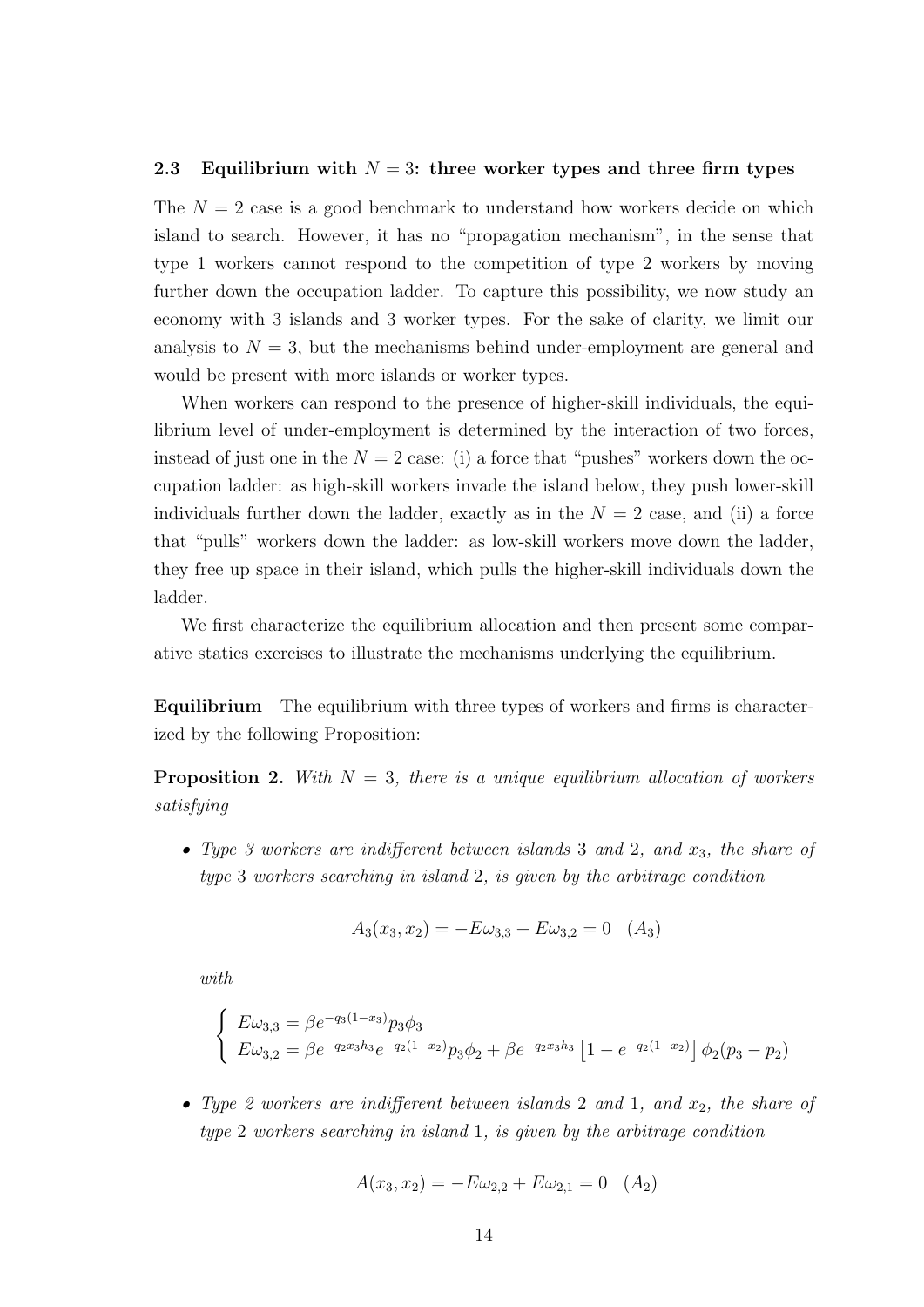### 2.3 Equilibrium with $N = 3$: three worker types and three firm types

The $N = 2$ case is a good benchmark to understand how workers decide on which island to search. However, it has no "propagation mechanism", in the sense that type 1 workers cannot respond to the competition of type 2 workers by moving further down the occupation ladder. To capture this possibility, we now study an economy with 3 islands and 3 worker types. For the sake of clarity, we limit our analysis to $N = 3$, but the mechanisms behind under-employment are general and would be present with more islands or worker types.

When workers can respond to the presence of higher-skill individuals, the equilibrium level of under-employment is determined by the interaction of two forces, instead of just one in the $N = 2$ case: (i) a force that "pushes" workers down the occupation ladder: as high-skill workers invade the island below, they push lower-skill individuals further down the ladder, exactly as in the $N = 2$ case, and (ii) a force that "pulls" workers down the ladder: as low-skill workers move down the ladder, they free up space in their island, which pulls the higher-skill individuals down the ladder.

We first characterize the equilibrium allocation and then present some comparative statics exercises to illustrate the mechanisms underlying the equilibrium.

**Equilibrium** The equilibrium with three types of workers and firms is characterized by the following Proposition:

**Proposition 2.** *With $N = 3$, there is a unique equilibrium allocation of workers satisfying*

- *Type 3 workers are indifferent between islands 3 and 2, and $x_3$, the share of type 3 workers searching in island 2, is given by the arbitrage condition*

$$A_3(x_3, x_2) = -E\omega_{3,3} + E\omega_{3,2} = 0 \quad (A_3)$$

*with*

$$\begin{cases} E\omega_{3,3} = \beta e^{-q_3(1-x_3)} p_3 \phi_3 \\ E\omega_{3,2} = \beta e^{-q_2 x_3 h_3} e^{-q_2(1-x_2)} p_3 \phi_2 + \beta e^{-q_2 x_3 h_3} \left[1 - e^{-q_2(1-x_2)}\right] \phi_2 (p_3 - p_2) \end{cases}$$

- *Type 2 workers are indifferent between islands 2 and 1, and $x_2$, the share of type 2 workers searching in island 1, is given by the arbitrage condition*

$$A(x_3, x_2) = -E\omega_{2,2} + E\omega_{2,1} = 0 \quad (A_2)$$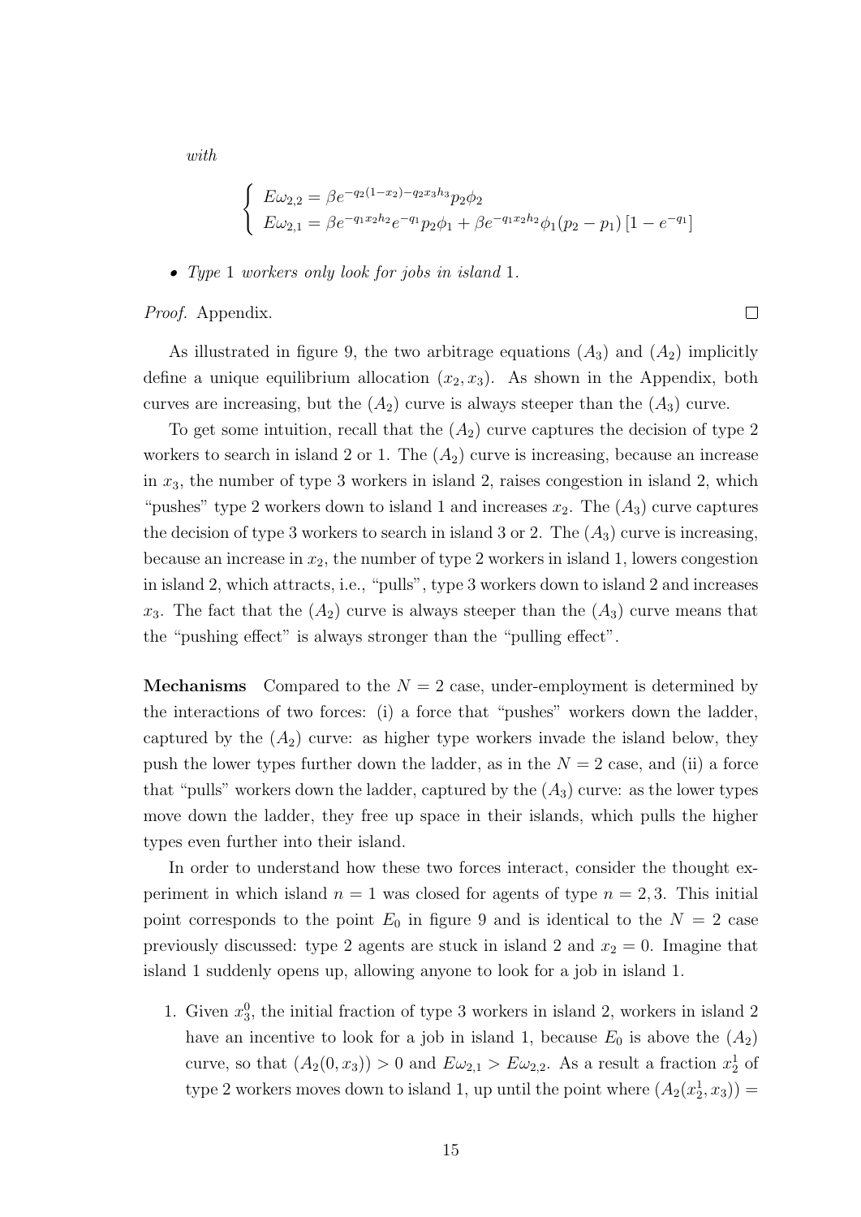*with*

$$
\begin{cases}
E\omega_{2,2} = \beta e^{-q_2(1-x_2)-q_2 x_3 h_3} p_2 \phi_2 \\
E\omega_{2,1} = \beta e^{-q_1 x_2 h_2} e^{-q_1} p_2 \phi_1 + \beta e^{-q_1 x_2 h_2} \phi_1 (p_2 - p_1) \left[1 - e^{-q_1}\right]
\end{cases}
$$

- *Type* 1 *workers only look for jobs in island* 1.

*Proof.* Appendix. □

As illustrated in figure 9, the two arbitrage equations $(A_3)$ and $(A_2)$ implicitly define a unique equilibrium allocation $(x_2, x_3)$. As shown in the Appendix, both curves are increasing, but the $(A_2)$ curve is always steeper than the $(A_3)$ curve.

To get some intuition, recall that the $(A_2)$ curve captures the decision of type 2 workers to search in island 2 or 1. The $(A_2)$ curve is increasing, because an increase in $x_3$, the number of type 3 workers in island 2, raises congestion in island 2, which "pushes" type 2 workers down to island 1 and increases $x_2$. The $(A_3)$ curve captures the decision of type 3 workers to search in island 3 or 2. The $(A_3)$ curve is increasing, because an increase in $x_2$, the number of type 2 workers in island 1, lowers congestion in island 2, which attracts, i.e., "pulls", type 3 workers down to island 2 and increases $x_3$. The fact that the $(A_2)$ curve is always steeper than the $(A_3)$ curve means that the "pushing effect" is always stronger than the "pulling effect".

**Mechanisms** Compared to the $N = 2$ case, under-employment is determined by the interactions of two forces: (i) a force that "pushes" workers down the ladder, captured by the $(A_2)$ curve: as higher type workers invade the island below, they push the lower types further down the ladder, as in the $N = 2$ case, and (ii) a force that "pulls" workers down the ladder, captured by the $(A_3)$ curve: as the lower types move down the ladder, they free up space in their islands, which pulls the higher types even further into their island.

In order to understand how these two forces interact, consider the thought experiment in which island $n = 1$ was closed for agents of type $n = 2, 3$. This initial point corresponds to the point $E_0$ in figure 9 and is identical to the $N = 2$ case previously discussed: type 2 agents are stuck in island 2 and $x_2 = 0$. Imagine that island 1 suddenly opens up, allowing anyone to look for a job in island 1.

1. Given $x_3^0$, the initial fraction of type 3 workers in island 2, workers in island 2 have an incentive to look for a job in island 1, because $E_0$ is above the $(A_2)$ curve, so that $(A_2(0, x_3)) > 0$ and $E\omega_{2,1} > E\omega_{2,2}$. As a result a fraction $x_2^1$ of type 2 workers moves down to island 1, up until the point where $(A_2(x_2^1, x_3)) =$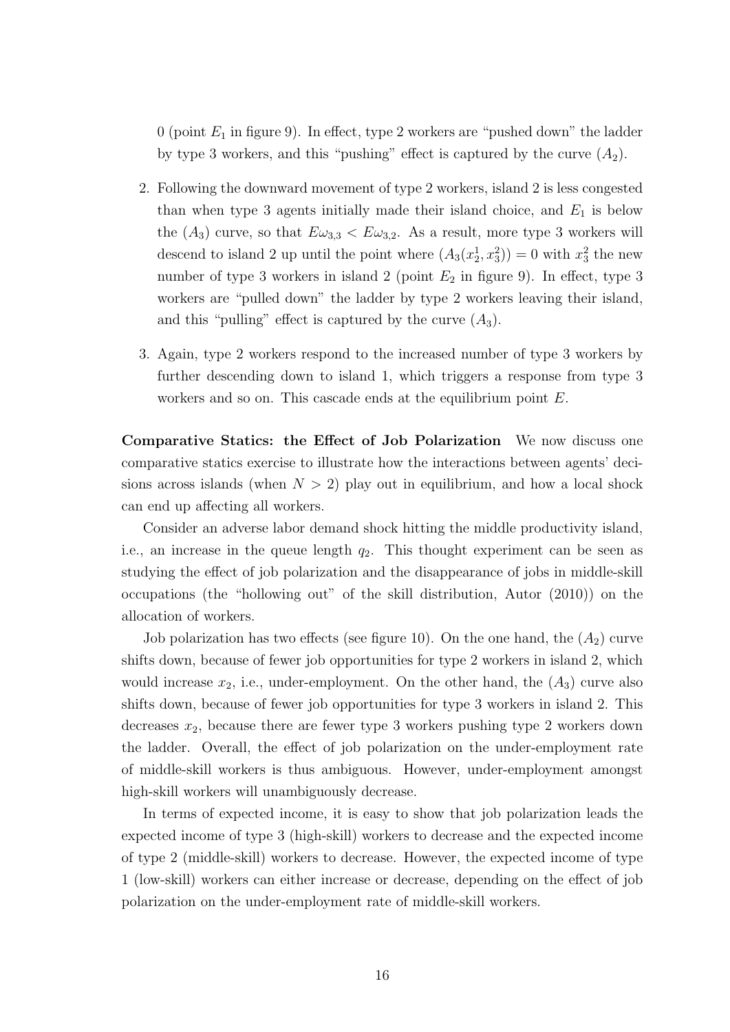0 (point $E_1$ in figure 9). In effect, type 2 workers are "pushed down" the ladder by type 3 workers, and this "pushing" effect is captured by the curve $(A_2)$.

2. Following the downward movement of type 2 workers, island 2 is less congested than when type 3 agents initially made their island choice, and $E_1$ is below the $(A_3)$ curve, so that $E\omega_{3,3} < E\omega_{3,2}$. As a result, more type 3 workers will descend to island 2 up until the point where $(A_3(x_2^1, x_3^2)) = 0$ with $x_3^2$ the new number of type 3 workers in island 2 (point $E_2$ in figure 9). In effect, type 3 workers are "pulled down" the ladder by type 2 workers leaving their island, and this "pulling" effect is captured by the curve $(A_3)$.

3. Again, type 2 workers respond to the increased number of type 3 workers by further descending down to island 1, which triggers a response from type 3 workers and so on. This cascade ends at the equilibrium point $E$.

**Comparative Statics: the Effect of Job Polarization** We now discuss one comparative statics exercise to illustrate how the interactions between agents' decisions across islands (when $N > 2$) play out in equilibrium, and how a local shock can end up affecting all workers.

Consider an adverse labor demand shock hitting the middle productivity island, i.e., an increase in the queue length $q_2$. This thought experiment can be seen as studying the effect of job polarization and the disappearance of jobs in middle-skill occupations (the "hollowing out" of the skill distribution, Autor (2010)) on the allocation of workers.

Job polarization has two effects (see figure 10). On the one hand, the $(A_2)$ curve shifts down, because of fewer job opportunities for type 2 workers in island 2, which would increase $x_2$, i.e., under-employment. On the other hand, the $(A_3)$ curve also shifts down, because of fewer job opportunities for type 3 workers in island 2. This decreases $x_2$, because there are fewer type 3 workers pushing type 2 workers down the ladder. Overall, the effect of job polarization on the under-employment rate of middle-skill workers is thus ambiguous. However, under-employment amongst high-skill workers will unambiguously decrease.

In terms of expected income, it is easy to show that job polarization leads the expected income of type 3 (high-skill) workers to decrease and the expected income of type 2 (middle-skill) workers to decrease. However, the expected income of type 1 (low-skill) workers can either increase or decrease, depending on the effect of job polarization on the under-employment rate of middle-skill workers.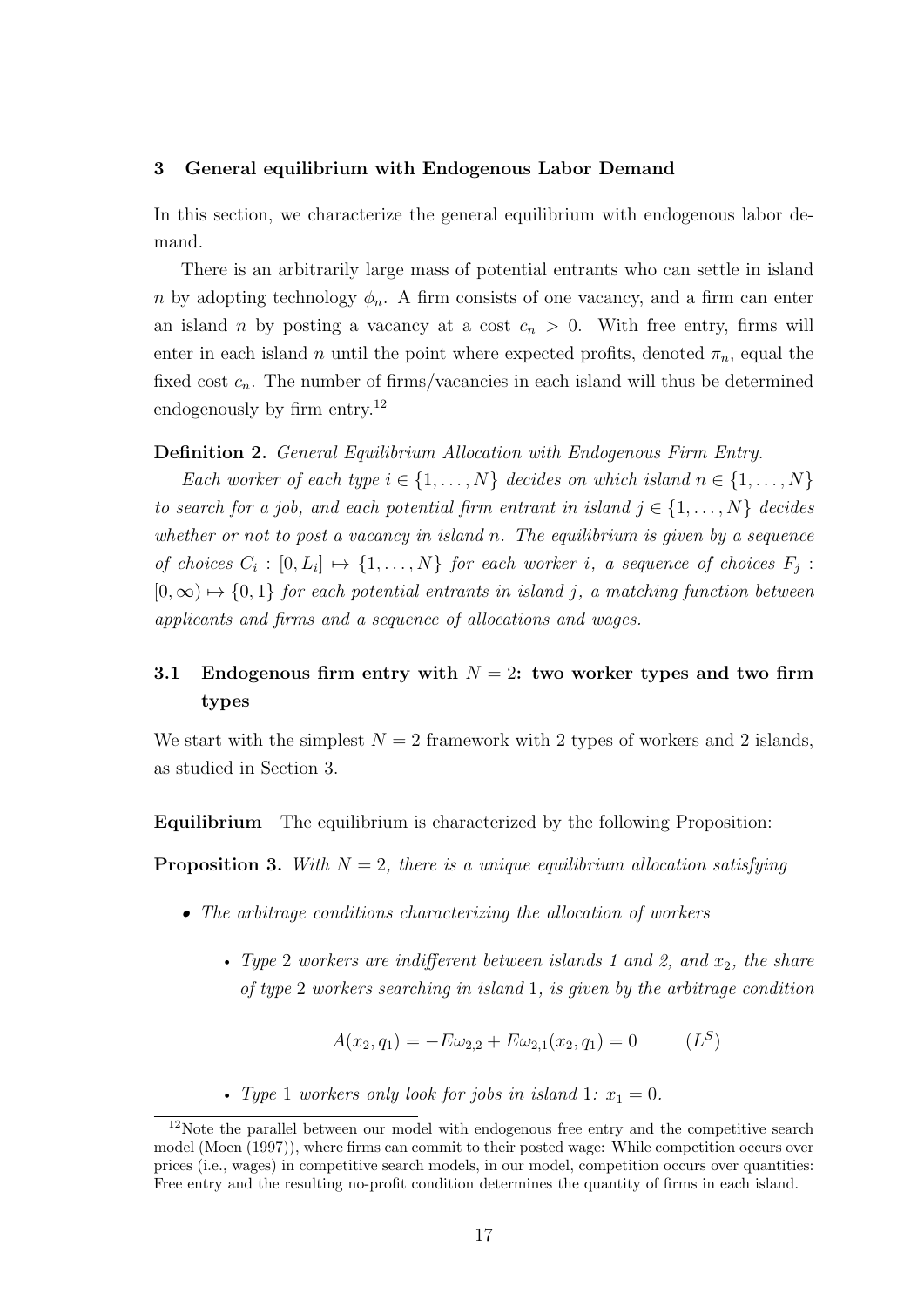## 3 General equilibrium with Endogenous Labor Demand

In this section, we characterize the general equilibrium with endogenous labor demand.

There is an arbitrarily large mass of potential entrants who can settle in island $n$ by adopting technology $\phi_n$. A firm consists of one vacancy, and a firm can enter an island $n$ by posting a vacancy at a cost $c_n > 0$. With free entry, firms will enter in each island $n$ until the point where expected profits, denoted $\pi_n$, equal the fixed cost $c_n$. The number of firms/vacancies in each island will thus be determined endogenously by firm entry.[12]

**Definition 2.** *General Equilibrium Allocation with Endogenous Firm Entry.*

*Each worker of each type $i \in \{1, \ldots, N\}$ decides on which island $n \in \{1, \ldots, N\}$ to search for a job, and each potential firm entrant in island $j \in \{1, \ldots, N\}$ decides whether or not to post a vacancy in island $n$. The equilibrium is given by a sequence of choices $C_i : [0, L_i] \mapsto \{1, \ldots, N\}$ for each worker $i$, a sequence of choices $F_j : [0, \infty) \mapsto \{0, 1\}$ for each potential entrants in island $j$, a matching function between applicants and firms and a sequence of allocations and wages.*

### 3.1 Endogenous firm entry with $N = 2$: two worker types and two firm types

We start with the simplest $N = 2$ framework with 2 types of workers and 2 islands, as studied in Section 3.

**Equilibrium** The equilibrium is characterized by the following Proposition:

**Proposition 3.** *With $N = 2$, there is a unique equilibrium allocation satisfying*

- *The arbitrage conditions characterizing the allocation of workers*
  - *Type 2 workers are indifferent between islands 1 and 2, and $x_2$, the share of type 2 workers searching in island 1, is given by the arbitrage condition*

$$A(x_2, q_1) = -E\omega_{2,2} + E\omega_{2,1}(x_2, q_1) = 0 \qquad (L^S)$$

  - *Type 1 workers only look for jobs in island 1: $x_1 = 0$.*

[12] Note the parallel between our model with endogenous free entry and the competitive search model (Moen (1997)), where firms can commit to their posted wage: While competition occurs over prices (i.e., wages) in competitive search models, in our model, competition occurs over quantities: Free entry and the resulting no-profit condition determines the quantity of firms in each island.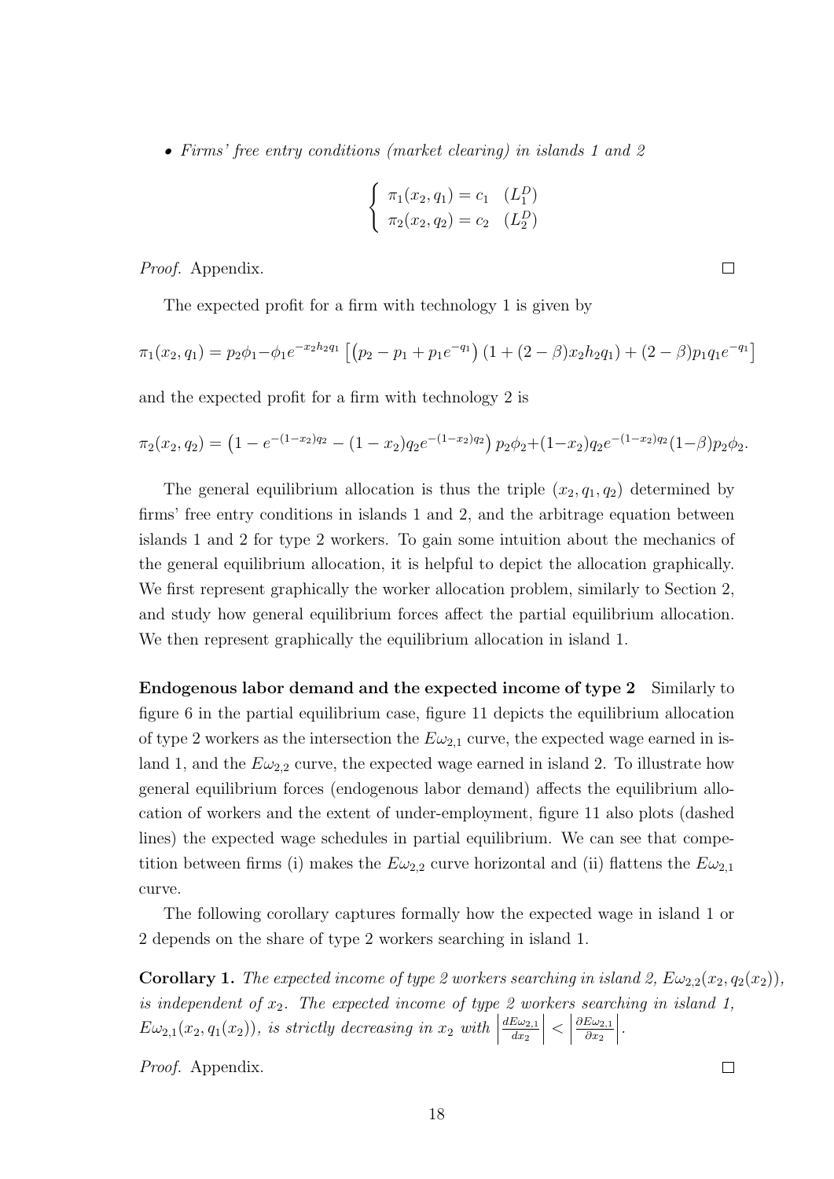- *Firms' free entry conditions (market clearing) in islands 1 and 2*

$$\begin{cases} \pi_1(x_2, q_1) = c_1 & (L_1^D) \\ \pi_2(x_2, q_2) = c_2 & (L_2^D) \end{cases}$$

*Proof.* Appendix. □

The expected profit for a firm with technology 1 is given by

$$\pi_1(x_2, q_1) = p_2\phi_1 - \phi_1 e^{-x_2 h_2 q_1}\left[\left(p_2 - p_1 + p_1 e^{-q_1}\right)(1 + (2-\beta)x_2 h_2 q_1) + (2-\beta)p_1 q_1 e^{-q_1}\right]$$

and the expected profit for a firm with technology 2 is

$$\pi_2(x_2, q_2) = \left(1 - e^{-(1-x_2)q_2} - (1-x_2)q_2 e^{-(1-x_2)q_2}\right)p_2\phi_2 + (1-x_2)q_2 e^{-(1-x_2)q_2}(1-\beta)p_2\phi_2.$$

The general equilibrium allocation is thus the triple $(x_2, q_1, q_2)$ determined by firms' free entry conditions in islands 1 and 2, and the arbitrage equation between islands 1 and 2 for type 2 workers. To gain some intuition about the mechanics of the general equilibrium allocation, it is helpful to depict the allocation graphically. We first represent graphically the worker allocation problem, similarly to Section 2, and study how general equilibrium forces affect the partial equilibrium allocation. We then represent graphically the equilibrium allocation in island 1.

**Endogenous labor demand and the expected income of type 2** Similarly to figure 6 in the partial equilibrium case, figure 11 depicts the equilibrium allocation of type 2 workers as the intersection the $E\omega_{2,1}$ curve, the expected wage earned in island 1, and the $E\omega_{2,2}$ curve, the expected wage earned in island 2. To illustrate how general equilibrium forces (endogenous labor demand) affects the equilibrium allocation of workers and the extent of under-employment, figure 11 also plots (dashed lines) the expected wage schedules in partial equilibrium. We can see that competition between firms (i) makes the $E\omega_{2,2}$ curve horizontal and (ii) flattens the $E\omega_{2,1}$ curve.

The following corollary captures formally how the expected wage in island 1 or 2 depends on the share of type 2 workers searching in island 1.

**Corollary 1.** *The expected income of type 2 workers searching in island 2, $E\omega_{2,2}(x_2, q_2(x_2))$, is independent of $x_2$. The expected income of type 2 workers searching in island 1, $E\omega_{2,1}(x_2, q_1(x_2))$, is strictly decreasing in $x_2$ with $\left|\frac{dE\omega_{2,1}}{dx_2}\right| < \left|\frac{\partial E\omega_{2,1}}{\partial x_2}\right|$.*

*Proof.* Appendix. □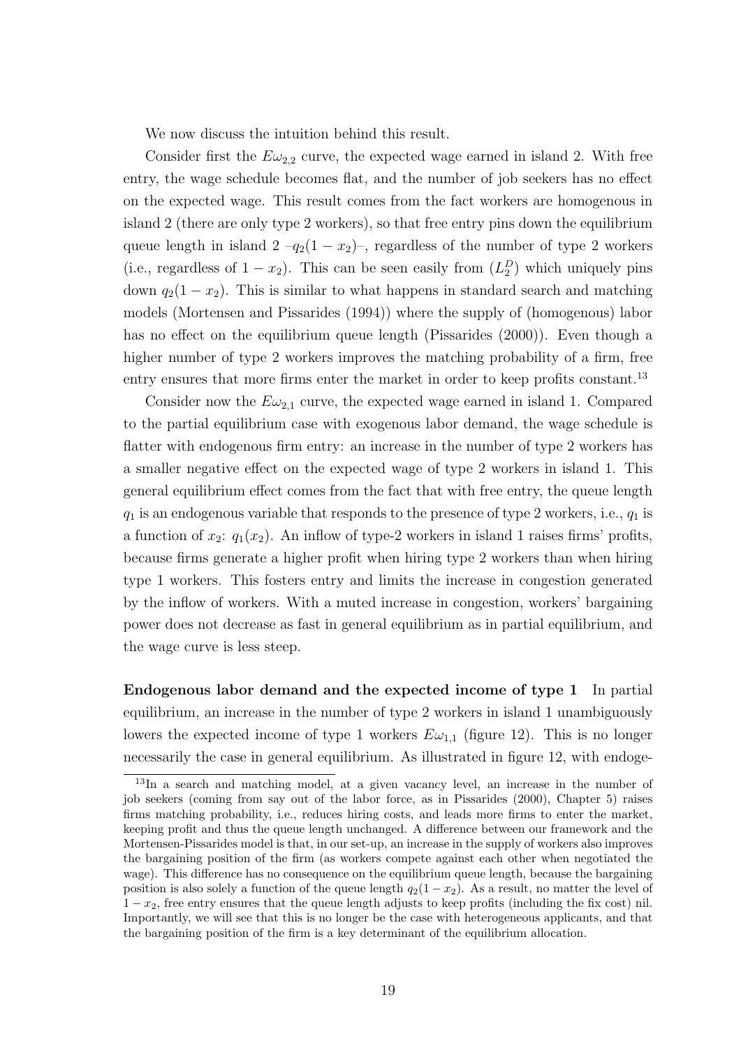We now discuss the intuition behind this result.

Consider first the $E\omega_{2,2}$ curve, the expected wage earned in island 2. With free entry, the wage schedule becomes flat, and the number of job seekers has no effect on the expected wage. This result comes from the fact workers are homogenous in island 2 (there are only type 2 workers), so that free entry pins down the equilibrium queue length in island 2 –$q_2(1-x_2)$–, regardless of the number of type 2 workers (i.e., regardless of $1-x_2$). This can be seen easily from ($L_2^D$) which uniquely pins down $q_2(1-x_2)$. This is similar to what happens in standard search and matching models (Mortensen and Pissarides (1994)) where the supply of (homogenous) labor has no effect on the equilibrium queue length (Pissarides (2000)). Even though a higher number of type 2 workers improves the matching probability of a firm, free entry ensures that more firms enter the market in order to keep profits constant.[13]

Consider now the $E\omega_{2,1}$ curve, the expected wage earned in island 1. Compared to the partial equilibrium case with exogenous labor demand, the wage schedule is flatter with endogenous firm entry: an increase in the number of type 2 workers has a smaller negative effect on the expected wage of type 2 workers in island 1. This general equilibrium effect comes from the fact that with free entry, the queue length $q_1$ is an endogenous variable that responds to the presence of type 2 workers, i.e., $q_1$ is a function of $x_2$: $q_1(x_2)$. An inflow of type-2 workers in island 1 raises firms' profits, because firms generate a higher profit when hiring type 2 workers than when hiring type 1 workers. This fosters entry and limits the increase in congestion generated by the inflow of workers. With a muted increase in congestion, workers' bargaining power does not decrease as fast in general equilibrium as in partial equilibrium, and the wage curve is less steep.

**Endogenous labor demand and the expected income of type 1** In partial equilibrium, an increase in the number of type 2 workers in island 1 unambiguously lowers the expected income of type 1 workers $E\omega_{1,1}$ (figure 12). This is no longer necessarily the case in general equilibrium. As illustrated in figure 12, with endoge-

[13] In a search and matching model, at a given vacancy level, an increase in the number of job seekers (coming from say out of the labor force, as in Pissarides (2000), Chapter 5) raises firms matching probability, i.e., reduces hiring costs, and leads more firms to enter the market, keeping profit and thus the queue length unchanged. A difference between our framework and the Mortensen-Pissarides model is that, in our set-up, an increase in the supply of workers also improves the bargaining position of the firm (as workers compete against each other when negotiated the wage). This difference has no consequence on the equilibrium queue length, because the bargaining position is also solely a function of the queue length $q_2(1-x_2)$. As a result, no matter the level of $1-x_2$, free entry ensures that the queue length adjusts to keep profits (including the fix cost) nil. Importantly, we will see that this is no longer be the case with heterogeneous applicants, and that the bargaining position of the firm is a key determinant of the equilibrium allocation.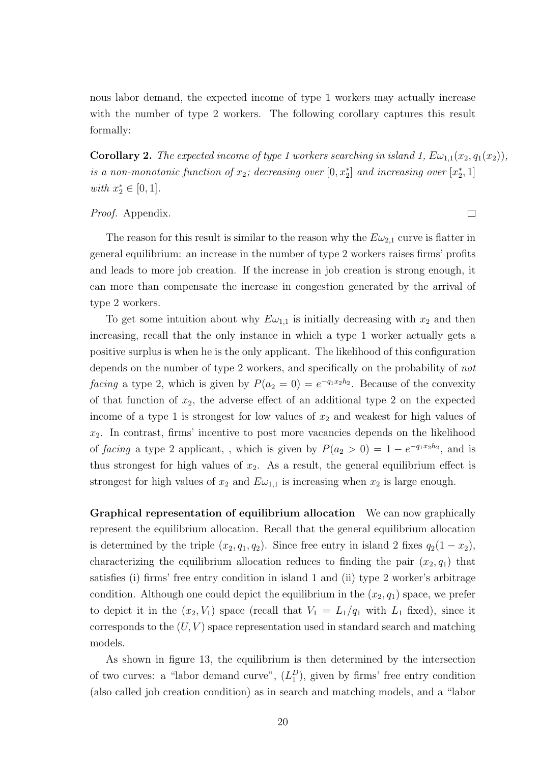nous labor demand, the expected income of type 1 workers may actually increase with the number of type 2 workers. The following corollary captures this result formally:

**Corollary 2.** *The expected income of type 1 workers searching in island 1, $E\omega_{1,1}(x_2, q_1(x_2))$, is a non-monotonic function of $x_2$; decreasing over $[0, x_2^*]$ and increasing over $[x_2^*, 1]$ with $x_2^* \in [0, 1]$.*

*Proof.* Appendix. $\square$

The reason for this result is similar to the reason why the $E\omega_{2,1}$ curve is flatter in general equilibrium: an increase in the number of type 2 workers raises firms' profits and leads to more job creation. If the increase in job creation is strong enough, it can more than compensate the increase in congestion generated by the arrival of type 2 workers.

To get some intuition about why $E\omega_{1,1}$ is initially decreasing with $x_2$ and then increasing, recall that the only instance in which a type 1 worker actually gets a positive surplus is when he is the only applicant. The likelihood of this configuration depends on the number of type 2 workers, and specifically on the probability of *not facing* a type 2, which is given by $P(a_2 = 0) = e^{-q_1 x_2 h_2}$. Because of the convexity of that function of $x_2$, the adverse effect of an additional type 2 on the expected income of a type 1 is strongest for low values of $x_2$ and weakest for high values of $x_2$. In contrast, firms' incentive to post more vacancies depends on the likelihood of *facing* a type 2 applicant, , which is given by $P(a_2 > 0) = 1 - e^{-q_1 x_2 h_2}$, and is thus strongest for high values of $x_2$. As a result, the general equilibrium effect is strongest for high values of $x_2$ and $E\omega_{1,1}$ is increasing when $x_2$ is large enough.

**Graphical representation of equilibrium allocation** We can now graphically represent the equilibrium allocation. Recall that the general equilibrium allocation is determined by the triple $(x_2, q_1, q_2)$. Since free entry in island 2 fixes $q_2(1 - x_2)$, characterizing the equilibrium allocation reduces to finding the pair $(x_2, q_1)$ that satisfies (i) firms' free entry condition in island 1 and (ii) type 2 worker's arbitrage condition. Although one could depict the equilibrium in the $(x_2, q_1)$ space, we prefer to depict it in the $(x_2, V_1)$ space (recall that $V_1 = L_1/q_1$ with $L_1$ fixed), since it corresponds to the $(U, V)$ space representation used in standard search and matching models.

As shown in figure 13, the equilibrium is then determined by the intersection of two curves: a "labor demand curve", $(L_1^D)$, given by firms' free entry condition (also called job creation condition) as in search and matching models, and a "labor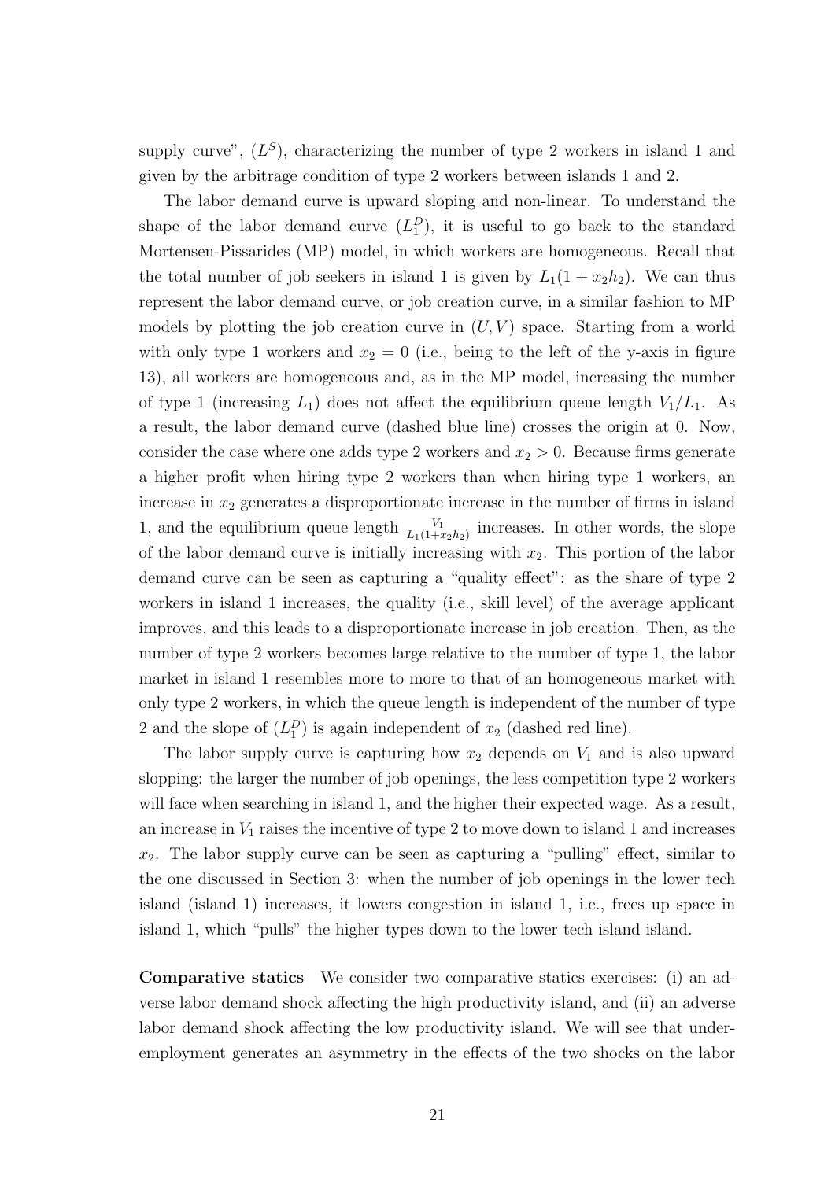supply curve", ($L^S$), characterizing the number of type 2 workers in island 1 and given by the arbitrage condition of type 2 workers between islands 1 and 2.

The labor demand curve is upward sloping and non-linear. To understand the shape of the labor demand curve ($L_1^D$), it is useful to go back to the standard Mortensen-Pissarides (MP) model, in which workers are homogeneous. Recall that the total number of job seekers in island 1 is given by $L_1(1 + x_2 h_2)$. We can thus represent the labor demand curve, or job creation curve, in a similar fashion to MP models by plotting the job creation curve in $(U, V)$ space. Starting from a world with only type 1 workers and $x_2 = 0$ (i.e., being to the left of the y-axis in figure 13), all workers are homogeneous and, as in the MP model, increasing the number of type 1 (increasing $L_1$) does not affect the equilibrium queue length $V_1/L_1$. As a result, the labor demand curve (dashed blue line) crosses the origin at 0. Now, consider the case where one adds type 2 workers and $x_2 > 0$. Because firms generate a higher profit when hiring type 2 workers than when hiring type 1 workers, an increase in $x_2$ generates a disproportionate increase in the number of firms in island 1, and the equilibrium queue length $\frac{V_1}{L_1(1+x_2h_2)}$ increases. In other words, the slope of the labor demand curve is initially increasing with $x_2$. This portion of the labor demand curve can be seen as capturing a "quality effect": as the share of type 2 workers in island 1 increases, the quality (i.e., skill level) of the average applicant improves, and this leads to a disproportionate increase in job creation. Then, as the number of type 2 workers becomes large relative to the number of type 1, the labor market in island 1 resembles more to more to that of an homogeneous market with only type 2 workers, in which the queue length is independent of the number of type 2 and the slope of ($L_1^D$) is again independent of $x_2$ (dashed red line).

The labor supply curve is capturing how $x_2$ depends on $V_1$ and is also upward slopping: the larger the number of job openings, the less competition type 2 workers will face when searching in island 1, and the higher their expected wage. As a result, an increase in $V_1$ raises the incentive of type 2 to move down to island 1 and increases $x_2$. The labor supply curve can be seen as capturing a "pulling" effect, similar to the one discussed in Section 3: when the number of job openings in the lower tech island (island 1) increases, it lowers congestion in island 1, i.e., frees up space in island 1, which "pulls" the higher types down to the lower tech island island.

**Comparative statics** We consider two comparative statics exercises: (i) an adverse labor demand shock affecting the high productivity island, and (ii) an adverse labor demand shock affecting the low productivity island. We will see that underemployment generates an asymmetry in the effects of the two shocks on the labor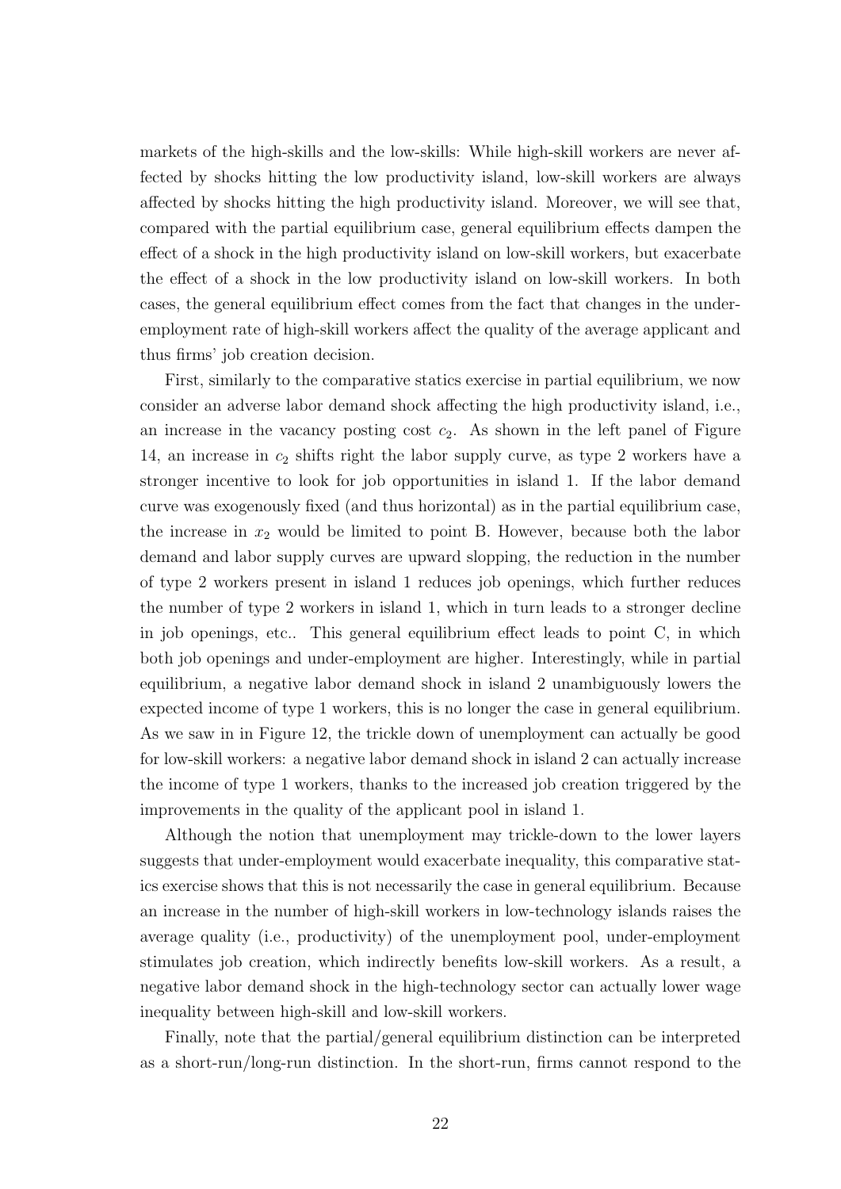markets of the high-skills and the low-skills: While high-skill workers are never affected by shocks hitting the low productivity island, low-skill workers are always affected by shocks hitting the high productivity island. Moreover, we will see that, compared with the partial equilibrium case, general equilibrium effects dampen the effect of a shock in the high productivity island on low-skill workers, but exacerbate the effect of a shock in the low productivity island on low-skill workers. In both cases, the general equilibrium effect comes from the fact that changes in the under-employment rate of high-skill workers affect the quality of the average applicant and thus firms' job creation decision.

First, similarly to the comparative statics exercise in partial equilibrium, we now consider an adverse labor demand shock affecting the high productivity island, i.e., an increase in the vacancy posting cost $c_2$. As shown in the left panel of Figure 14, an increase in $c_2$ shifts right the labor supply curve, as type 2 workers have a stronger incentive to look for job opportunities in island 1. If the labor demand curve was exogenously fixed (and thus horizontal) as in the partial equilibrium case, the increase in $x_2$ would be limited to point B. However, because both the labor demand and labor supply curves are upward slopping, the reduction in the number of type 2 workers present in island 1 reduces job openings, which further reduces the number of type 2 workers in island 1, which in turn leads to a stronger decline in job openings, etc.. This general equilibrium effect leads to point C, in which both job openings and under-employment are higher. Interestingly, while in partial equilibrium, a negative labor demand shock in island 2 unambiguously lowers the expected income of type 1 workers, this is no longer the case in general equilibrium. As we saw in in Figure 12, the trickle down of unemployment can actually be good for low-skill workers: a negative labor demand shock in island 2 can actually increase the income of type 1 workers, thanks to the increased job creation triggered by the improvements in the quality of the applicant pool in island 1.

Although the notion that unemployment may trickle-down to the lower layers suggests that under-employment would exacerbate inequality, this comparative statics exercise shows that this is not necessarily the case in general equilibrium. Because an increase in the number of high-skill workers in low-technology islands raises the average quality (i.e., productivity) of the unemployment pool, under-employment stimulates job creation, which indirectly benefits low-skill workers. As a result, a negative labor demand shock in the high-technology sector can actually lower wage inequality between high-skill and low-skill workers.

Finally, note that the partial/general equilibrium distinction can be interpreted as a short-run/long-run distinction. In the short-run, firms cannot respond to the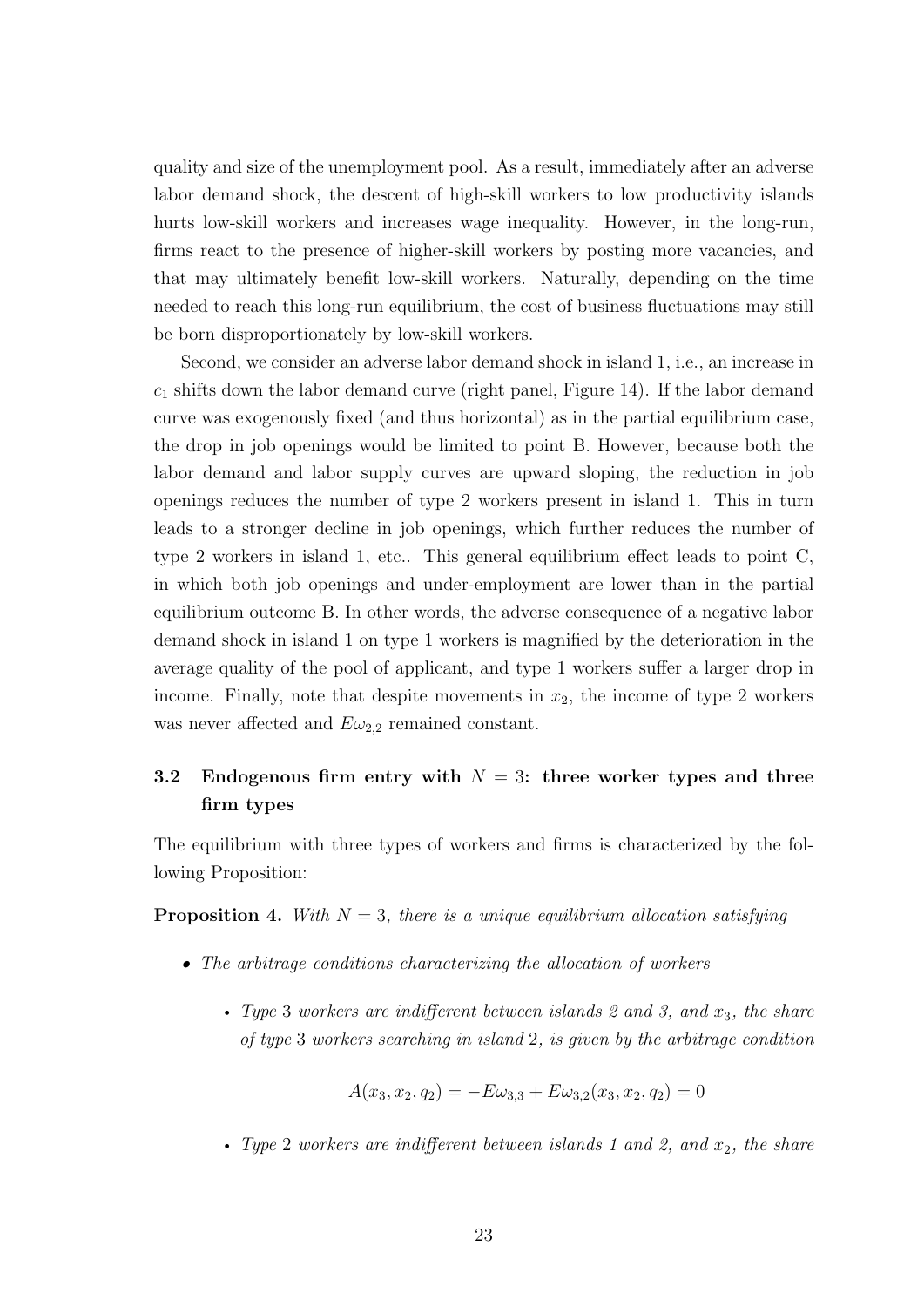quality and size of the unemployment pool. As a result, immediately after an adverse labor demand shock, the descent of high-skill workers to low productivity islands hurts low-skill workers and increases wage inequality. However, in the long-run, firms react to the presence of higher-skill workers by posting more vacancies, and that may ultimately benefit low-skill workers. Naturally, depending on the time needed to reach this long-run equilibrium, the cost of business fluctuations may still be born disproportionately by low-skill workers.

Second, we consider an adverse labor demand shock in island 1, i.e., an increase in $c_1$ shifts down the labor demand curve (right panel, Figure 14). If the labor demand curve was exogenously fixed (and thus horizontal) as in the partial equilibrium case, the drop in job openings would be limited to point B. However, because both the labor demand and labor supply curves are upward sloping, the reduction in job openings reduces the number of type 2 workers present in island 1. This in turn leads to a stronger decline in job openings, which further reduces the number of type 2 workers in island 1, etc.. This general equilibrium effect leads to point C, in which both job openings and under-employment are lower than in the partial equilibrium outcome B. In other words, the adverse consequence of a negative labor demand shock in island 1 on type 1 workers is magnified by the deterioration in the average quality of the pool of applicant, and type 1 workers suffer a larger drop in income. Finally, note that despite movements in $x_2$, the income of type 2 workers was never affected and $E\omega_{2,2}$ remained constant.

### 3.2 Endogenous firm entry with $N = 3$: three worker types and three firm types

The equilibrium with three types of workers and firms is characterized by the following Proposition:

**Proposition 4.** *With $N = 3$, there is a unique equilibrium allocation satisfying*

- *The arbitrage conditions characterizing the allocation of workers*
  - *Type 3 workers are indifferent between islands 2 and 3, and $x_3$, the share of type 3 workers searching in island 2, is given by the arbitrage condition*

$$A(x_3, x_2, q_2) = -E\omega_{3,3} + E\omega_{3,2}(x_3, x_2, q_2) = 0$$

  - *Type 2 workers are indifferent between islands 1 and 2, and $x_2$, the share*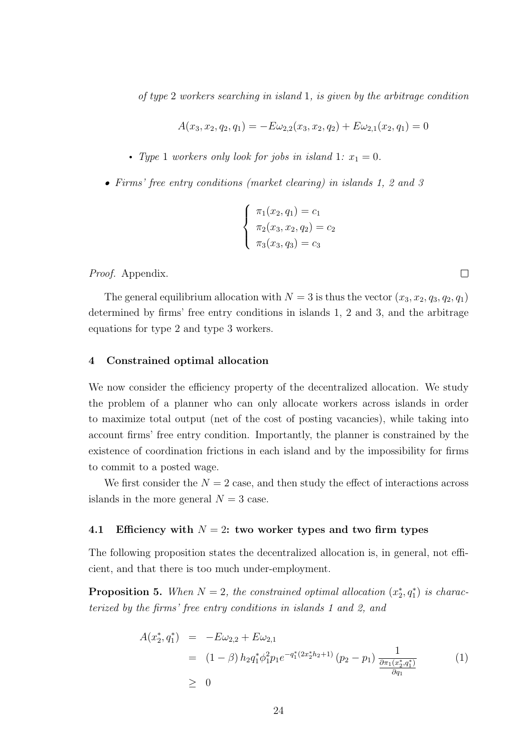*of type* 2 *workers searching in island* 1*, is given by the arbitrage condition*

$$A(x_3, x_2, q_2, q_1) = -E\omega_{2,2}(x_3, x_2, q_2) + E\omega_{2,1}(x_2, q_1) = 0$$

- *Type* 1 *workers only look for jobs in island* 1*:* $x_1 = 0$.
- *Firms' free entry conditions (market clearing) in islands 1, 2 and 3*

$$\begin{cases} \pi_1(x_2, q_1) = c_1 \\ \pi_2(x_3, x_2, q_2) = c_2 \\ \pi_3(x_3, q_3) = c_3 \end{cases}$$

*Proof.* Appendix. □

The general equilibrium allocation with $N = 3$ is thus the vector $(x_3, x_2, q_3, q_2, q_1)$ determined by firms' free entry conditions in islands 1, 2 and 3, and the arbitrage equations for type 2 and type 3 workers.

## 4 Constrained optimal allocation

We now consider the efficiency property of the decentralized allocation. We study the problem of a planner who can only allocate workers across islands in order to maximize total output (net of the cost of posting vacancies), while taking into account firms' free entry condition. Importantly, the planner is constrained by the existence of coordination frictions in each island and by the impossibility for firms to commit to a posted wage.

We first consider the $N = 2$ case, and then study the effect of interactions across islands in the more general $N = 3$ case.

### 4.1 Efficiency with $N = 2$: two worker types and two firm types

The following proposition states the decentralized allocation is, in general, not efficient, and that there is too much under-employment.

**Proposition 5.** *When* $N = 2$*, the constrained optimal allocation* $(x_2^*, q_1^*)$ *is characterized by the firms' free entry conditions in islands 1 and 2, and*

$$\begin{aligned} A(x_2^*, q_1^*) &= -E\omega_{2,2} + E\omega_{2,1} \\ &= (1-\beta)\, h_2 q_1^* \phi_1^2 p_1 e^{-q_1^*(2x_2^* h_2 + 1)} \left(p_2 - p_1\right) \frac{1}{\frac{\partial \pi_1(x_2^*, q_1^*)}{\partial q_1}} \\ &\geq 0 \end{aligned} \tag{1}$$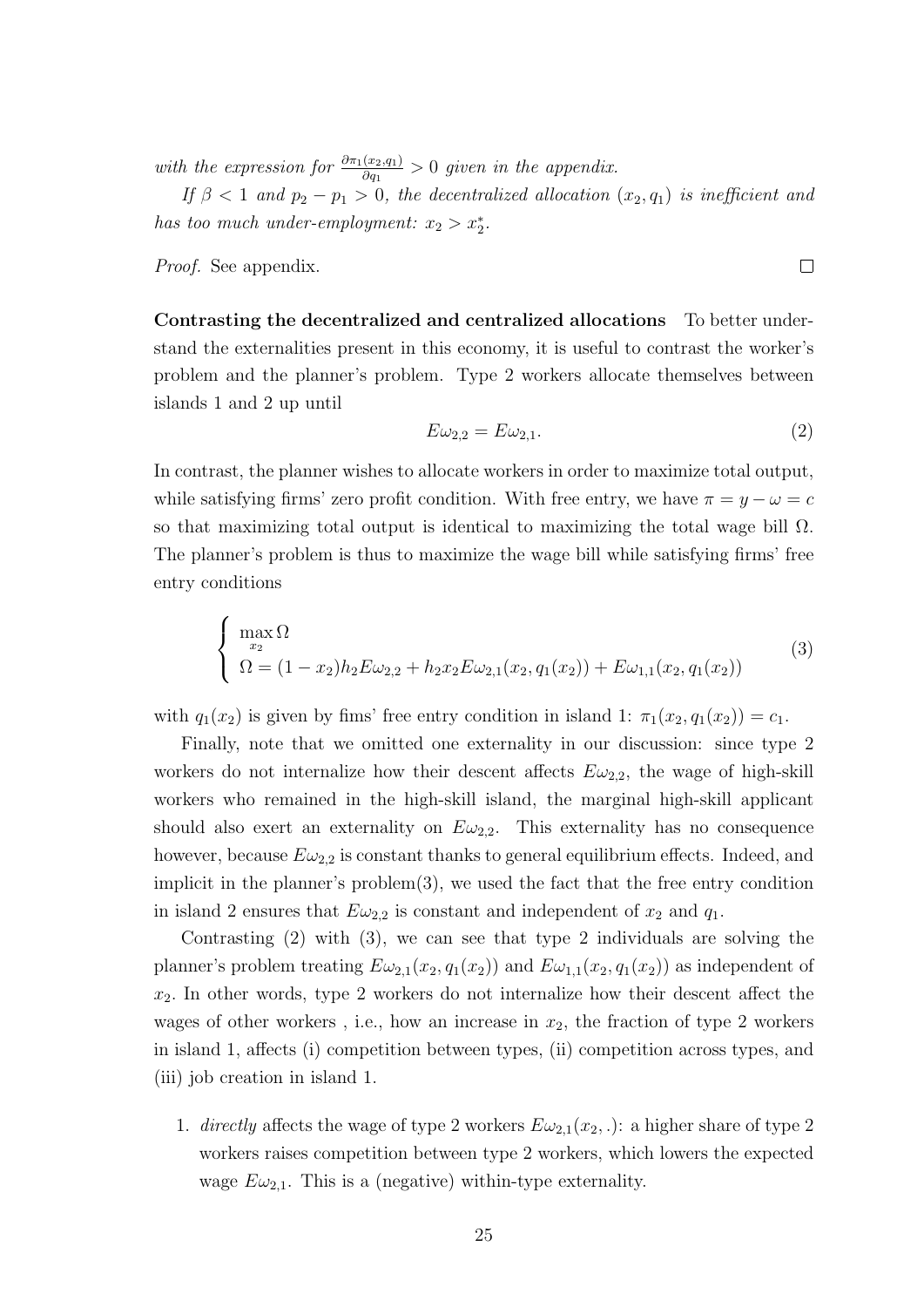*with the expression for $\frac{\partial \pi_1(x_2,q_1)}{\partial q_1} > 0$ given in the appendix.*

*If $\beta < 1$ and $p_2 - p_1 > 0$, the decentralized allocation $(x_2, q_1)$ is inefficient and has too much under-employment: $x_2 > x_2^*$.*

*Proof.* See appendix. □

**Contrasting the decentralized and centralized allocations** To better understand the externalities present in this economy, it is useful to contrast the worker's problem and the planner's problem. Type 2 workers allocate themselves between islands 1 and 2 up until

$$E\omega_{2,2} = E\omega_{2,1}. \tag{2}$$

In contrast, the planner wishes to allocate workers in order to maximize total output, while satisfying firms' zero profit condition. With free entry, we have $\pi = y - \omega = c$ so that maximizing total output is identical to maximizing the total wage bill $\Omega$. The planner's problem is thus to maximize the wage bill while satisfying firms' free entry conditions

$$\begin{cases} \max_{x_2} \Omega \\ \Omega = (1-x_2)h_2 E\omega_{2,2} + h_2 x_2 E\omega_{2,1}(x_2, q_1(x_2)) + E\omega_{1,1}(x_2, q_1(x_2)) \end{cases} \tag{3}$$

with $q_1(x_2)$ is given by fims' free entry condition in island 1: $\pi_1(x_2, q_1(x_2)) = c_1$.

Finally, note that we omitted one externality in our discussion: since type 2 workers do not internalize how their descent affects $E\omega_{2,2}$, the wage of high-skill workers who remained in the high-skill island, the marginal high-skill applicant should also exert an externality on $E\omega_{2,2}$. This externality has no consequence however, because $E\omega_{2,2}$ is constant thanks to general equilibrium effects. Indeed, and implicit in the planner's problem(3), we used the fact that the free entry condition in island 2 ensures that $E\omega_{2,2}$ is constant and independent of $x_2$ and $q_1$.

Contrasting (2) with (3), we can see that type 2 individuals are solving the planner's problem treating $E\omega_{2,1}(x_2, q_1(x_2))$ and $E\omega_{1,1}(x_2, q_1(x_2))$ as independent of $x_2$. In other words, type 2 workers do not internalize how their descent affect the wages of other workers , i.e., how an increase in $x_2$, the fraction of type 2 workers in island 1, affects (i) competition between types, (ii) competition across types, and (iii) job creation in island 1.

1. *directly* affects the wage of type 2 workers $E\omega_{2,1}(x_2, .)$: a higher share of type 2 workers raises competition between type 2 workers, which lowers the expected wage $E\omega_{2,1}$. This is a (negative) within-type externality.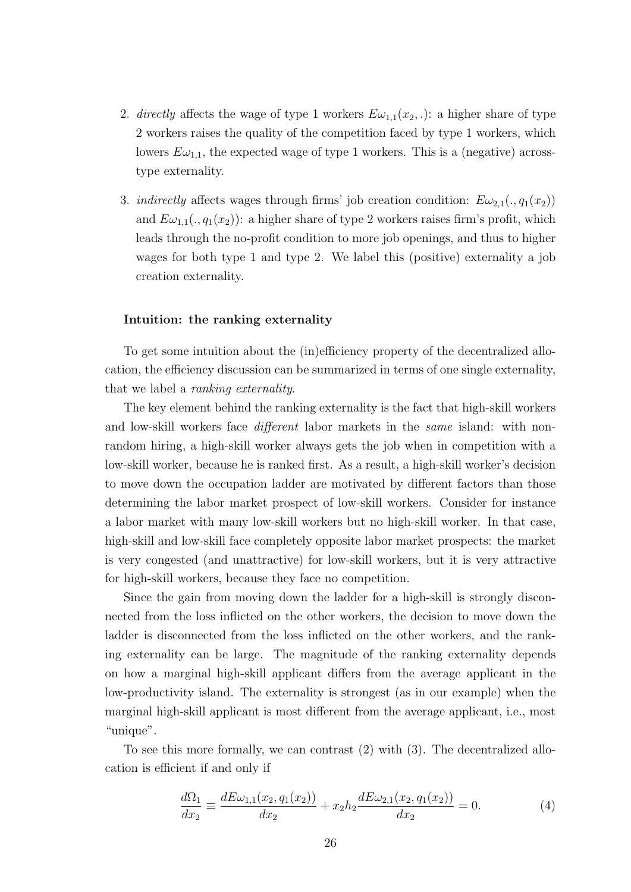2. *directly* affects the wage of type 1 workers $E\omega_{1,1}(x_2, .)$: a higher share of type 2 workers raises the quality of the competition faced by type 1 workers, which lowers $E\omega_{1,1}$, the expected wage of type 1 workers. This is a (negative) across-type externality.

3. *indirectly* affects wages through firms' job creation condition: $E\omega_{2,1}(., q_1(x_2))$ and $E\omega_{1,1}(., q_1(x_2))$: a higher share of type 2 workers raises firm's profit, which leads through the no-profit condition to more job openings, and thus to higher wages for both type 1 and type 2. We label this (positive) externality a job creation externality.

**Intuition: the ranking externality**

To get some intuition about the (in)efficiency property of the decentralized allocation, the efficiency discussion can be summarized in terms of one single externality, that we label a *ranking externality*.

The key element behind the ranking externality is the fact that high-skill workers and low-skill workers face *different* labor markets in the *same* island: with non-random hiring, a high-skill worker always gets the job when in competition with a low-skill worker, because he is ranked first. As a result, a high-skill worker's decision to move down the occupation ladder are motivated by different factors than those determining the labor market prospect of low-skill workers. Consider for instance a labor market with many low-skill workers but no high-skill worker. In that case, high-skill and low-skill face completely opposite labor market prospects: the market is very congested (and unattractive) for low-skill workers, but it is very attractive for high-skill workers, because they face no competition.

Since the gain from moving down the ladder for a high-skill is strongly disconnected from the loss inflicted on the other workers, the decision to move down the ladder is disconnected from the loss inflicted on the other workers, and the ranking externality can be large. The magnitude of the ranking externality depends on how a marginal high-skill applicant differs from the average applicant in the low-productivity island. The externality is strongest (as in our example) when the marginal high-skill applicant is most different from the average applicant, i.e., most "unique".

To see this more formally, we can contrast (2) with (3). The decentralized allocation is efficient if and only if

$$\frac{d\Omega_1}{dx_2} \equiv \frac{dE\omega_{1,1}(x_2, q_1(x_2))}{dx_2} + x_2 h_2 \frac{dE\omega_{2,1}(x_2, q_1(x_2))}{dx_2} = 0. \tag{4}$$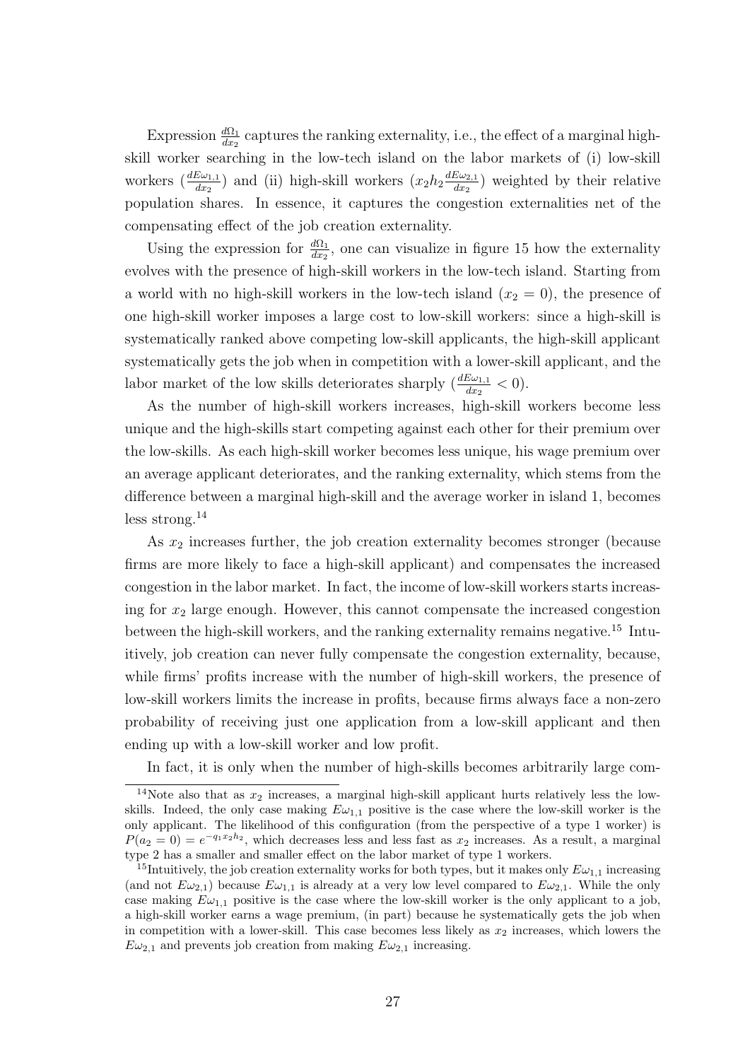Expression $\frac{d\Omega_1}{dx_2}$ captures the ranking externality, i.e., the effect of a marginal high-skill worker searching in the low-tech island on the labor markets of (i) low-skill workers ($\frac{dE\omega_{1,1}}{dx_2}$) and (ii) high-skill workers ($x_2 h_2 \frac{dE\omega_{2,1}}{dx_2}$) weighted by their relative population shares. In essence, it captures the congestion externalities net of the compensating effect of the job creation externality.

Using the expression for $\frac{d\Omega_1}{dx_2}$, one can visualize in figure 15 how the externality evolves with the presence of high-skill workers in the low-tech island. Starting from a world with no high-skill workers in the low-tech island ($x_2 = 0$), the presence of one high-skill worker imposes a large cost to low-skill workers: since a high-skill is systematically ranked above competing low-skill applicants, the high-skill applicant systematically gets the job when in competition with a lower-skill applicant, and the labor market of the low skills deteriorates sharply ($\frac{dE\omega_{1,1}}{dx_2} < 0$).

As the number of high-skill workers increases, high-skill workers become less unique and the high-skills start competing against each other for their premium over the low-skills. As each high-skill worker becomes less unique, his wage premium over an average applicant deteriorates, and the ranking externality, which stems from the difference between a marginal high-skill and the average worker in island 1, becomes less strong.[14]

As $x_2$ increases further, the job creation externality becomes stronger (because firms are more likely to face a high-skill applicant) and compensates the increased congestion in the labor market. In fact, the income of low-skill workers starts increasing for $x_2$ large enough. However, this cannot compensate the increased congestion between the high-skill workers, and the ranking externality remains negative.[15] Intuitively, job creation can never fully compensate the congestion externality, because, while firms' profits increase with the number of high-skill workers, the presence of low-skill workers limits the increase in profits, because firms always face a non-zero probability of receiving just one application from a low-skill applicant and then ending up with a low-skill worker and low profit.

In fact, it is only when the number of high-skills becomes arbitrarily large com-

[14]Note also that as $x_2$ increases, a marginal high-skill applicant hurts relatively less the low-skills. Indeed, the only case making $E\omega_{1,1}$ positive is the case where the low-skill worker is the only applicant. The likelihood of this configuration (from the perspective of a type 1 worker) is $P(a_2 = 0) = e^{-q_1 x_2 h_2}$, which decreases less and less fast as $x_2$ increases. As a result, a marginal type 2 has a smaller and smaller effect on the labor market of type 1 workers.

[15]Intuitively, the job creation externality works for both types, but it makes only $E\omega_{1,1}$ increasing (and not $E\omega_{2,1}$) because $E\omega_{1,1}$ is already at a very low level compared to $E\omega_{2,1}$. While the only case making $E\omega_{1,1}$ positive is the case where the low-skill worker is the only applicant to a job, a high-skill worker earns a wage premium, (in part) because he systematically gets the job when in competition with a lower-skill. This case becomes less likely as $x_2$ increases, which lowers the $E\omega_{2,1}$ and prevents job creation from making $E\omega_{2,1}$ increasing.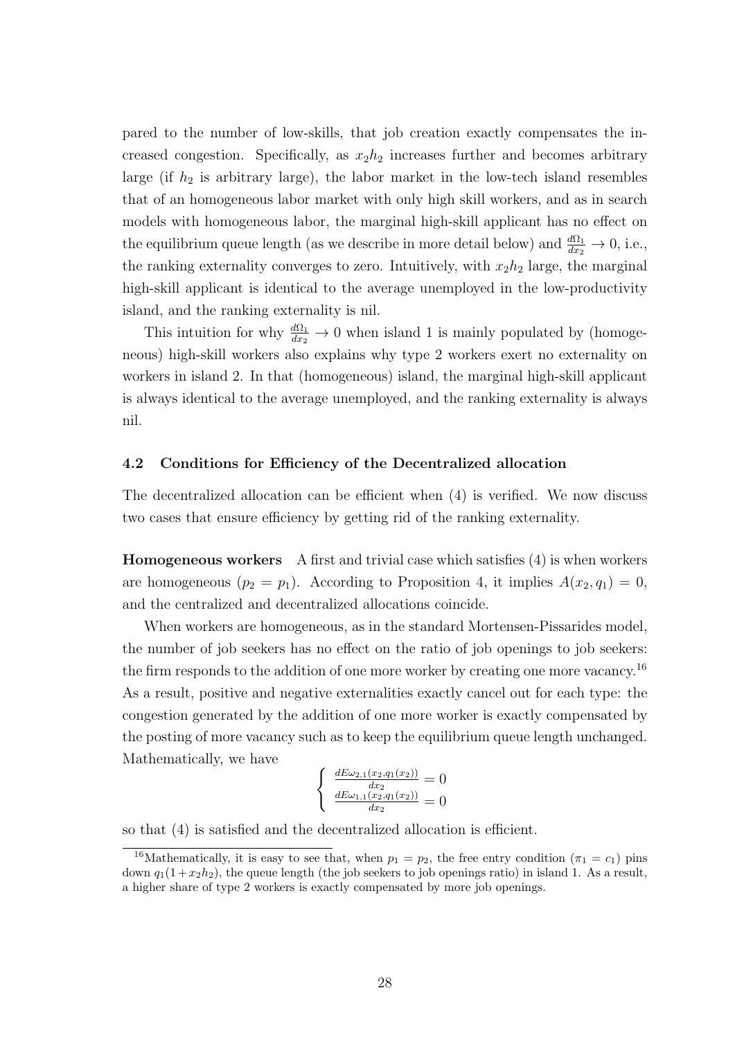pared to the number of low-skills, that job creation exactly compensates the increased congestion. Specifically, as $x_2h_2$ increases further and becomes arbitrary large (if $h_2$ is arbitrary large), the labor market in the low-tech island resembles that of an homogeneous labor market with only high skill workers, and as in search models with homogeneous labor, the marginal high-skill applicant has no effect on the equilibrium queue length (as we describe in more detail below) and $\frac{d\Omega_1}{dx_2} \to 0$, i.e., the ranking externality converges to zero. Intuitively, with $x_2h_2$ large, the marginal high-skill applicant is identical to the average unemployed in the low-productivity island, and the ranking externality is nil.

This intuition for why $\frac{d\Omega_1}{dx_2} \to 0$ when island 1 is mainly populated by (homogeneous) high-skill workers also explains why type 2 workers exert no externality on workers in island 2. In that (homogeneous) island, the marginal high-skill applicant is always identical to the average unemployed, and the ranking externality is always nil.

### 4.2 Conditions for Efficiency of the Decentralized allocation

The decentralized allocation can be efficient when (4) is verified. We now discuss two cases that ensure efficiency by getting rid of the ranking externality.

**Homogeneous workers** A first and trivial case which satisfies (4) is when workers are homogeneous ($p_2 = p_1$). According to Proposition 4, it implies $A(x_2, q_1) = 0$, and the centralized and decentralized allocations coincide.

When workers are homogeneous, as in the standard Mortensen-Pissarides model, the number of job seekers has no effect on the ratio of job openings to job seekers: the firm responds to the addition of one more worker by creating one more vacancy.[16] As a result, positive and negative externalities exactly cancel out for each type: the congestion generated by the addition of one more worker is exactly compensated by the posting of more vacancy such as to keep the equilibrium queue length unchanged. Mathematically, we have

$$\begin{cases} \frac{dE\omega_{2,1}(x_2,q_1(x_2))}{dx_2} = 0 \\ \frac{dE\omega_{1,1}(x_2,q_1(x_2))}{dx_2} = 0 \end{cases}$$

so that (4) is satisfied and the decentralized allocation is efficient.

[16] Mathematically, it is easy to see that, when $p_1 = p_2$, the free entry condition ($\pi_1 = c_1$) pins down $q_1(1 + x_2h_2)$, the queue length (the job seekers to job openings ratio) in island 1. As a result, a higher share of type 2 workers is exactly compensated by more job openings.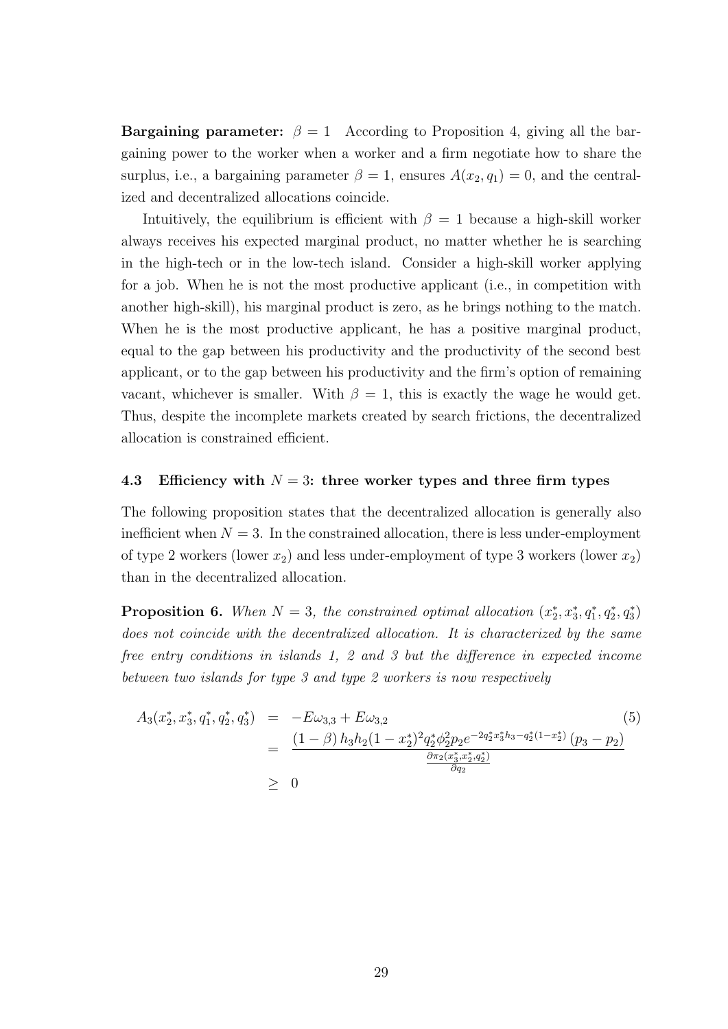**Bargaining parameter:** $\beta = 1$ According to Proposition 4, giving all the bargaining power to the worker when a worker and a firm negotiate how to share the surplus, i.e., a bargaining parameter $\beta = 1$, ensures $A(x_2, q_1) = 0$, and the centralized and decentralized allocations coincide.

Intuitively, the equilibrium is efficient with $\beta = 1$ because a high-skill worker always receives his expected marginal product, no matter whether he is searching in the high-tech or in the low-tech island. Consider a high-skill worker applying for a job. When he is not the most productive applicant (i.e., in competition with another high-skill), his marginal product is zero, as he brings nothing to the match. When he is the most productive applicant, he has a positive marginal product, equal to the gap between his productivity and the productivity of the second best applicant, or to the gap between his productivity and the firm's option of remaining vacant, whichever is smaller. With $\beta = 1$, this is exactly the wage he would get. Thus, despite the incomplete markets created by search frictions, the decentralized allocation is constrained efficient.

### 4.3 Efficiency with $N = 3$: three worker types and three firm types

The following proposition states that the decentralized allocation is generally also inefficient when $N = 3$. In the constrained allocation, there is less under-employment of type 2 workers (lower $x_2$) and less under-employment of type 3 workers (lower $x_2$) than in the decentralized allocation.

**Proposition 6.** *When $N = 3$, the constrained optimal allocation $(x_2^*, x_3^*, q_1^*, q_2^*, q_3^*)$ does not coincide with the decentralized allocation. It is characterized by the same free entry conditions in islands 1, 2 and 3 but the difference in expected income between two islands for type 3 and type 2 workers is now respectively*

$$
\begin{aligned}
A_3(x_2^*, x_3^*, q_1^*, q_2^*, q_3^*) &= -E\omega_{3,3} + E\omega_{3,2} \\
&= \frac{(1-\beta)\, h_3 h_2 (1-x_2^*)^2 q_2^* \phi_2^2 p_2 e^{-2q_2^* x_3^* h_3 - q_2^*(1-x_2^*)} \left(p_3 - p_2\right)}{\frac{\partial \pi_2(x_3^*, x_2^*, q_2^*)}{\partial q_2}} \\
&\geq 0
\end{aligned}
\tag{5}
$$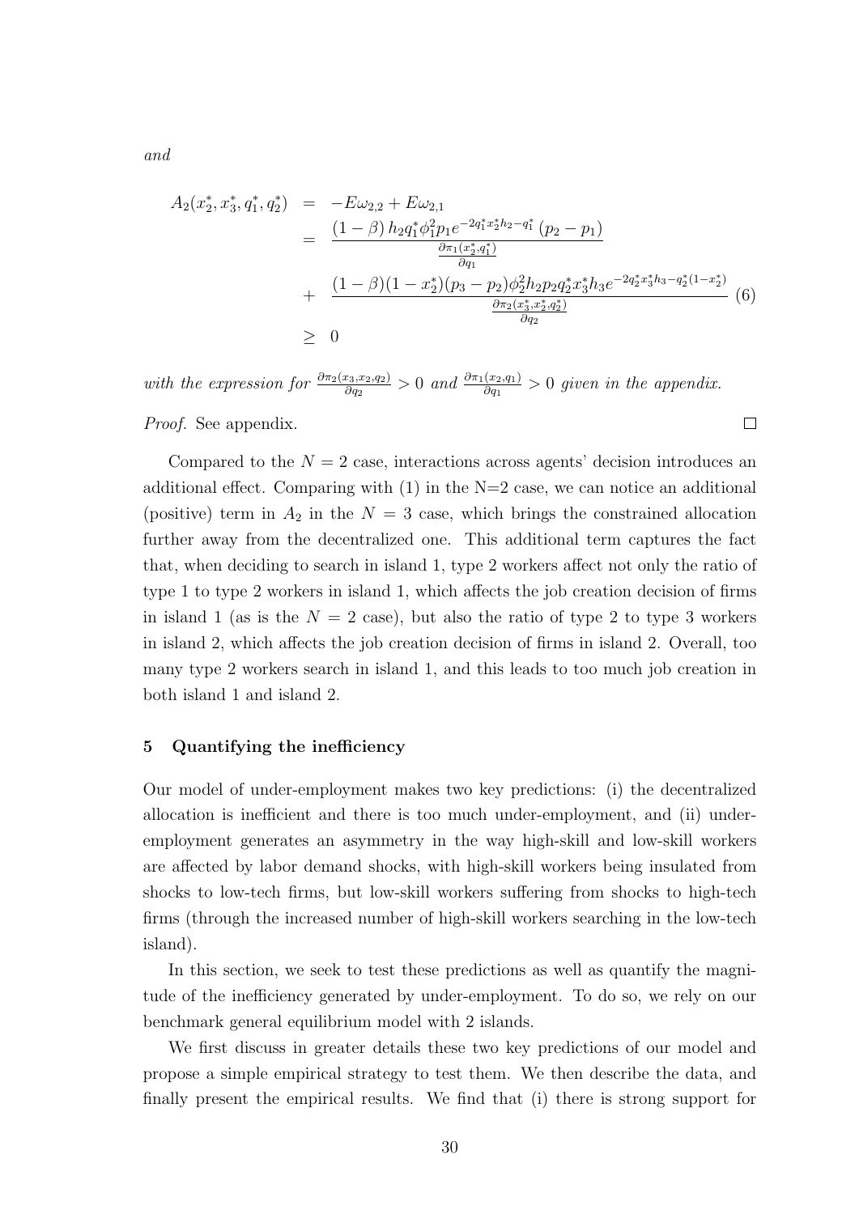*and*

$$
\begin{aligned}
A_2(x_2^*, x_3^*, q_1^*, q_2^*) &= -E\omega_{2,2} + E\omega_{2,1} \\
&= \frac{(1-\beta)\, h_2 q_1^* \phi_1^2 p_1 e^{-2q_1^* x_2^* h_2 - q_1^*} (p_2 - p_1)}{\frac{\partial \pi_1(x_2^*, q_1^*)}{\partial q_1}} \\
&+ \frac{(1-\beta)(1-x_2^*)(p_3 - p_2)\phi_2^2 h_2 p_2 q_2^* x_3^* h_3 e^{-2q_2^* x_3^* h_3 - q_2^*(1-x_2^*)}}{\frac{\partial \pi_2(x_3^*, x_2^*, q_2^*)}{\partial q_2}} \quad (6) \\
&\geq 0
\end{aligned}
$$

*with the expression for* $\frac{\partial \pi_2(x_3, x_2, q_2)}{\partial q_2} > 0$ *and* $\frac{\partial \pi_1(x_2, q_1)}{\partial q_1} > 0$ *given in the appendix.*

*Proof.* See appendix. □

Compared to the $N = 2$ case, interactions across agents' decision introduces an additional effect. Comparing with (1) in the N=2 case, we can notice an additional (positive) term in $A_2$ in the $N = 3$ case, which brings the constrained allocation further away from the decentralized one. This additional term captures the fact that, when deciding to search in island 1, type 2 workers affect not only the ratio of type 1 to type 2 workers in island 1, which affects the job creation decision of firms in island 1 (as is the $N = 2$ case), but also the ratio of type 2 to type 3 workers in island 2, which affects the job creation decision of firms in island 2. Overall, too many type 2 workers search in island 1, and this leads to too much job creation in both island 1 and island 2.

## 5 Quantifying the inefficiency

Our model of under-employment makes two key predictions: (i) the decentralized allocation is inefficient and there is too much under-employment, and (ii) under-employment generates an asymmetry in the way high-skill and low-skill workers are affected by labor demand shocks, with high-skill workers being insulated from shocks to low-tech firms, but low-skill workers suffering from shocks to high-tech firms (through the increased number of high-skill workers searching in the low-tech island).

In this section, we seek to test these predictions as well as quantify the magnitude of the inefficiency generated by under-employment. To do so, we rely on our benchmark general equilibrium model with 2 islands.

We first discuss in greater details these two key predictions of our model and propose a simple empirical strategy to test them. We then describe the data, and finally present the empirical results. We find that (i) there is strong support for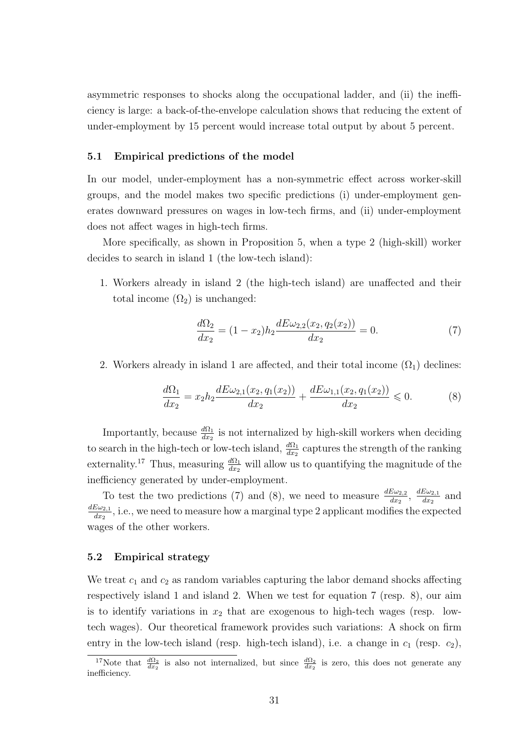asymmetric responses to shocks along the occupational ladder, and (ii) the inefficiency is large: a back-of-the-envelope calculation shows that reducing the extent of under-employment by 15 percent would increase total output by about 5 percent.

### 5.1 Empirical predictions of the model

In our model, under-employment has a non-symmetric effect across worker-skill groups, and the model makes two specific predictions (i) under-employment generates downward pressures on wages in low-tech firms, and (ii) under-employment does not affect wages in high-tech firms.

More specifically, as shown in Proposition 5, when a type 2 (high-skill) worker decides to search in island 1 (the low-tech island):

1. Workers already in island 2 (the high-tech island) are unaffected and their total income ($\Omega_2$) is unchanged:

$$\frac{d\Omega_2}{dx_2} = (1-x_2)h_2 \frac{dE\omega_{2,2}(x_2, q_2(x_2))}{dx_2} = 0. \tag{7}$$

2. Workers already in island 1 are affected, and their total income ($\Omega_1$) declines:

$$\frac{d\Omega_1}{dx_2} = x_2 h_2 \frac{dE\omega_{2,1}(x_2, q_1(x_2))}{dx_2} + \frac{dE\omega_{1,1}(x_2, q_1(x_2))}{dx_2} \leqslant 0. \tag{8}$$

Importantly, because $\frac{d\Omega_1}{dx_2}$ is not internalized by high-skill workers when deciding to search in the high-tech or low-tech island, $\frac{d\Omega_1}{dx_2}$ captures the strength of the ranking externality.[17] Thus, measuring $\frac{d\Omega_1}{dx_2}$ will allow us to quantifying the magnitude of the inefficiency generated by under-employment.

To test the two predictions (7) and (8), we need to measure $\frac{dE\omega_{2,2}}{dx_2}$, $\frac{dE\omega_{2,1}}{dx_2}$ and $\frac{dE\omega_{2,1}}{dx_2}$, i.e., we need to measure how a marginal type 2 applicant modifies the expected wages of the other workers.

### 5.2 Empirical strategy

We treat $c_1$ and $c_2$ as random variables capturing the labor demand shocks affecting respectively island 1 and island 2. When we test for equation 7 (resp. 8), our aim is to identify variations in $x_2$ that are exogenous to high-tech wages (resp. low-tech wages). Our theoretical framework provides such variations: A shock on firm entry in the low-tech island (resp. high-tech island), i.e. a change in $c_1$ (resp. $c_2$),

[17] Note that $\frac{d\Omega_2}{dx_2}$ is also not internalized, but since $\frac{d\Omega_2}{dx_2}$ is zero, this does not generate any inefficiency.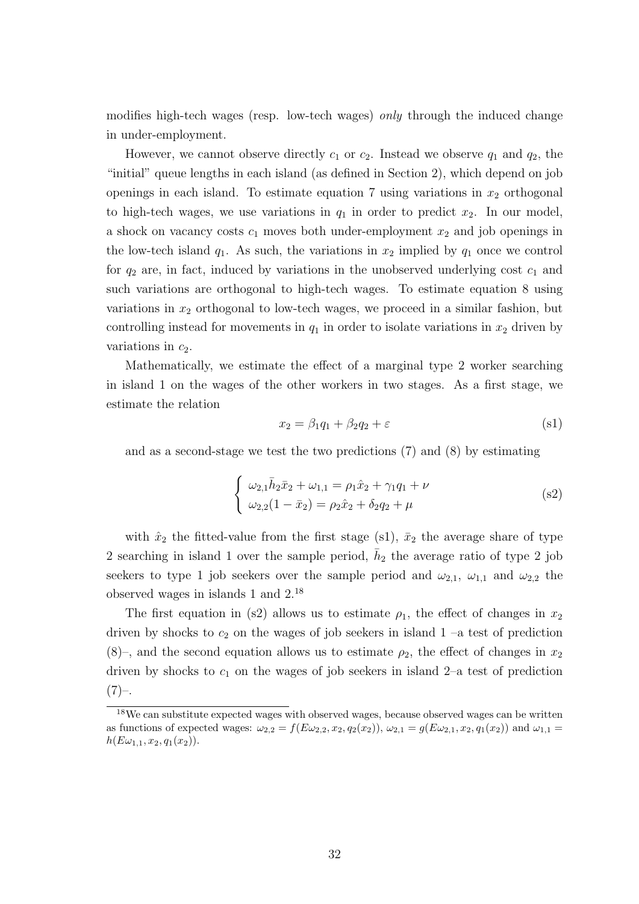modifies high-tech wages (resp. low-tech wages) *only* through the induced change in under-employment.

However, we cannot observe directly $c_1$ or $c_2$. Instead we observe $q_1$ and $q_2$, the "initial" queue lengths in each island (as defined in Section 2), which depend on job openings in each island. To estimate equation 7 using variations in $x_2$ orthogonal to high-tech wages, we use variations in $q_1$ in order to predict $x_2$. In our model, a shock on vacancy costs $c_1$ moves both under-employment $x_2$ and job openings in the low-tech island $q_1$. As such, the variations in $x_2$ implied by $q_1$ once we control for $q_2$ are, in fact, induced by variations in the unobserved underlying cost $c_1$ and such variations are orthogonal to high-tech wages. To estimate equation 8 using variations in $x_2$ orthogonal to low-tech wages, we proceed in a similar fashion, but controlling instead for movements in $q_1$ in order to isolate variations in $x_2$ driven by variations in $c_2$.

Mathematically, we estimate the effect of a marginal type 2 worker searching in island 1 on the wages of the other workers in two stages. As a first stage, we estimate the relation

$$x_2 = \beta_1 q_1 + \beta_2 q_2 + \varepsilon \tag{s1}$$

and as a second-stage we test the two predictions (7) and (8) by estimating

$$\begin{cases} \omega_{2,1}\bar{h}_2\bar{x}_2 + \omega_{1,1} = \rho_1\hat{x}_2 + \gamma_1 q_1 + \nu \\ \omega_{2,2}(1-\bar{x}_2) = \rho_2\hat{x}_2 + \delta_2 q_2 + \mu \end{cases} \tag{s2}$$

with $\hat{x}_2$ the fitted-value from the first stage (s1), $\bar{x}_2$ the average share of type 2 searching in island 1 over the sample period, $\bar{h}_2$ the average ratio of type 2 job seekers to type 1 job seekers over the sample period and $\omega_{2,1}$, $\omega_{1,1}$ and $\omega_{2,2}$ the observed wages in islands 1 and 2.[18]

The first equation in (s2) allows us to estimate $\rho_1$, the effect of changes in $x_2$ driven by shocks to $c_2$ on the wages of job seekers in island 1 –a test of prediction (8)–, and the second equation allows us to estimate $\rho_2$, the effect of changes in $x_2$ driven by shocks to $c_1$ on the wages of job seekers in island 2–a test of prediction (7)–.

[18] We can substitute expected wages with observed wages, because observed wages can be written as functions of expected wages: $\omega_{2,2} = f(E\omega_{2,2}, x_2, q_2(x_2))$, $\omega_{2,1} = g(E\omega_{2,1}, x_2, q_1(x_2))$ and $\omega_{1,1} = h(E\omega_{1,1}, x_2, q_1(x_2))$.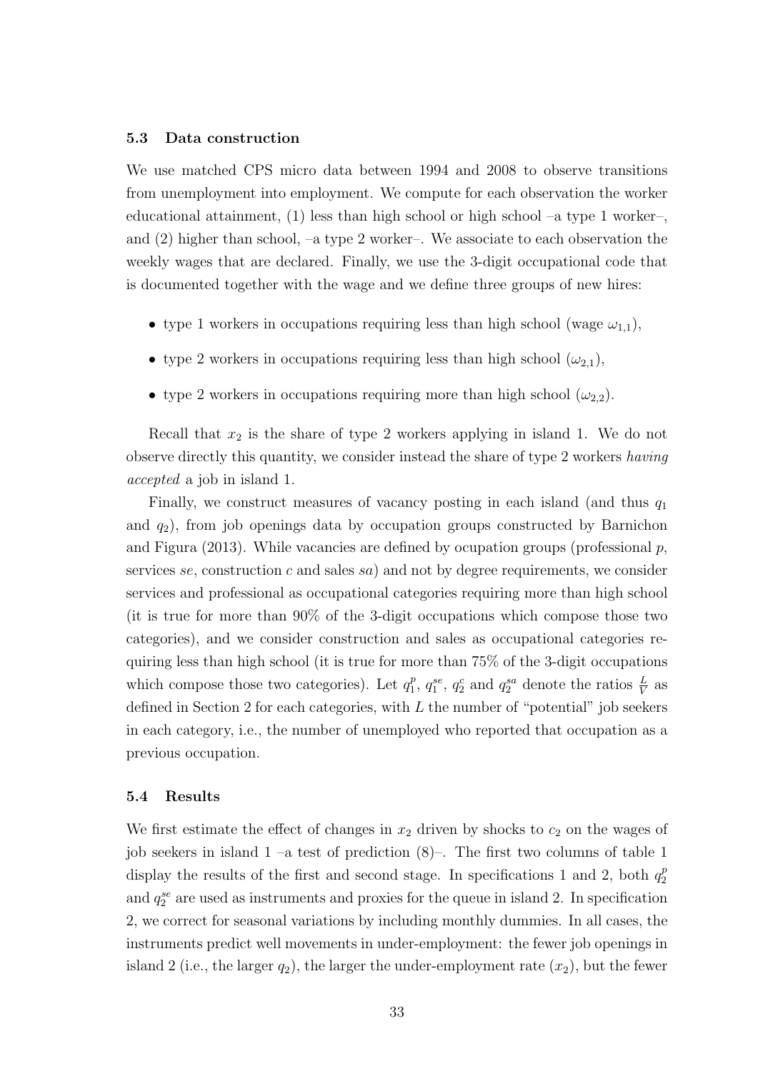### 5.3 Data construction

We use matched CPS micro data between 1994 and 2008 to observe transitions from unemployment into employment. We compute for each observation the worker educational attainment, (1) less than high school or high school –a type 1 worker–, and (2) higher than school, –a type 2 worker–. We associate to each observation the weekly wages that are declared. Finally, we use the 3-digit occupational code that is documented together with the wage and we define three groups of new hires:

- type 1 workers in occupations requiring less than high school (wage $\omega_{1,1}$),
- type 2 workers in occupations requiring less than high school ($\omega_{2,1}$),
- type 2 workers in occupations requiring more than high school ($\omega_{2,2}$).

Recall that $x_2$ is the share of type 2 workers applying in island 1. We do not observe directly this quantity, we consider instead the share of type 2 workers *having accepted* a job in island 1.

Finally, we construct measures of vacancy posting in each island (and thus $q_1$ and $q_2$), from job openings data by occupation groups constructed by Barnichon and Figura (2013). While vacancies are defined by ocupation groups (professional $p$, services $se$, construction $c$ and sales $sa$) and not by degree requirements, we consider services and professional as occupational categories requiring more than high school (it is true for more than 90% of the 3-digit occupations which compose those two categories), and we consider construction and sales as occupational categories requiring less than high school (it is true for more than 75% of the 3-digit occupations which compose those two categories). Let $q_1^p$, $q_1^{se}$, $q_2^c$ and $q_2^{sa}$ denote the ratios $\frac{L}{V}$ as defined in Section 2 for each categories, with $L$ the number of "potential" job seekers in each category, i.e., the number of unemployed who reported that occupation as a previous occupation.

### 5.4 Results

We first estimate the effect of changes in $x_2$ driven by shocks to $c_2$ on the wages of job seekers in island 1 –a test of prediction (8)–. The first two columns of table 1 display the results of the first and second stage. In specifications 1 and 2, both $q_2^p$ and $q_2^{se}$ are used as instruments and proxies for the queue in island 2. In specification 2, we correct for seasonal variations by including monthly dummies. In all cases, the instruments predict well movements in under-employment: the fewer job openings in island 2 (i.e., the larger $q_2$), the larger the under-employment rate ($x_2$), but the fewer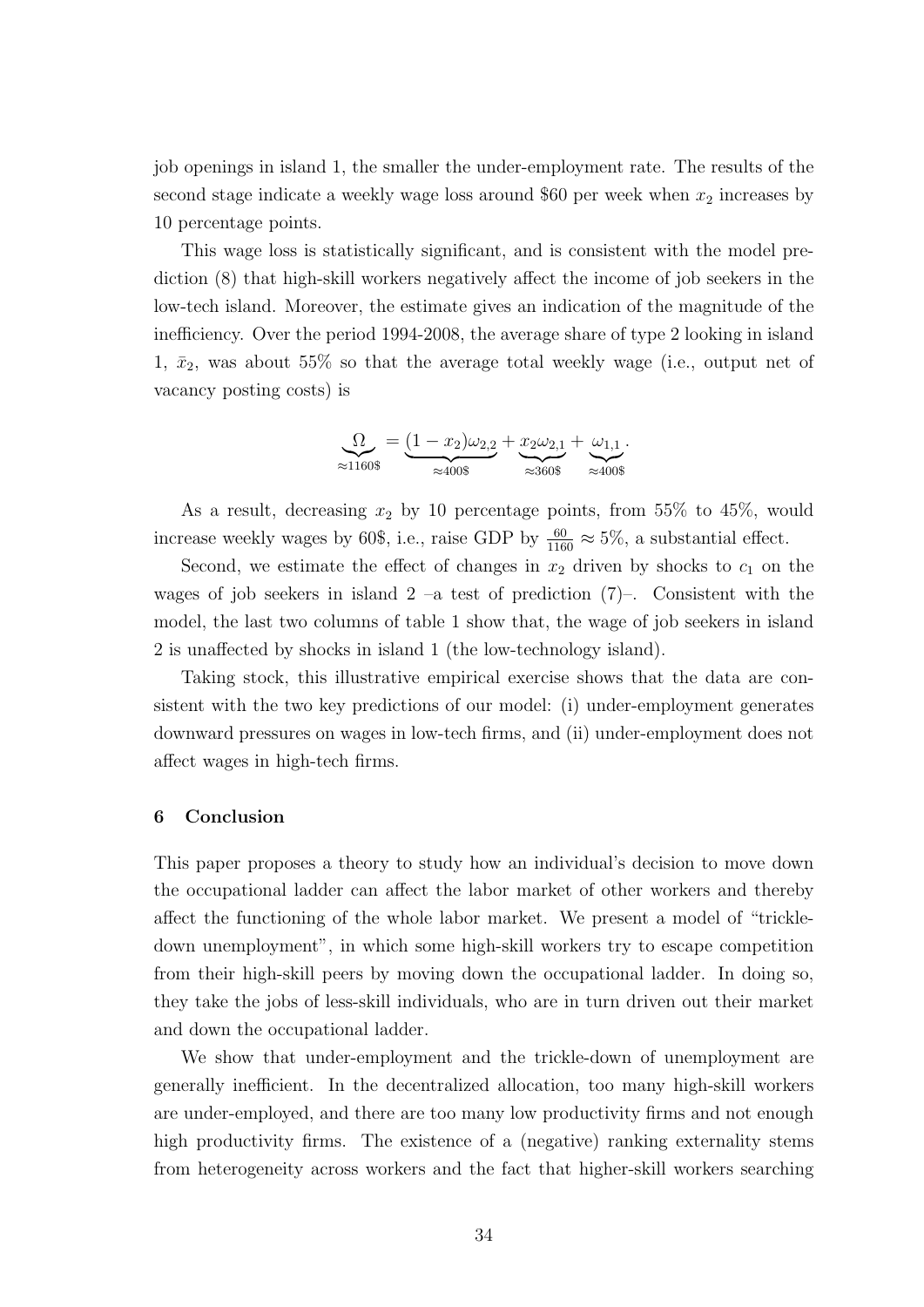job openings in island 1, the smaller the under-employment rate. The results of the second stage indicate a weekly wage loss around \$60 per week when $x_2$ increases by 10 percentage points.

This wage loss is statistically significant, and is consistent with the model prediction (8) that high-skill workers negatively affect the income of job seekers in the low-tech island. Moreover, the estimate gives an indication of the magnitude of the inefficiency. Over the period 1994-2008, the average share of type 2 looking in island 1, $\bar{x}_2$, was about 55% so that the average total weekly wage (i.e., output net of vacancy posting costs) is

$$\underbrace{\Omega}_{\approx 1160\$} = \underbrace{(1-x_2)\omega_{2,2}}_{\approx 400\$} + \underbrace{x_2\omega_{2,1}}_{\approx 360\$} + \underbrace{\omega_{1,1}}_{\approx 400\$}.$$

As a result, decreasing $x_2$ by 10 percentage points, from 55% to 45%, would increase weekly wages by 60\$, i.e., raise GDP by $\frac{60}{1160} \approx 5\%$, a substantial effect.

Second, we estimate the effect of changes in $x_2$ driven by shocks to $c_1$ on the wages of job seekers in island 2 –a test of prediction (7)–. Consistent with the model, the last two columns of table 1 show that, the wage of job seekers in island 2 is unaffected by shocks in island 1 (the low-technology island).

Taking stock, this illustrative empirical exercise shows that the data are consistent with the two key predictions of our model: (i) under-employment generates downward pressures on wages in low-tech firms, and (ii) under-employment does not affect wages in high-tech firms.

## 6 Conclusion

This paper proposes a theory to study how an individual's decision to move down the occupational ladder can affect the labor market of other workers and thereby affect the functioning of the whole labor market. We present a model of "trickle-down unemployment", in which some high-skill workers try to escape competition from their high-skill peers by moving down the occupational ladder. In doing so, they take the jobs of less-skill individuals, who are in turn driven out their market and down the occupational ladder.

We show that under-employment and the trickle-down of unemployment are generally inefficient. In the decentralized allocation, too many high-skill workers are under-employed, and there are too many low productivity firms and not enough high productivity firms. The existence of a (negative) ranking externality stems from heterogeneity across workers and the fact that higher-skill workers searching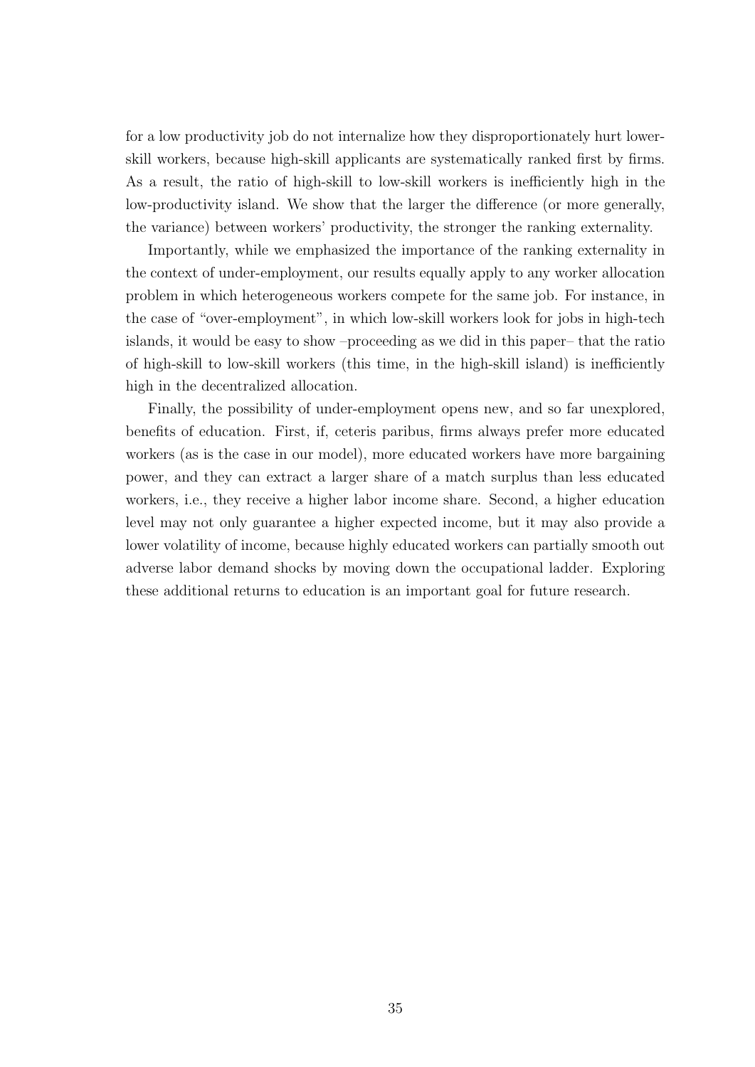for a low productivity job do not internalize how they disproportionately hurt lower-skill workers, because high-skill applicants are systematically ranked first by firms. As a result, the ratio of high-skill to low-skill workers is inefficiently high in the low-productivity island. We show that the larger the difference (or more generally, the variance) between workers' productivity, the stronger the ranking externality.

Importantly, while we emphasized the importance of the ranking externality in the context of under-employment, our results equally apply to any worker allocation problem in which heterogeneous workers compete for the same job. For instance, in the case of "over-employment", in which low-skill workers look for jobs in high-tech islands, it would be easy to show –proceeding as we did in this paper– that the ratio of high-skill to low-skill workers (this time, in the high-skill island) is inefficiently high in the decentralized allocation.

Finally, the possibility of under-employment opens new, and so far unexplored, benefits of education. First, if, ceteris paribus, firms always prefer more educated workers (as is the case in our model), more educated workers have more bargaining power, and they can extract a larger share of a match surplus than less educated workers, i.e., they receive a higher labor income share. Second, a higher education level may not only guarantee a higher expected income, but it may also provide a lower volatility of income, because highly educated workers can partially smooth out adverse labor demand shocks by moving down the occupational ladder. Exploring these additional returns to education is an important goal for future research.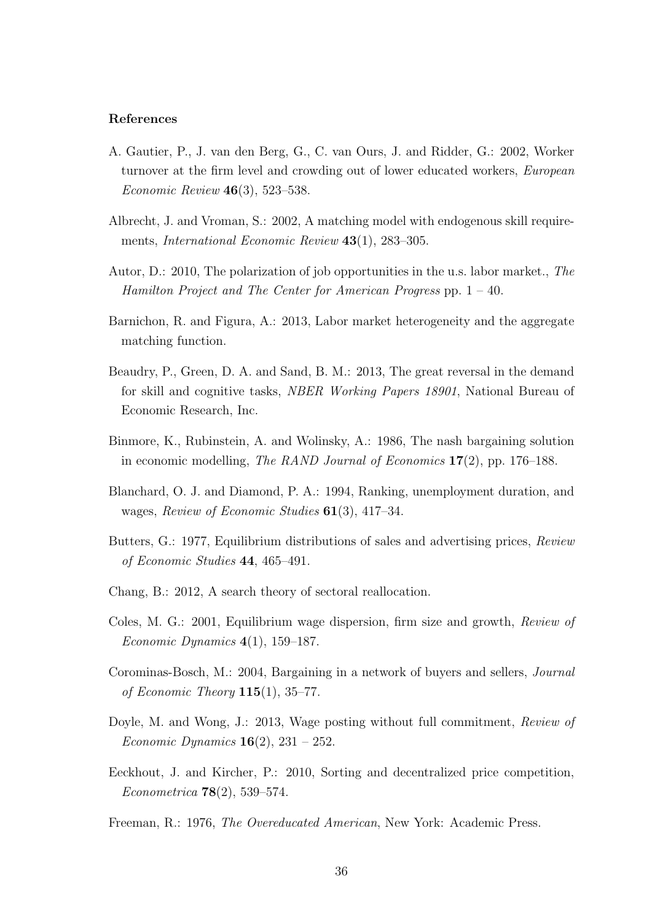### References

A. Gautier, P., J. van den Berg, G., C. van Ours, J. and Ridder, G.: 2002, Worker turnover at the firm level and crowding out of lower educated workers, *European Economic Review* **46**(3), 523–538.

Albrecht, J. and Vroman, S.: 2002, A matching model with endogenous skill requirements, *International Economic Review* **43**(1), 283–305.

Autor, D.: 2010, The polarization of job opportunities in the u.s. labor market., *The Hamilton Project and The Center for American Progress* pp. 1 – 40.

Barnichon, R. and Figura, A.: 2013, Labor market heterogeneity and the aggregate matching function.

Beaudry, P., Green, D. A. and Sand, B. M.: 2013, The great reversal in the demand for skill and cognitive tasks, *NBER Working Papers 18901*, National Bureau of Economic Research, Inc.

Binmore, K., Rubinstein, A. and Wolinsky, A.: 1986, The nash bargaining solution in economic modelling, *The RAND Journal of Economics* **17**(2), pp. 176–188.

Blanchard, O. J. and Diamond, P. A.: 1994, Ranking, unemployment duration, and wages, *Review of Economic Studies* **61**(3), 417–34.

Butters, G.: 1977, Equilibrium distributions of sales and advertising prices, *Review of Economic Studies* **44**, 465–491.

Chang, B.: 2012, A search theory of sectoral reallocation.

Coles, M. G.: 2001, Equilibrium wage dispersion, firm size and growth, *Review of Economic Dynamics* **4**(1), 159–187.

Corominas-Bosch, M.: 2004, Bargaining in a network of buyers and sellers, *Journal of Economic Theory* **115**(1), 35–77.

Doyle, M. and Wong, J.: 2013, Wage posting without full commitment, *Review of Economic Dynamics* **16**(2), 231 – 252.

Eeckhout, J. and Kircher, P.: 2010, Sorting and decentralized price competition, *Econometrica* **78**(2), 539–574.

Freeman, R.: 1976, *The Overeducated American*, New York: Academic Press.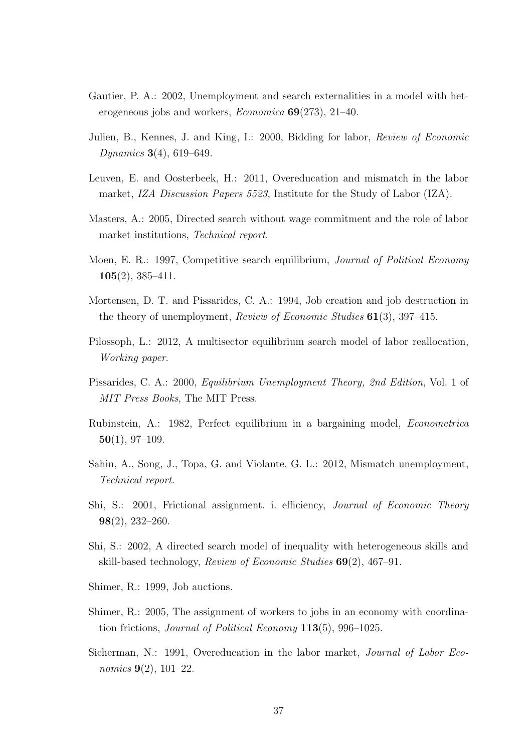Gautier, P. A.: 2002, Unemployment and search externalities in a model with heterogeneous jobs and workers, *Economica* **69**(273), 21–40.

Julien, B., Kennes, J. and King, I.: 2000, Bidding for labor, *Review of Economic Dynamics* **3**(4), 619–649.

Leuven, E. and Oosterbeek, H.: 2011, Overeducation and mismatch in the labor market, *IZA Discussion Papers 5523*, Institute for the Study of Labor (IZA).

Masters, A.: 2005, Directed search without wage commitment and the role of labor market institutions, *Technical report*.

Moen, E. R.: 1997, Competitive search equilibrium, *Journal of Political Economy* **105**(2), 385–411.

Mortensen, D. T. and Pissarides, C. A.: 1994, Job creation and job destruction in the theory of unemployment, *Review of Economic Studies* **61**(3), 397–415.

Pilossoph, L.: 2012, A multisector equilibrium search model of labor reallocation, *Working paper*.

Pissarides, C. A.: 2000, *Equilibrium Unemployment Theory, 2nd Edition*, Vol. 1 of *MIT Press Books*, The MIT Press.

Rubinstein, A.: 1982, Perfect equilibrium in a bargaining model, *Econometrica* **50**(1), 97–109.

Sahin, A., Song, J., Topa, G. and Violante, G. L.: 2012, Mismatch unemployment, *Technical report*.

Shi, S.: 2001, Frictional assignment. i. efficiency, *Journal of Economic Theory* **98**(2), 232–260.

Shi, S.: 2002, A directed search model of inequality with heterogeneous skills and skill-based technology, *Review of Economic Studies* **69**(2), 467–91.

Shimer, R.: 1999, Job auctions.

Shimer, R.: 2005, The assignment of workers to jobs in an economy with coordination frictions, *Journal of Political Economy* **113**(5), 996–1025.

Sicherman, N.: 1991, Overeducation in the labor market, *Journal of Labor Economics* **9**(2), 101–22.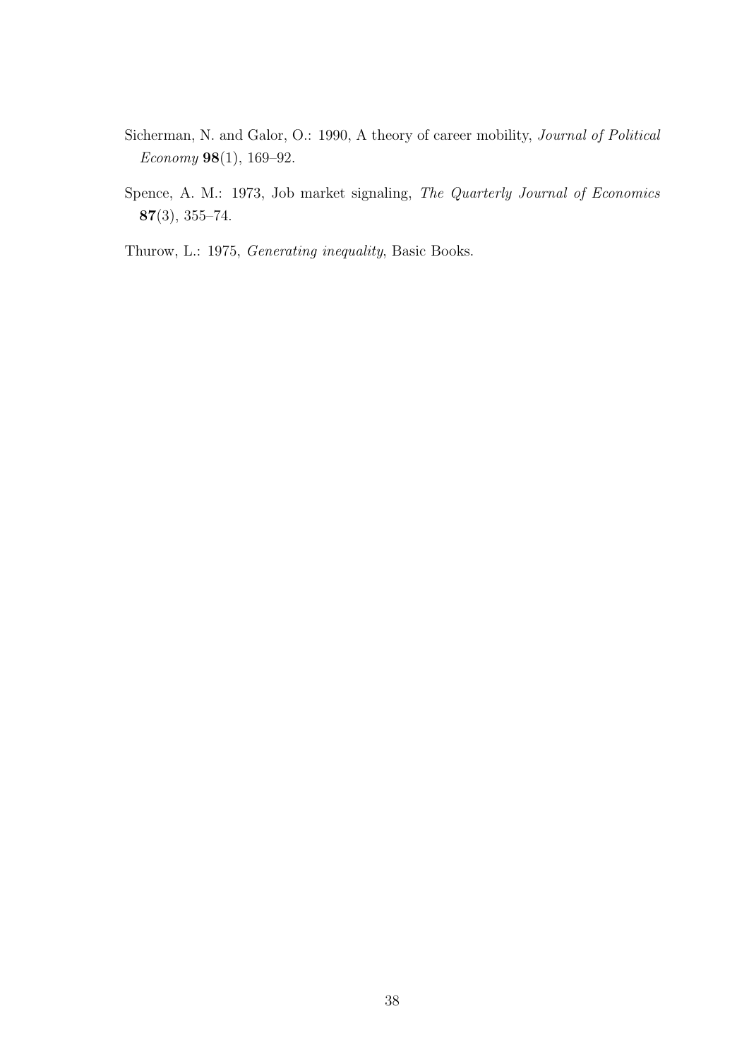Sicherman, N. and Galor, O.: 1990, A theory of career mobility, *Journal of Political Economy* **98**(1), 169–92.

Spence, A. M.: 1973, Job market signaling, *The Quarterly Journal of Economics* **87**(3), 355–74.

Thurow, L.: 1975, *Generating inequality*, Basic Books.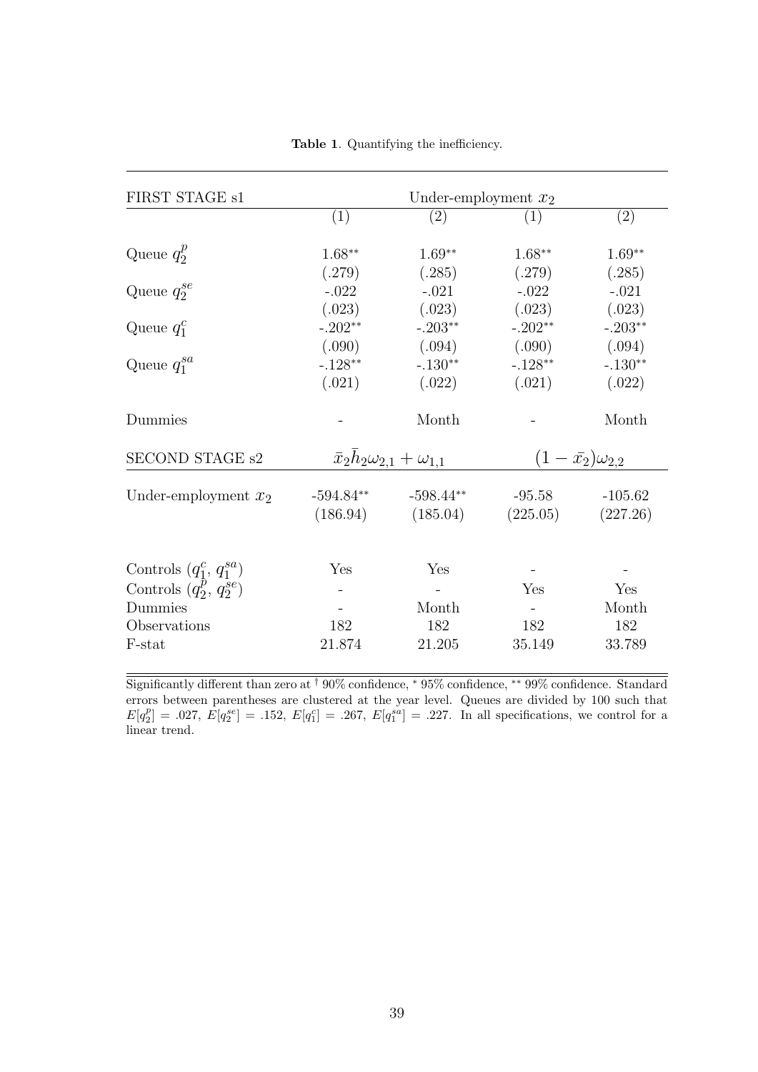**Table 1**. Quantifying the inefficiency.

| FIRST STAGE s1 | Under-employment $x_2$ | | | |
|---|---|---|---|---|
| | (1) | (2) | (1) | (2) |
| Queue $q_2^p$ | $1.68^{**}$ | $1.69^{**}$ | $1.68^{**}$ | $1.69^{**}$ |
| | (.279) | (.285) | (.279) | (.285) |
| Queue $q_2^{se}$ | -.022 | -.021 | -.022 | -.021 |
| | (.023) | (.023) | (.023) | (.023) |
| Queue $q_1^c$ | $-.202^{**}$ | $-.203^{**}$ | $-.202^{**}$ | $-.203^{**}$ |
| | (.090) | (.094) | (.090) | (.094) |
| Queue $q_1^{sa}$ | $-.128^{**}$ | $-.130^{**}$ | $-.128^{**}$ | $-.130^{**}$ |
| | (.021) | (.022) | (.021) | (.022) |
| Dummies | - | Month | - | Month |
| SECOND STAGE s2 | $\bar{x}_2\bar{h}_2\omega_{2,1} + \omega_{1,1}$ | | $(1-\bar{x}_2)\omega_{2,2}$ | |
| Under-employment $x_2$ | $-594.84^{**}$ | $-598.44^{**}$ | -95.58 | -105.62 |
| | (186.94) | (185.04) | (225.05) | (227.26) |
| Controls ($q_1^c$, $q_1^{sa}$) | Yes | Yes | - | - |
| Controls ($q_2^p$, $q_2^{se}$) | - | - | Yes | Yes |
| Dummies | - | Month | - | Month |
| Observations | 182 | 182 | 182 | 182 |
| F-stat | 21.874 | 21.205 | 35.149 | 33.789 |

Significantly different than zero at $^{\dagger}$ 90% confidence, $^{*}$ 95% confidence, $^{**}$ 99% confidence. Standard errors between parentheses are clustered at the year level. Queues are divided by 100 such that $E[q_2^p] = .027$, $E[q_2^{se}] = .152$, $E[q_1^c] = .267$, $E[q_1^{sa}] = .227$. In all specifications, we control for a linear trend.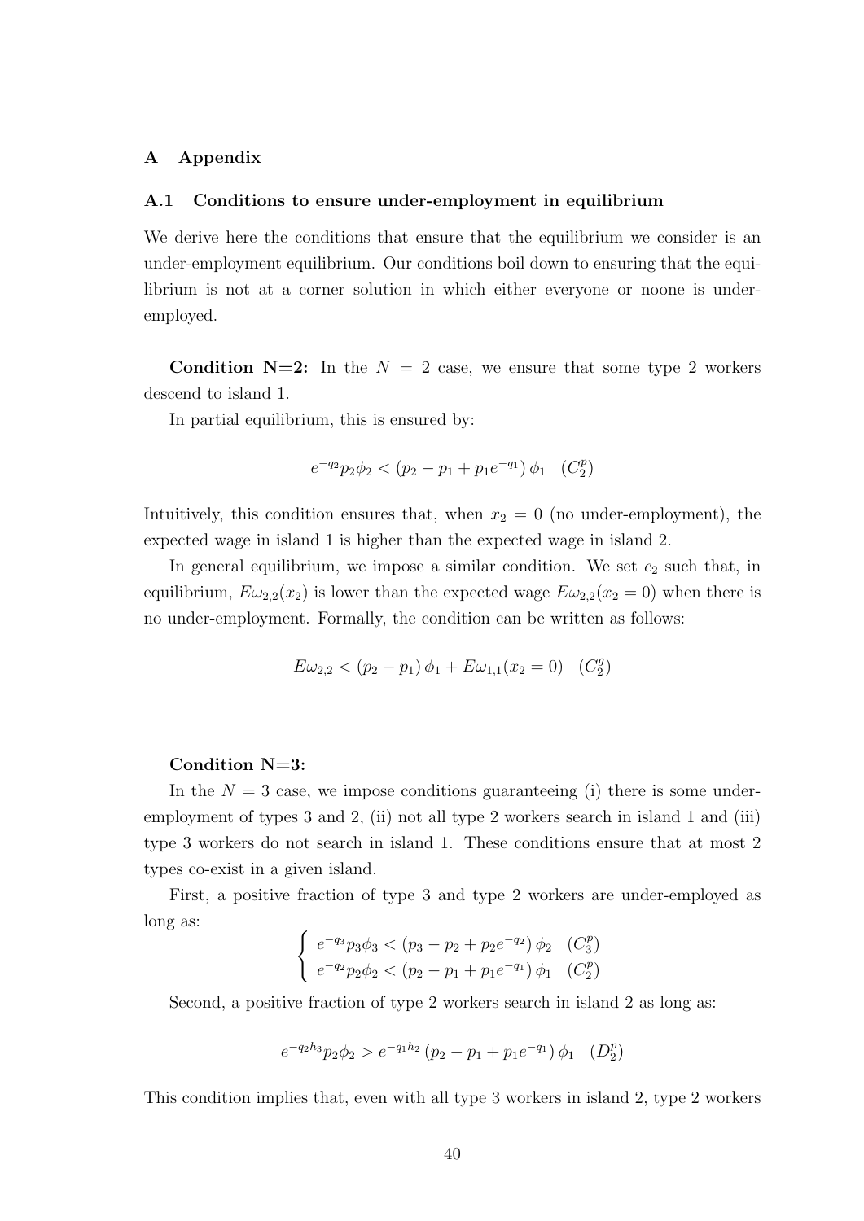# A Appendix

## A.1 Conditions to ensure under-employment in equilibrium

We derive here the conditions that ensure that the equilibrium we consider is an under-employment equilibrium. Our conditions boil down to ensuring that the equilibrium is not at a corner solution in which either everyone or noone is under-employed.

**Condition N=2:** In the $N = 2$ case, we ensure that some type 2 workers descend to island 1.

In partial equilibrium, this is ensured by:

$$e^{-q_2} p_2 \phi_2 < \left(p_2 - p_1 + p_1 e^{-q_1}\right) \phi_1 \quad (C_2^p)$$

Intuitively, this condition ensures that, when $x_2 = 0$ (no under-employment), the expected wage in island 1 is higher than the expected wage in island 2.

In general equilibrium, we impose a similar condition. We set $c_2$ such that, in equilibrium, $E\omega_{2,2}(x_2)$ is lower than the expected wage $E\omega_{2,2}(x_2 = 0)$ when there is no under-employment. Formally, the condition can be written as follows:

$$E\omega_{2,2} < \left(p_2 - p_1\right) \phi_1 + E\omega_{1,1}(x_2 = 0) \quad (C_2^g)$$

**Condition N=3:**

In the $N = 3$ case, we impose conditions guaranteeing (i) there is some under-employment of types 3 and 2, (ii) not all type 2 workers search in island 1 and (iii) type 3 workers do not search in island 1. These conditions ensure that at most 2 types co-exist in a given island.

First, a positive fraction of type 3 and type 2 workers are under-employed as long as:

$$\begin{cases} e^{-q_3} p_3 \phi_3 < \left(p_3 - p_2 + p_2 e^{-q_2}\right) \phi_2 & (C_3^p) \\ e^{-q_2} p_2 \phi_2 < \left(p_2 - p_1 + p_1 e^{-q_1}\right) \phi_1 & (C_2^p) \end{cases}$$

Second, a positive fraction of type 2 workers search in island 2 as long as:

$$e^{-q_2 h_3} p_2 \phi_2 > e^{-q_1 h_2} \left(p_2 - p_1 + p_1 e^{-q_1}\right) \phi_1 \quad (D_2^p)$$

This condition implies that, even with all type 3 workers in island 2, type 2 workers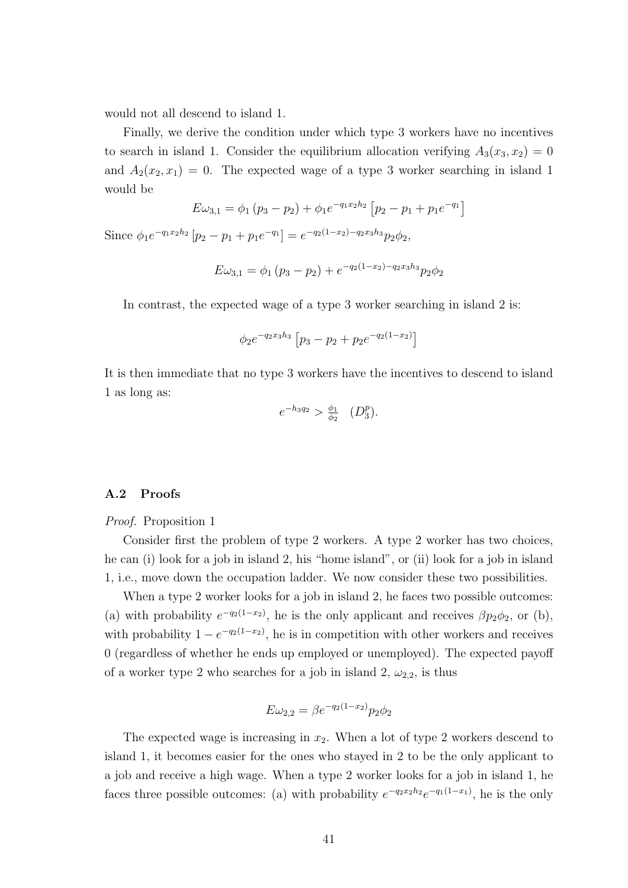would not all descend to island 1.

Finally, we derive the condition under which type 3 workers have no incentives to search in island 1. Consider the equilibrium allocation verifying $A_3(x_3, x_2) = 0$ and $A_2(x_2, x_1) = 0$. The expected wage of a type 3 worker searching in island 1 would be

$$E\omega_{3,1} = \phi_1 (p_3 - p_2) + \phi_1 e^{-q_1 x_2 h_2} \left[ p_2 - p_1 + p_1 e^{-q_1} \right]$$

Since $\phi_1 e^{-q_1 x_2 h_2} \left[ p_2 - p_1 + p_1 e^{-q_1} \right] = e^{-q_2(1-x_2) - q_2 x_3 h_3} p_2 \phi_2$,

$$E\omega_{3,1} = \phi_1 (p_3 - p_2) + e^{-q_2(1-x_2) - q_2 x_3 h_3} p_2 \phi_2$$

In contrast, the expected wage of a type 3 worker searching in island 2 is:

$$\phi_2 e^{-q_2 x_3 h_3} \left[ p_3 - p_2 + p_2 e^{-q_2(1-x_2)} \right]$$

It is then immediate that no type 3 workers have the incentives to descend to island 1 as long as:

$$e^{-h_3 q_2} > \tfrac{\phi_1}{\phi_2} \quad (D_3^p).$$

### A.2 Proofs

*Proof.* Proposition 1

Consider first the problem of type 2 workers. A type 2 worker has two choices, he can (i) look for a job in island 2, his "home island", or (ii) look for a job in island 1, i.e., move down the occupation ladder. We now consider these two possibilities.

When a type 2 worker looks for a job in island 2, he faces two possible outcomes: (a) with probability $e^{-q_2(1-x_2)}$, he is the only applicant and receives $\beta p_2 \phi_2$, or (b), with probability $1 - e^{-q_2(1-x_2)}$, he is in competition with other workers and receives 0 (regardless of whether he ends up employed or unemployed). The expected payoff of a worker type 2 who searches for a job in island 2, $\omega_{2,2}$, is thus

$$E\omega_{2,2} = \beta e^{-q_2(1-x_2)} p_2 \phi_2$$

The expected wage is increasing in $x_2$. When a lot of type 2 workers descend to island 1, it becomes easier for the ones who stayed in 2 to be the only applicant to a job and receive a high wage. When a type 2 worker looks for a job in island 1, he faces three possible outcomes: (a) with probability $e^{-q_2 x_2 h_2} e^{-q_1(1-x_1)}$, he is the only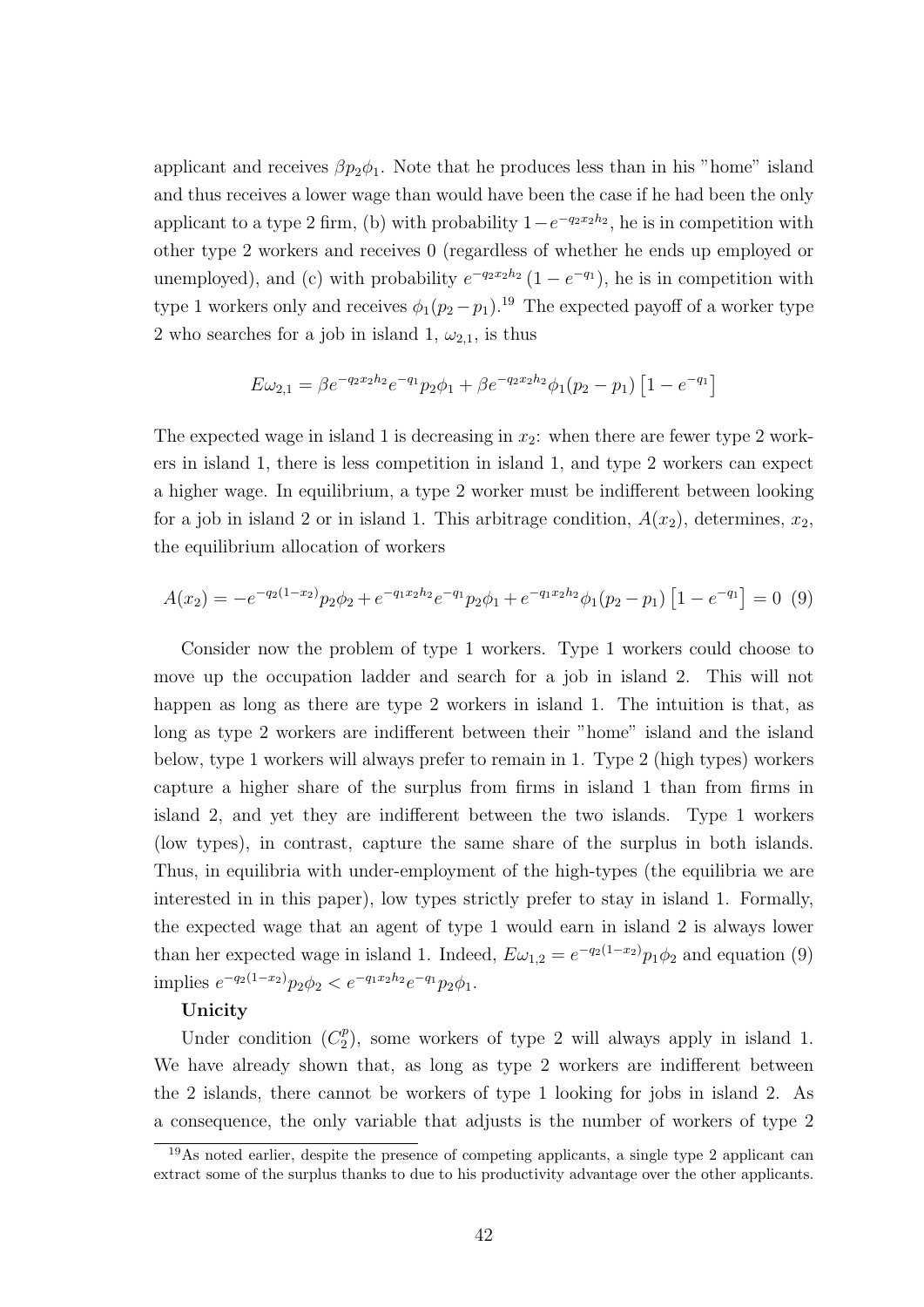applicant and receives $\beta p_2 \phi_1$. Note that he produces less than in his "home" island and thus receives a lower wage than would have been the case if he had been the only applicant to a type 2 firm, (b) with probability $1-e^{-q_2 x_2 h_2}$, he is in competition with other type 2 workers and receives 0 (regardless of whether he ends up employed or unemployed), and (c) with probability $e^{-q_2 x_2 h_2}\left(1-e^{-q_1}\right)$, he is in competition with type 1 workers only and receives $\phi_1(p_2 - p_1)$.[19] The expected payoff of a worker type 2 who searches for a job in island 1, $\omega_{2,1}$, is thus

$$E\omega_{2,1} = \beta e^{-q_2 x_2 h_2} e^{-q_1} p_2 \phi_1 + \beta e^{-q_2 x_2 h_2} \phi_1 (p_2 - p_1)\left[1 - e^{-q_1}\right]$$

The expected wage in island 1 is decreasing in $x_2$: when there are fewer type 2 workers in island 1, there is less competition in island 1, and type 2 workers can expect a higher wage. In equilibrium, a type 2 worker must be indifferent between looking for a job in island 2 or in island 1. This arbitrage condition, $A(x_2)$, determines, $x_2$, the equilibrium allocation of workers

$$A(x_2) = -e^{-q_2(1-x_2)} p_2 \phi_2 + e^{-q_1 x_2 h_2} e^{-q_1} p_2 \phi_1 + e^{-q_1 x_2 h_2} \phi_1 (p_2 - p_1)\left[1 - e^{-q_1}\right] = 0 \quad (9)$$

Consider now the problem of type 1 workers. Type 1 workers could choose to move up the occupation ladder and search for a job in island 2. This will not happen as long as there are type 2 workers in island 1. The intuition is that, as long as type 2 workers are indifferent between their "home" island and the island below, type 1 workers will always prefer to remain in 1. Type 2 (high types) workers capture a higher share of the surplus from firms in island 1 than from firms in island 2, and yet they are indifferent between the two islands. Type 1 workers (low types), in contrast, capture the same share of the surplus in both islands. Thus, in equilibria with under-employment of the high-types (the equilibria we are interested in in this paper), low types strictly prefer to stay in island 1. Formally, the expected wage that an agent of type 1 would earn in island 2 is always lower than her expected wage in island 1. Indeed, $E\omega_{1,2} = e^{-q_2(1-x_2)} p_1 \phi_2$ and equation (9) implies $e^{-q_2(1-x_2)} p_2 \phi_2 < e^{-q_1 x_2 h_2} e^{-q_1} p_2 \phi_1$.

**Unicity**

Under condition $(C_2^p)$, some workers of type 2 will always apply in island 1. We have already shown that, as long as type 2 workers are indifferent between the 2 islands, there cannot be workers of type 1 looking for jobs in island 2. As a consequence, the only variable that adjusts is the number of workers of type 2

[19] As noted earlier, despite the presence of competing applicants, a single type 2 applicant can extract some of the surplus thanks to due to his productivity advantage over the other applicants.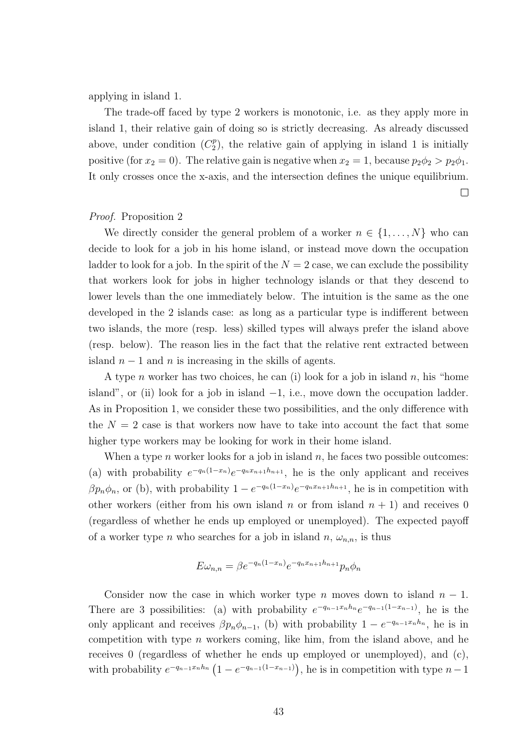applying in island 1.

The trade-off faced by type 2 workers is monotonic, i.e. as they apply more in island 1, their relative gain of doing so is strictly decreasing. As already discussed above, under condition $(C_2^p)$, the relative gain of applying in island 1 is initially positive (for $x_2 = 0$). The relative gain is negative when $x_2 = 1$, because $p_2\phi_2 > p_2\phi_1$. It only crosses once the x-axis, and the intersection defines the unique equilibrium. □

*Proof.* Proposition 2

We directly consider the general problem of a worker $n \in \{1, \ldots, N\}$ who can decide to look for a job in his home island, or instead move down the occupation ladder to look for a job. In the spirit of the $N = 2$ case, we can exclude the possibility that workers look for jobs in higher technology islands or that they descend to lower levels than the one immediately below. The intuition is the same as the one developed in the 2 islands case: as long as a particular type is indifferent between two islands, the more (resp. less) skilled types will always prefer the island above (resp. below). The reason lies in the fact that the relative rent extracted between island $n-1$ and $n$ is increasing in the skills of agents.

A type $n$ worker has two choices, he can (i) look for a job in island $n$, his "home island", or (ii) look for a job in island $-1$, i.e., move down the occupation ladder. As in Proposition 1, we consider these two possibilities, and the only difference with the $N = 2$ case is that workers now have to take into account the fact that some higher type workers may be looking for work in their home island.

When a type $n$ worker looks for a job in island $n$, he faces two possible outcomes: (a) with probability $e^{-q_n(1-x_n)}e^{-q_n x_{n+1}h_{n+1}}$, he is the only applicant and receives $\beta p_n \phi_n$, or (b), with probability $1 - e^{-q_n(1-x_n)}e^{-q_n x_{n+1}h_{n+1}}$, he is in competition with other workers (either from his own island $n$ or from island $n+1$) and receives 0 (regardless of whether he ends up employed or unemployed). The expected payoff of a worker type $n$ who searches for a job in island $n$, $\omega_{n,n}$, is thus

$$E\omega_{n,n} = \beta e^{-q_n(1-x_n)}e^{-q_n x_{n+1}h_{n+1}}p_n\phi_n$$

Consider now the case in which worker type $n$ moves down to island $n-1$. There are 3 possibilities: (a) with probability $e^{-q_{n-1}x_n h_n}e^{-q_{n-1}(1-x_{n-1})}$, he is the only applicant and receives $\beta p_n \phi_{n-1}$, (b) with probability $1 - e^{-q_{n-1}x_n h_n}$, he is in competition with type $n$ workers coming, like him, from the island above, and he receives 0 (regardless of whether he ends up employed or unemployed), and (c), with probability $e^{-q_{n-1}x_n h_n}\left(1 - e^{-q_{n-1}(1-x_{n-1})}\right)$, he is in competition with type $n-1$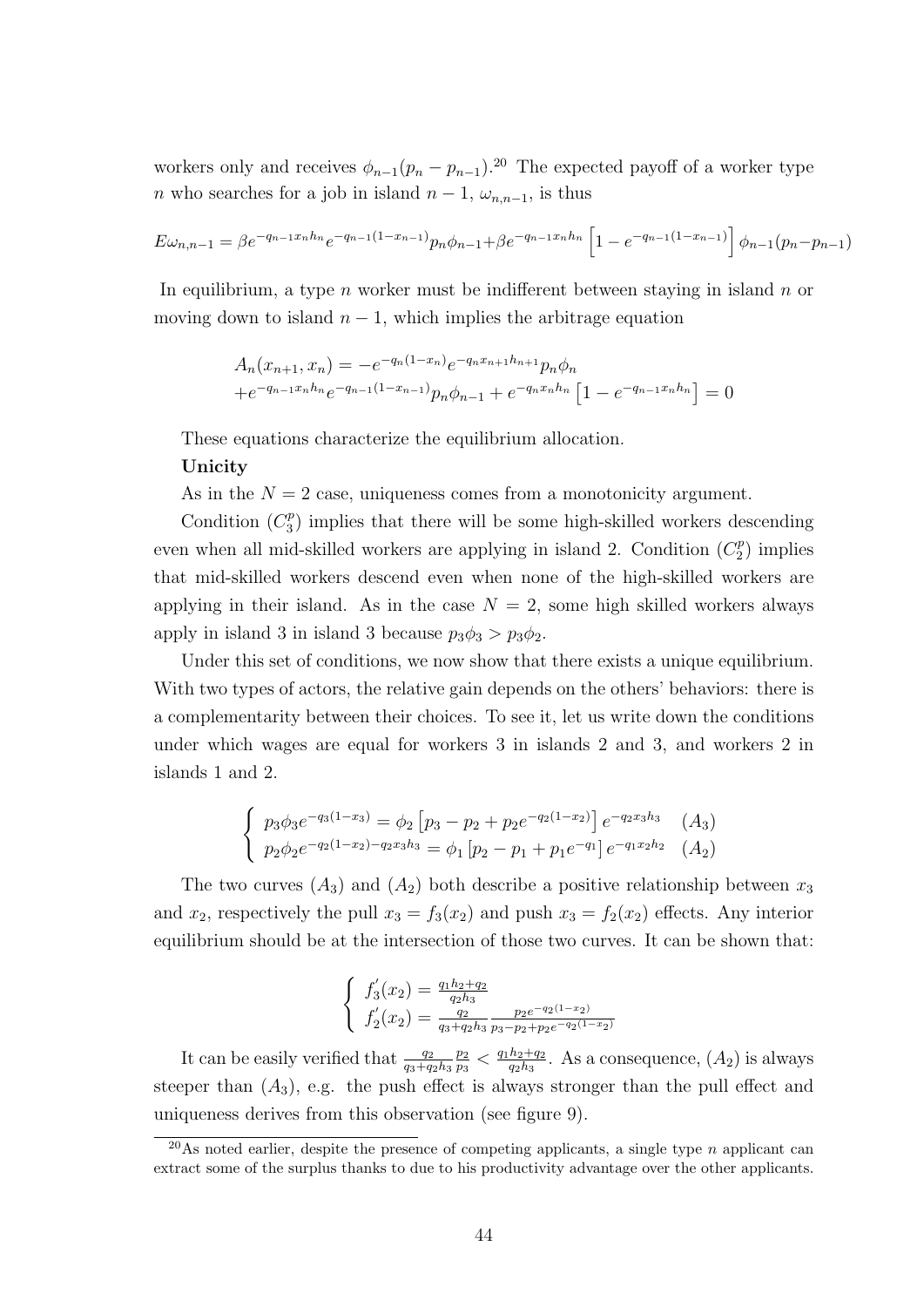workers only and receives $\phi_{n-1}(p_n - p_{n-1})$.[20] The expected payoff of a worker type $n$ who searches for a job in island $n-1$, $\omega_{n,n-1}$, is thus

$$E\omega_{n,n-1} = \beta e^{-q_{n-1}x_n h_n} e^{-q_{n-1}(1-x_{n-1})} p_n \phi_{n-1} + \beta e^{-q_{n-1}x_n h_n} \left[1 - e^{-q_{n-1}(1-x_{n-1})}\right] \phi_{n-1}(p_n - p_{n-1})$$

In equilibrium, a type $n$ worker must be indifferent between staying in island $n$ or moving down to island $n-1$, which implies the arbitrage equation

$$\begin{aligned} A_n(x_{n+1}, x_n) &= -e^{-q_n(1-x_n)} e^{-q_n x_{n+1} h_{n+1}} p_n \phi_n \\ &+ e^{-q_{n-1}x_n h_n} e^{-q_{n-1}(1-x_{n-1})} p_n \phi_{n-1} + e^{-q_n x_n h_n}\left[1 - e^{-q_{n-1}x_n h_n}\right] = 0 \end{aligned}$$

These equations characterize the equilibrium allocation.

**Unicity**

As in the $N = 2$ case, uniqueness comes from a monotonicity argument.

Condition $(C_3^p)$ implies that there will be some high-skilled workers descending even when all mid-skilled workers are applying in island 2. Condition $(C_2^p)$ implies that mid-skilled workers descend even when none of the high-skilled workers are applying in their island. As in the case $N = 2$, some high skilled workers always apply in island 3 in island 3 because $p_3\phi_3 > p_3\phi_2$.

Under this set of conditions, we now show that there exists a unique equilibrium. With two types of actors, the relative gain depends on the others' behaviors: there is a complementarity between their choices. To see it, let us write down the conditions under which wages are equal for workers 3 in islands 2 and 3, and workers 2 in islands 1 and 2.

$$\begin{cases} p_3\phi_3 e^{-q_3(1-x_3)} = \phi_2\left[p_3 - p_2 + p_2 e^{-q_2(1-x_2)}\right] e^{-q_2 x_3 h_3} & (A_3) \\ p_2\phi_2 e^{-q_2(1-x_2) - q_2 x_3 h_3} = \phi_1\left[p_2 - p_1 + p_1 e^{-q_1}\right] e^{-q_1 x_2 h_2} & (A_2) \end{cases}$$

The two curves $(A_3)$ and $(A_2)$ both describe a positive relationship between $x_3$ and $x_2$, respectively the pull $x_3 = f_3(x_2)$ and push $x_3 = f_2(x_2)$ effects. Any interior equilibrium should be at the intersection of those two curves. It can be shown that:

$$\begin{cases} f_3'(x_2) = \frac{q_1 h_2 + q_2}{q_2 h_3} \\ f_2'(x_2) = \frac{q_2}{q_3 + q_2 h_3} \frac{p_2 e^{-q_2(1-x_2)}}{p_3 - p_2 + p_2 e^{-q_2(1-x_2)}} \end{cases}$$

It can be easily verified that $\frac{q_2}{q_3+q_2h_3}\frac{p_2}{p_3} < \frac{q_1h_2+q_2}{q_2h_3}$. As a consequence, $(A_2)$ is always steeper than $(A_3)$, e.g. the push effect is always stronger than the pull effect and uniqueness derives from this observation (see figure 9).

[20] As noted earlier, despite the presence of competing applicants, a single type $n$ applicant can extract some of the surplus thanks to due to his productivity advantage over the other applicants.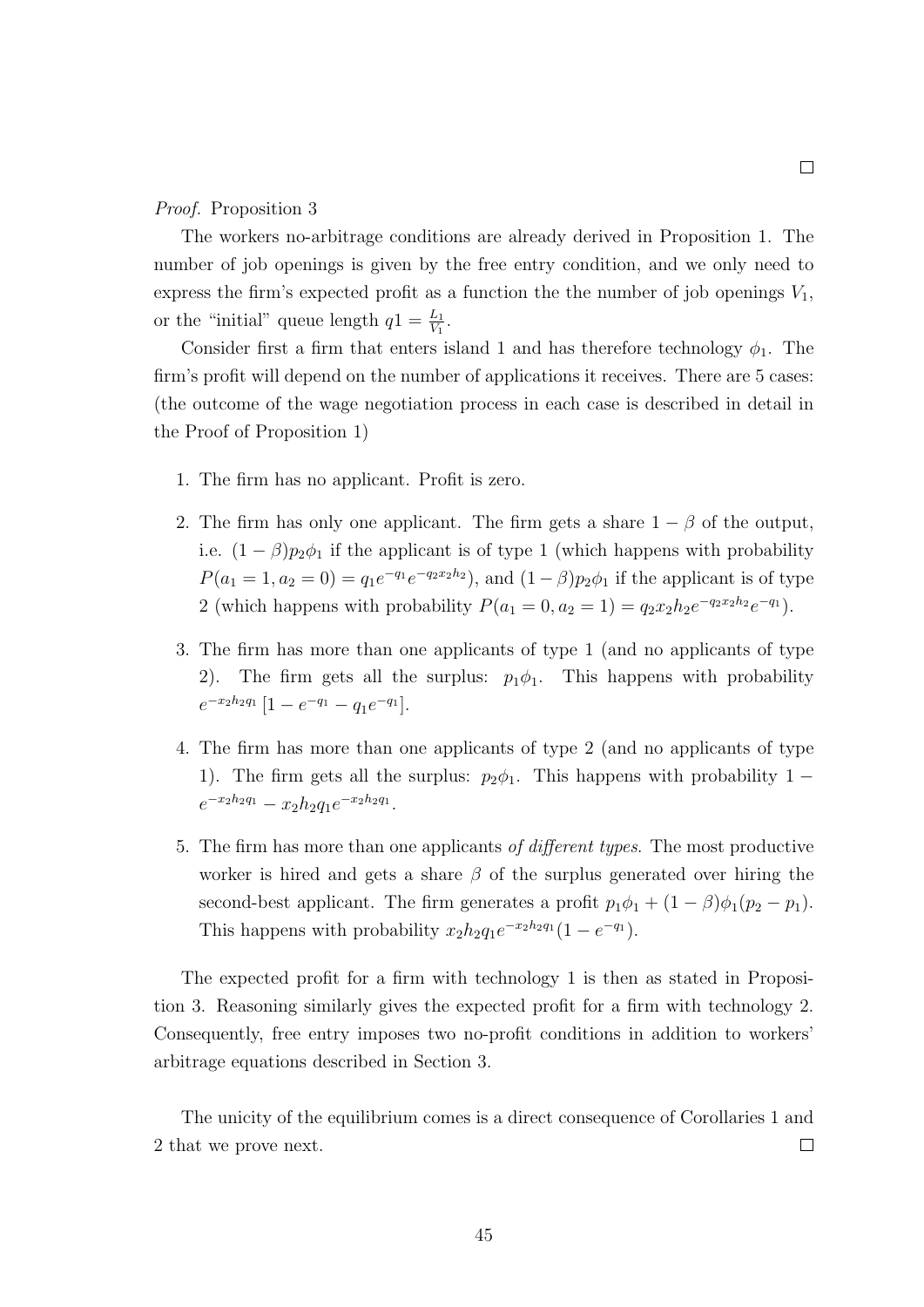□

*Proof.* Proposition 3

The workers no-arbitrage conditions are already derived in Proposition 1. The number of job openings is given by the free entry condition, and we only need to express the firm's expected profit as a function the the number of job openings $V_1$, or the "initial" queue length $q1 = \frac{L_1}{V_1}$.

Consider first a firm that enters island 1 and has therefore technology $\phi_1$. The firm's profit will depend on the number of applications it receives. There are 5 cases: (the outcome of the wage negotiation process in each case is described in detail in the Proof of Proposition 1)

1. The firm has no applicant. Profit is zero.
2. The firm has only one applicant. The firm gets a share $1-\beta$ of the output, i.e. $(1-\beta)p_2\phi_1$ if the applicant is of type 1 (which happens with probability $P(a_1 = 1, a_2 = 0) = q_1 e^{-q_1} e^{-q_2 x_2 h_2}$), and $(1-\beta)p_2\phi_1$ if the applicant is of type 2 (which happens with probability $P(a_1 = 0, a_2 = 1) = q_2 x_2 h_2 e^{-q_2 x_2 h_2} e^{-q_1}$).
3. The firm has more than one applicants of type 1 (and no applicants of type 2). The firm gets all the surplus: $p_1\phi_1$. This happens with probability $e^{-x_2 h_2 q_1}\left[1 - e^{-q_1} - q_1 e^{-q_1}\right]$.
4. The firm has more than one applicants of type 2 (and no applicants of type 1). The firm gets all the surplus: $p_2\phi_1$. This happens with probability $1 - e^{-x_2 h_2 q_1} - x_2 h_2 q_1 e^{-x_2 h_2 q_1}$.
5. The firm has more than one applicants *of different types*. The most productive worker is hired and gets a share $\beta$ of the surplus generated over hiring the second-best applicant. The firm generates a profit $p_1\phi_1 + (1-\beta)\phi_1(p_2 - p_1)$. This happens with probability $x_2 h_2 q_1 e^{-x_2 h_2 q_1}(1 - e^{-q_1})$.

The expected profit for a firm with technology 1 is then as stated in Proposition 3. Reasoning similarly gives the expected profit for a firm with technology 2. Consequently, free entry imposes two no-profit conditions in addition to workers' arbitrage equations described in Section 3.

The unicity of the equilibrium comes is a direct consequence of Corollaries 1 and 2 that we prove next. □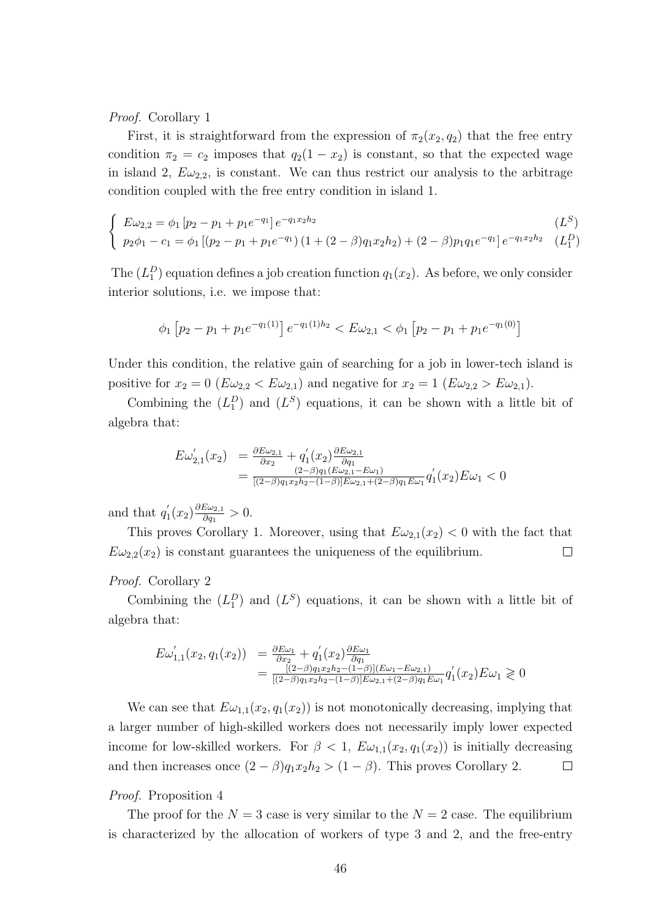*Proof.* Corollary 1

First, it is straightforward from the expression of $\pi_2(x_2, q_2)$ that the free entry condition $\pi_2 = c_2$ imposes that $q_2(1-x_2)$ is constant, so that the expected wage in island 2, $E\omega_{2,2}$, is constant. We can thus restrict our analysis to the arbitrage condition coupled with the free entry condition in island 1.

$$\begin{cases} E\omega_{2,2} = \phi_1 \left[p_2 - p_1 + p_1 e^{-q_1}\right] e^{-q_1 x_2 h_2} & (L^S) \\ p_2\phi_1 - c_1 = \phi_1 \left[(p_2 - p_1 + p_1 e^{-q_1})\left(1 + (2-\beta)q_1 x_2 h_2\right) + (2-\beta)p_1 q_1 e^{-q_1}\right] e^{-q_1 x_2 h_2} & (L_1^D) \end{cases}$$

The $(L_1^D)$ equation defines a job creation function $q_1(x_2)$. As before, we only consider interior solutions, i.e. we impose that:

$$\phi_1 \left[p_2 - p_1 + p_1 e^{-q_1(1)}\right] e^{-q_1(1) h_2} < E\omega_{2,1} < \phi_1 \left[p_2 - p_1 + p_1 e^{-q_1(0)}\right]$$

Under this condition, the relative gain of searching for a job in lower-tech island is positive for $x_2 = 0$ ($E\omega_{2,2} < E\omega_{2,1}$) and negative for $x_2 = 1$ ($E\omega_{2,2} > E\omega_{2,1}$).

Combining the $(L_1^D)$ and $(L^S)$ equations, it can be shown with a little bit of algebra that:

$$\begin{aligned} E\omega_{2,1}^{'}(x_2) &= \frac{\partial E\omega_{2,1}}{\partial x_2} + q_1^{'}(x_2)\frac{\partial E\omega_{2,1}}{\partial q_1} \\ &= \frac{(2-\beta)q_1(E\omega_{2,1} - E\omega_1)}{[(2-\beta)q_1 x_2 h_2 - (1-\beta)]E\omega_{2,1} + (2-\beta)q_1 E\omega_1} q_1^{'}(x_2) E\omega_1 < 0 \end{aligned}$$

and that $q_1^{'}(x_2)\frac{\partial E\omega_{2,1}}{\partial q_1} > 0$.

This proves Corollary 1. Moreover, using that $E\omega_{2,1}(x_2) < 0$ with the fact that $E\omega_{2,2}(x_2)$ is constant guarantees the uniqueness of the equilibrium. $\square$

*Proof.* Corollary 2

Combining the $(L_1^D)$ and $(L^S)$ equations, it can be shown with a little bit of algebra that:

$$\begin{aligned} E\omega_{1,1}^{'}(x_2, q_1(x_2)) &= \frac{\partial E\omega_1}{\partial x_2} + q_1^{'}(x_2)\frac{\partial E\omega_1}{\partial q_1} \\ &= \frac{[(2-\beta)q_1 x_2 h_2 - (1-\beta)](E\omega_1 - E\omega_{2,1})}{[(2-\beta)q_1 x_2 h_2 - (1-\beta)]E\omega_{2,1} + (2-\beta)q_1 E\omega_1} q_1^{'}(x_2) E\omega_1 \gtreqless 0 \end{aligned}$$

We can see that $E\omega_{1,1}(x_2, q_1(x_2))$ is not monotonically decreasing, implying that a larger number of high-skilled workers does not necessarily imply lower expected income for low-skilled workers. For $\beta < 1$, $E\omega_{1,1}(x_2, q_1(x_2))$ is initially decreasing and then increases once $(2-\beta)q_1 x_2 h_2 > (1-\beta)$. This proves Corollary 2. $\square$

*Proof.* Proposition 4

The proof for the $N = 3$ case is very similar to the $N = 2$ case. The equilibrium is characterized by the allocation of workers of type 3 and 2, and the free-entry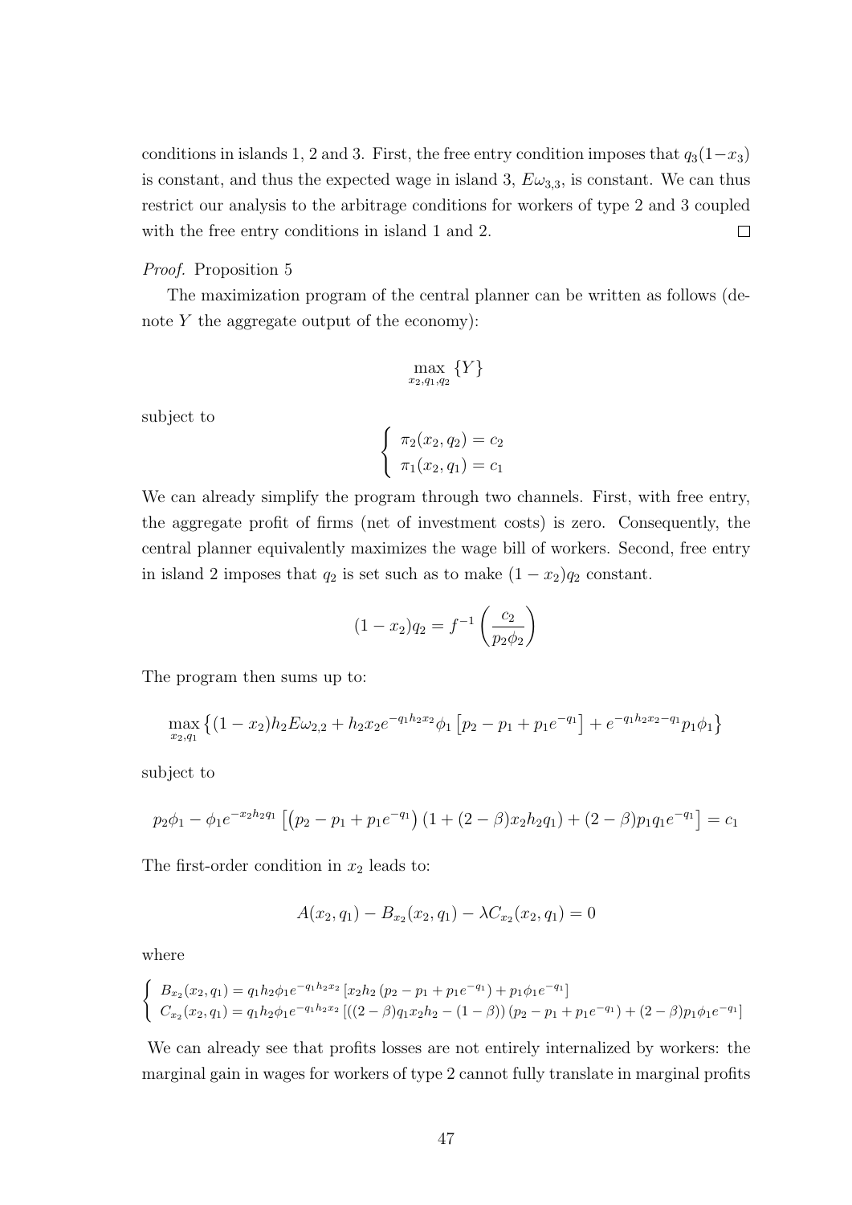conditions in islands 1, 2 and 3. First, the free entry condition imposes that $q_3(1-x_3)$ is constant, and thus the expected wage in island 3, $E\omega_{3,3}$, is constant. We can thus restrict our analysis to the arbitrage conditions for workers of type 2 and 3 coupled with the free entry conditions in island 1 and 2. $\square$

*Proof.* Proposition 5

The maximization program of the central planner can be written as follows (denote $Y$ the aggregate output of the economy):

$$\max_{x_2,q_1,q_2} \{Y\}$$

subject to

$$\begin{cases} \pi_2(x_2,q_2) = c_2 \\ \pi_1(x_2,q_1) = c_1 \end{cases}$$

We can already simplify the program through two channels. First, with free entry, the aggregate profit of firms (net of investment costs) is zero. Consequently, the central planner equivalently maximizes the wage bill of workers. Second, free entry in island 2 imposes that $q_2$ is set such as to make $(1-x_2)q_2$ constant.

$$(1-x_2)q_2 = f^{-1}\left(\frac{c_2}{p_2\phi_2}\right)$$

The program then sums up to:

$$\max_{x_2,q_1} \left\{(1-x_2)h_2E\omega_{2,2} + h_2x_2e^{-q_1h_2x_2}\phi_1\left[p_2 - p_1 + p_1e^{-q_1}\right] + e^{-q_1h_2x_2-q_1}p_1\phi_1\right\}$$

subject to

$$p_2\phi_1 - \phi_1e^{-x_2h_2q_1}\left[\left(p_2 - p_1 + p_1e^{-q_1}\right)(1 + (2-\beta)x_2h_2q_1) + (2-\beta)p_1q_1e^{-q_1}\right] = c_1$$

The first-order condition in $x_2$ leads to:

$$A(x_2,q_1) - B_{x_2}(x_2,q_1) - \lambda C_{x_2}(x_2,q_1) = 0$$

where

$$\begin{cases} B_{x_2}(x_2,q_1) = q_1h_2\phi_1e^{-q_1h_2x_2}\left[x_2h_2\left(p_2 - p_1 + p_1e^{-q_1}\right) + p_1\phi_1e^{-q_1}\right] \\ C_{x_2}(x_2,q_1) = q_1h_2\phi_1e^{-q_1h_2x_2}\left[((2-\beta)q_1x_2h_2 - (1-\beta))\left(p_2 - p_1 + p_1e^{-q_1}\right) + (2-\beta)p_1\phi_1e^{-q_1}\right] \end{cases}$$

We can already see that profits losses are not entirely internalized by workers: the marginal gain in wages for workers of type 2 cannot fully translate in marginal profits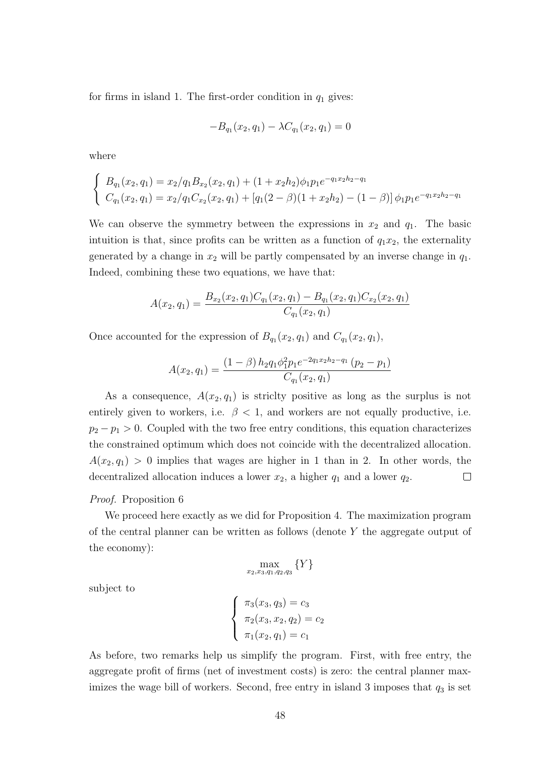for firms in island 1. The first-order condition in $q_1$ gives:

$$-B_{q_1}(x_2, q_1) - \lambda C_{q_1}(x_2, q_1) = 0$$

where

$$\begin{cases} B_{q_1}(x_2, q_1) = x_2/q_1 B_{x_2}(x_2, q_1) + (1 + x_2 h_2)\phi_1 p_1 e^{-q_1 x_2 h_2 - q_1} \\ C_{q_1}(x_2, q_1) = x_2/q_1 C_{x_2}(x_2, q_1) + \left[q_1(2-\beta)(1 + x_2 h_2) - (1-\beta)\right]\phi_1 p_1 e^{-q_1 x_2 h_2 - q_1} \end{cases}$$

We can observe the symmetry between the expressions in $x_2$ and $q_1$. The basic intuition is that, since profits can be written as a function of $q_1 x_2$, the externality generated by a change in $x_2$ will be partly compensated by an inverse change in $q_1$. Indeed, combining these two equations, we have that:

$$A(x_2, q_1) = \frac{B_{x_2}(x_2, q_1)C_{q_1}(x_2, q_1) - B_{q_1}(x_2, q_1)C_{x_2}(x_2, q_1)}{C_{q_1}(x_2, q_1)}$$

Once accounted for the expression of $B_{q_1}(x_2, q_1)$ and $C_{q_1}(x_2, q_1)$,

$$A(x_2, q_1) = \frac{(1-\beta)\, h_2 q_1 \phi_1^2 p_1 e^{-2q_1 x_2 h_2 - q_1}\,(p_2 - p_1)}{C_{q_1}(x_2, q_1)}$$

As a consequence, $A(x_2, q_1)$ is striclty positive as long as the surplus is not entirely given to workers, i.e. $\beta < 1$, and workers are not equally productive, i.e. $p_2 - p_1 > 0$. Coupled with the two free entry conditions, this equation characterizes the constrained optimum which does not coincide with the decentralized allocation. $A(x_2, q_1) > 0$ implies that wages are higher in 1 than in 2. In other words, the decentralized allocation induces a lower $x_2$, a higher $q_1$ and a lower $q_2$. □

*Proof.* Proposition 6

We proceed here exactly as we did for Proposition 4. The maximization program of the central planner can be written as follows (denote $Y$ the aggregate output of the economy):

$$\max_{x_2, x_3, q_1, q_2, q_3} \{Y\}$$

subject to

$$\begin{cases} \pi_3(x_3, q_3) = c_3 \\ \pi_2(x_3, x_2, q_2) = c_2 \\ \pi_1(x_2, q_1) = c_1 \end{cases}$$

As before, two remarks help us simplify the program. First, with free entry, the aggregate profit of firms (net of investment costs) is zero: the central planner maximizes the wage bill of workers. Second, free entry in island 3 imposes that $q_3$ is set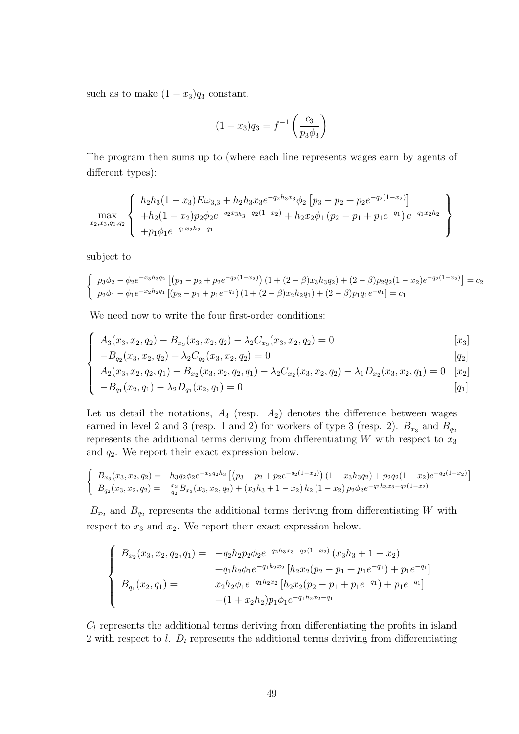such as to make $(1 - x_3)q_3$ constant.

$$(1 - x_3)q_3 = f^{-1}\left(\frac{c_3}{p_3\phi_3}\right)$$

The program then sums up to (where each line represents wages earn by agents of different types):

$$\max_{x_2,x_3,q_1,q_2} \left\{ \begin{array}{l} h_2h_3(1-x_3)E\omega_{3,3} + h_2h_3x_3e^{-q_2h_3x_3}\phi_2\left[p_3 - p_2 + p_2e^{-q_2(1-x_2)}\right] \\ +h_2(1-x_2)p_2\phi_2e^{-q_2x_3h_3-q_2(1-x_2)} + h_2x_2\phi_1\left(p_2 - p_1 + p_1e^{-q_1}\right)e^{-q_1x_2h_2} \\ +p_1\phi_1e^{-q_1x_2h_2-q_1} \end{array} \right\}$$

subject to

$$\left\{ \begin{array}{l} p_3\phi_2 - \phi_2e^{-x_3h_3q_2}\left[\left(p_3 - p_2 + p_2e^{-q_2(1-x_2)}\right)(1 + (2-\beta)x_3h_3q_2) + (2-\beta)p_2q_2(1-x_2)e^{-q_2(1-x_2)}\right] = c_2 \\ p_2\phi_1 - \phi_1e^{-x_2h_2q_1}\left[(p_2 - p_1 + p_1e^{-q_1})(1 + (2-\beta)x_2h_2q_1) + (2-\beta)p_1q_1e^{-q_1}\right] = c_1 \end{array} \right.$$

We need now to write the four first-order conditions:

$$\left\{ \begin{array}{ll} A_3(x_3,x_2,q_2) - B_{x_3}(x_3,x_2,q_2) - \lambda_2C_{x_3}(x_3,x_2,q_2) = 0 & [x_3] \\ -B_{q_2}(x_3,x_2,q_2) + \lambda_2C_{q_2}(x_3,x_2,q_2) = 0 & [q_2] \\ A_2(x_3,x_2,q_2,q_1) - B_{x_2}(x_3,x_2,q_2,q_1) - \lambda_2C_{x_2}(x_3,x_2,q_2) - \lambda_1D_{x_2}(x_3,x_2,q_1) = 0 & [x_2] \\ -B_{q_1}(x_2,q_1) - \lambda_2D_{q_1}(x_2,q_1) = 0 & [q_1] \end{array} \right.$$

Let us detail the notations, $A_3$ (resp. $A_2$) denotes the difference between wages earned in level 2 and 3 (resp. 1 and 2) for workers of type 3 (resp. 2). $B_{x_3}$ and $B_{q_2}$ represents the additional terms deriving from differentiating $W$ with respect to $x_3$ and $q_2$. We report their exact expression below.

$$\left\{ \begin{array}{ll} B_{x_3}(x_3,x_2,q_2) = & h_3q_2\phi_2e^{-x_3q_2h_3}\left[\left(p_3 - p_2 + p_2e^{-q_2(1-x_2)}\right)(1 + x_3h_3q_2) + p_2q_2(1-x_2)e^{-q_2(1-x_2)}\right] \\ B_{q_2}(x_3,x_2,q_2) = & \frac{x_3}{q_2}B_{x_3}(x_3,x_2,q_2) + (x_3h_3 + 1 - x_2)\,h_2\,(1-x_2)\,p_2\phi_2e^{-q_2h_3x_3-q_2(1-x_2)} \end{array} \right.$$

$B_{x_2}$ and $B_{q_2}$ represents the additional terms deriving from differentiating $W$ with respect to $x_3$ and $x_2$. We report their exact expression below.

$$\left\{ \begin{array}{ll} B_{x_2}(x_3,x_2,q_2,q_1) = & -q_2h_2p_2\phi_2e^{-q_2h_3x_3-q_2(1-x_2)}\,(x_3h_3 + 1 - x_2) \\ & +q_1h_2\phi_1e^{-q_1h_2x_2}\left[h_2x_2(p_2 - p_1 + p_1e^{-q_1}) + p_1e^{-q_1}\right] \\ B_{q_1}(x_2,q_1) = & x_2h_2\phi_1e^{-q_1h_2x_2}\left[h_2x_2(p_2 - p_1 + p_1e^{-q_1}) + p_1e^{-q_1}\right] \\ & +(1 + x_2h_2)p_1\phi_1e^{-q_1h_2x_2-q_1} \end{array} \right.$$

$C_l$ represents the additional terms deriving from differentiating the profits in island 2 with respect to $l$. $D_l$ represents the additional terms deriving from differentiating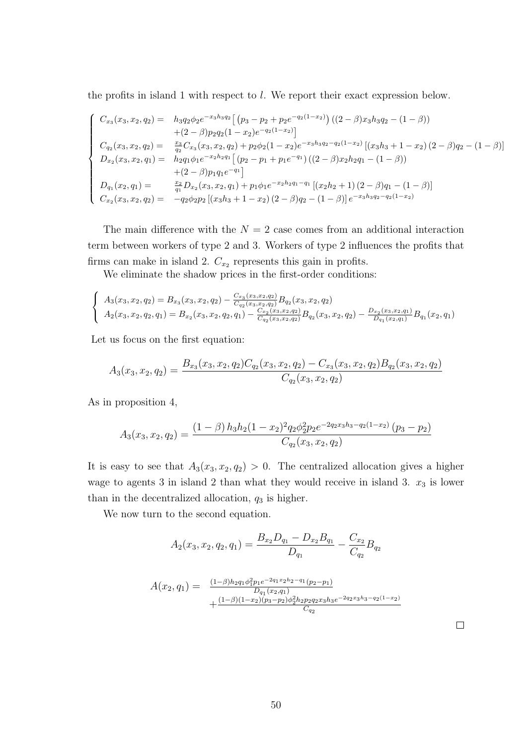the profits in island 1 with respect to $l$. We report their exact expression below.

$$
\left\{
\begin{array}{ll}
C_{x_3}(x_3,x_2,q_2) = & h_3 q_2 \phi_2 e^{-x_3 h_3 q_2}\Big[\left(p_3 - p_2 + p_2 e^{-q_2(1-x_2)}\right)\left((2-\beta)x_3 h_3 q_2 - (1-\beta)\right) \\
& +(2-\beta)p_2 q_2 (1-x_2)e^{-q_2(1-x_2)}\Big] \\
C_{q_2}(x_3,x_2,q_2) = & \frac{x_3}{q_2}C_{x_3}(x_3,x_2,q_2) + p_2\phi_2(1-x_2)e^{-x_3h_3q_2 - q_2(1-x_2)}\left[\left(x_3h_3 + 1 - x_2\right)(2-\beta)q_2 - (1-\beta)\right] \\
D_{x_2}(x_3,x_2,q_1) = & h_2 q_1 \phi_1 e^{-x_2 h_2 q_1}\Big[\left(p_2 - p_1 + p_1 e^{-q_1}\right)\left((2-\beta)x_2 h_2 q_1 - (1-\beta)\right) \\
& +(2-\beta)p_1 q_1 e^{-q_1}\Big] \\
D_{q_1}(x_2,q_1) = & \frac{x_2}{q_1}D_{x_2}(x_3,x_2,q_1) + p_1\phi_1 e^{-x_2h_2q_1 - q_1}\left[\left(x_2h_2 + 1\right)(2-\beta)q_1 - (1-\beta)\right] \\
C_{x_2}(x_3,x_2,q_2) = & -q_2\phi_2 p_2\left[\left(x_3h_3 + 1 - x_2\right)(2-\beta)q_2 - (1-\beta)\right]e^{-x_3h_3q_2 - q_2(1-x_2)}
\end{array}
\right.
$$

The main difference with the $N=2$ case comes from an additional interaction term between workers of type 2 and 3. Workers of type 2 influences the profits that firms can make in island 2. $C_{x_2}$ represents this gain in profits.

We eliminate the shadow prices in the first-order conditions:

$$
\left\{
\begin{array}{l}
A_3(x_3,x_2,q_2) = B_{x_3}(x_3,x_2,q_2) - \frac{C_{x_3}(x_3,x_2,q_2)}{C_{q_2}(x_3,x_2,q_2)}B_{q_2}(x_3,x_2,q_2) \\
A_2(x_3,x_2,q_2,q_1) = B_{x_2}(x_3,x_2,q_2,q_1) - \frac{C_{x_2}(x_3,x_2,q_2)}{C_{q_2}(x_3,x_2,q_2)}B_{q_2}(x_3,x_2,q_2) - \frac{D_{x_2}(x_3,x_2,q_1)}{D_{q_1}(x_2,q_1)}B_{q_1}(x_2,q_1)
\end{array}
\right.
$$

Let us focus on the first equation:

$$
A_3(x_3,x_2,q_2) = \frac{B_{x_3}(x_3,x_2,q_2)C_{q_2}(x_3,x_2,q_2) - C_{x_3}(x_3,x_2,q_2)B_{q_2}(x_3,x_2,q_2)}{C_{q_2}(x_3,x_2,q_2)}
$$

As in proposition 4,

$$
A_3(x_3,x_2,q_2) = \frac{(1-\beta)\,h_3h_2(1-x_2)^2 q_2\phi_2^2 p_2 e^{-2q_2x_3h_3 - q_2(1-x_2)}\left(p_3 - p_2\right)}{C_{q_2}(x_3,x_2,q_2)}
$$

It is easy to see that $A_3(x_3,x_2,q_2) > 0$. The centralized allocation gives a higher wage to agents 3 in island 2 than what they would receive in island 3. $x_3$ is lower than in the decentralized allocation, $q_3$ is higher.

We now turn to the second equation.

$$
A_2(x_3,x_2,q_2,q_1) = \frac{B_{x_2}D_{q_1} - D_{x_2}B_{q_1}}{D_{q_1}} - \frac{C_{x_2}}{C_{q_2}}B_{q_2}
$$

$$
\begin{array}{ll}
A(x_2,q_1) = & \frac{(1-\beta)h_2q_1\phi_1^2 p_1 e^{-2q_1x_2h_2 - q_1}(p_2 - p_1)}{D_{q_1}(x_2,q_1)} \\
& + \frac{(1-\beta)(1-x_2)(p_3-p_2)\phi_2^2 h_2 p_2 q_2 x_3 h_3 e^{-2q_2x_3h_3 - q_2(1-x_2)}}{C_{q_2}}
\end{array}
$$

□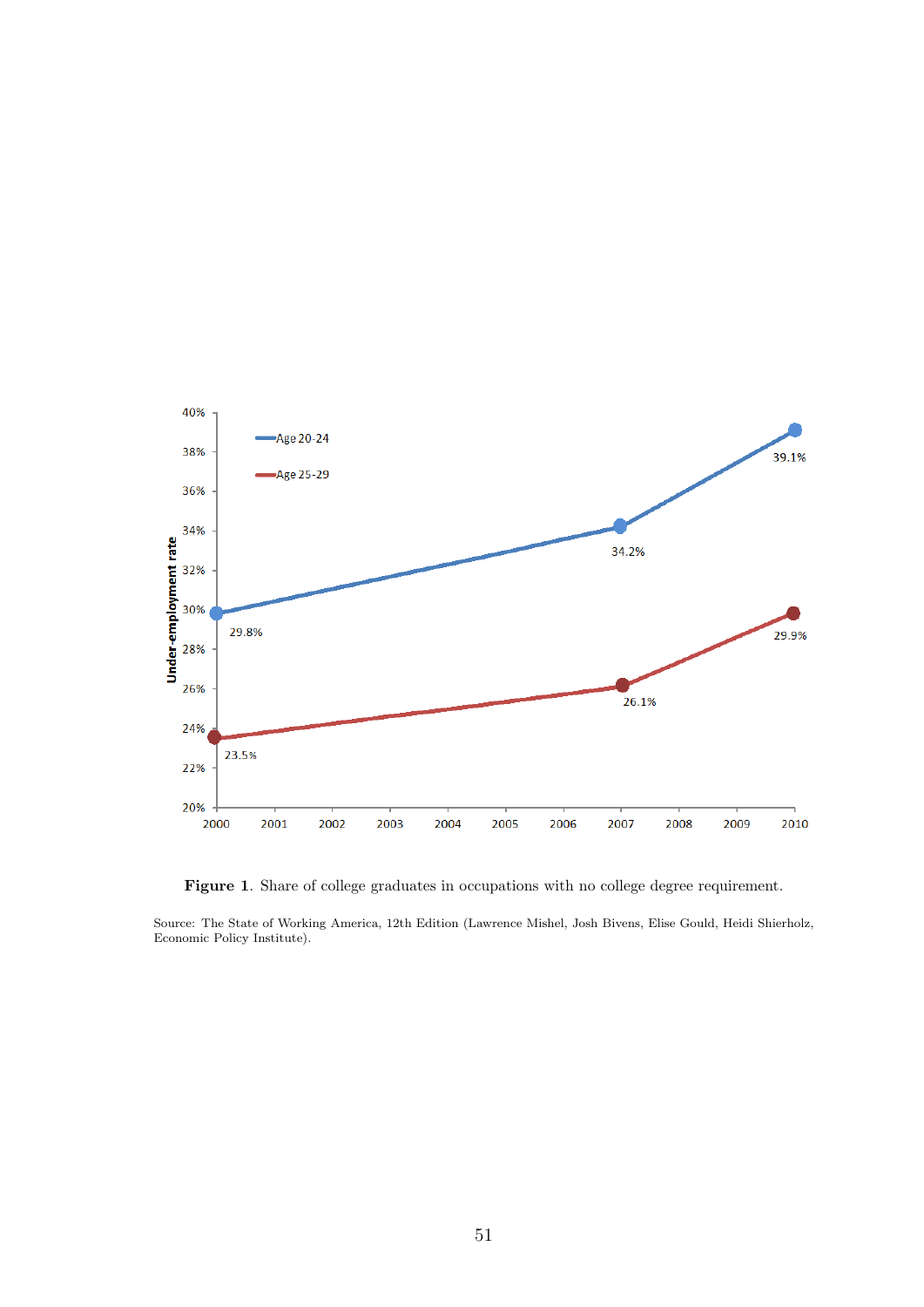**Figure 1**. Share of college graduates in occupations with no college degree requirement.

Source: The State of Working America, 12th Edition (Lawrence Mishel, Josh Bivens, Elise Gould, Heidi Shierholz, Economic Policy Institute).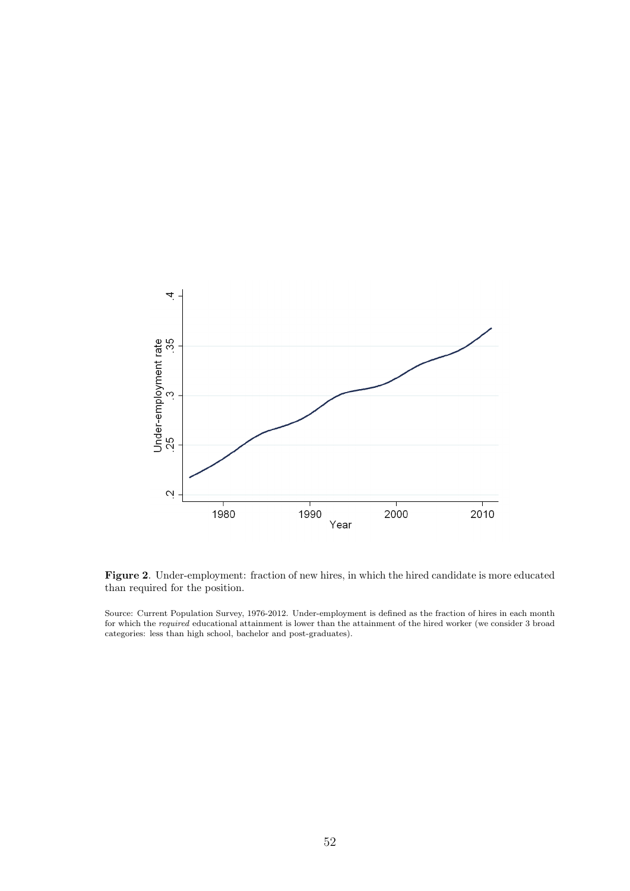**Figure 2**. Under-employment: fraction of new hires, in which the hired candidate is more educated than required for the position.

Source: Current Population Survey, 1976-2012. Under-employment is defined as the fraction of hires in each month for which the *required* educational attainment is lower than the attainment of the hired worker (we consider 3 broad categories: less than high school, bachelor and post-graduates).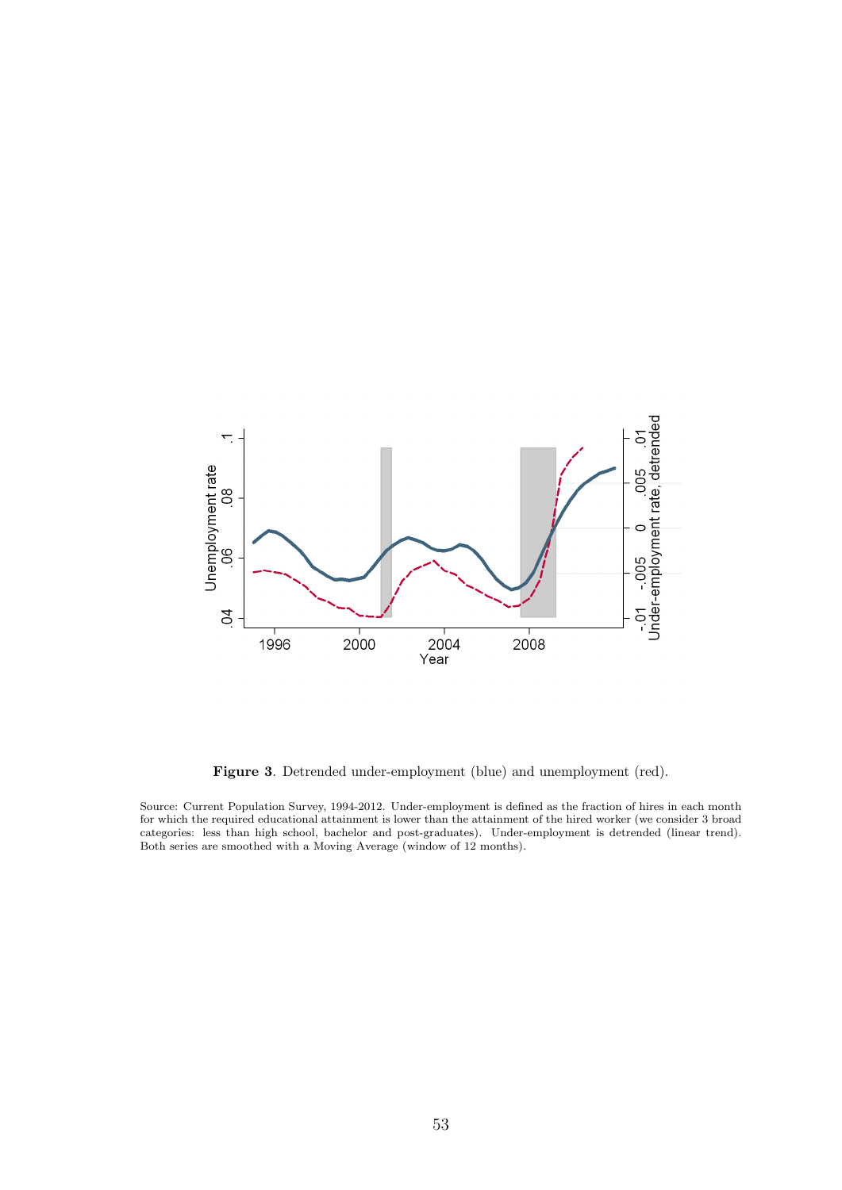**Figure 3**. Detrended under-employment (blue) and unemployment (red).

Source: Current Population Survey, 1994-2012. Under-employment is defined as the fraction of hires in each month for which the required educational attainment is lower than the attainment of the hired worker (we consider 3 broad categories: less than high school, bachelor and post-graduates). Under-employment is detrended (linear trend). Both series are smoothed with a Moving Average (window of 12 months).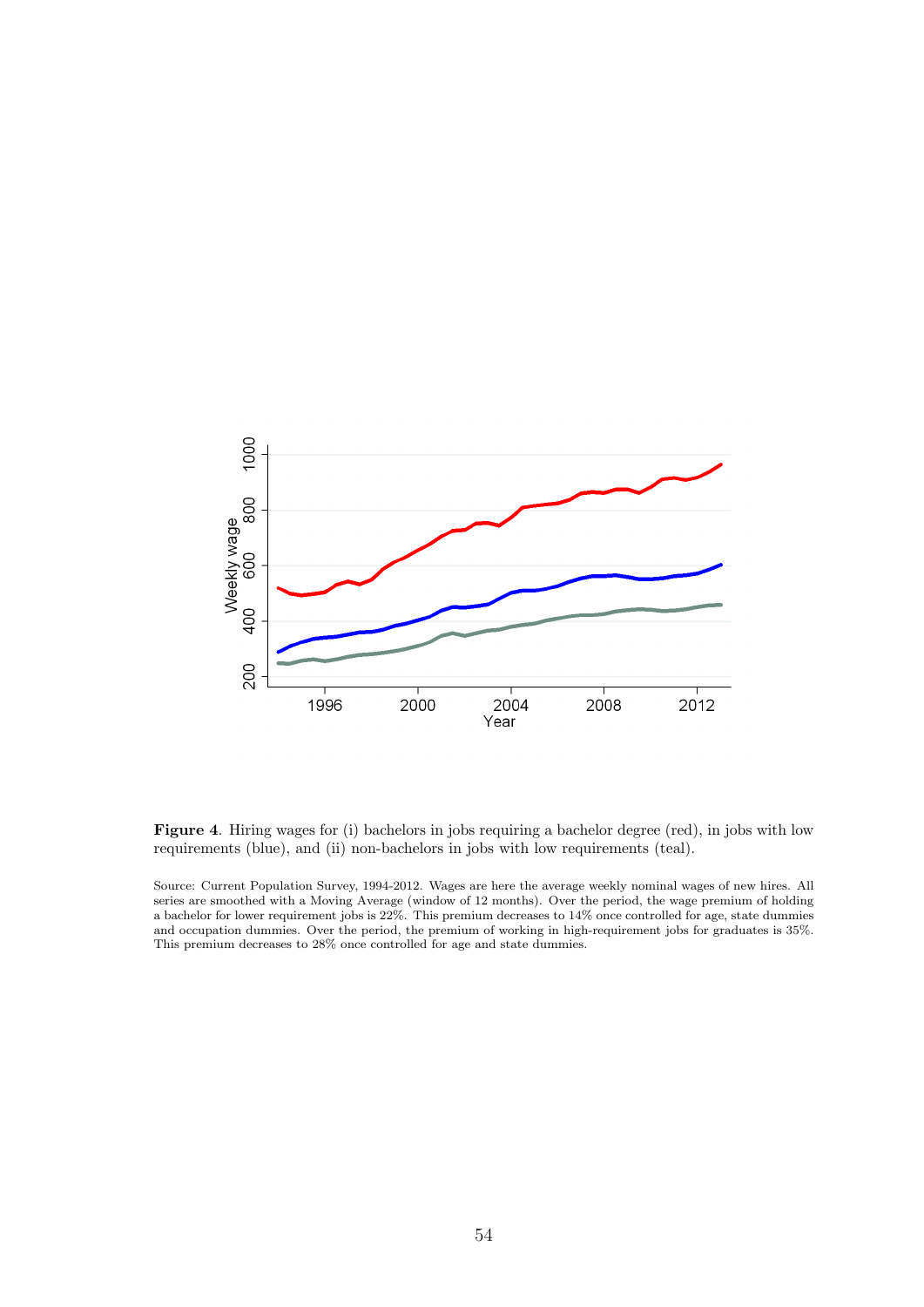**Figure 4**. Hiring wages for (i) bachelors in jobs requiring a bachelor degree (red), in jobs with low requirements (blue), and (ii) non-bachelors in jobs with low requirements (teal).

Source: Current Population Survey, 1994-2012. Wages are here the average weekly nominal wages of new hires. All series are smoothed with a Moving Average (window of 12 months). Over the period, the wage premium of holding a bachelor for lower requirement jobs is 22%. This premium decreases to 14% once controlled for age, state dummies and occupation dummies. Over the period, the premium of working in high-requirement jobs for graduates is 35%. This premium decreases to 28% once controlled for age and state dummies.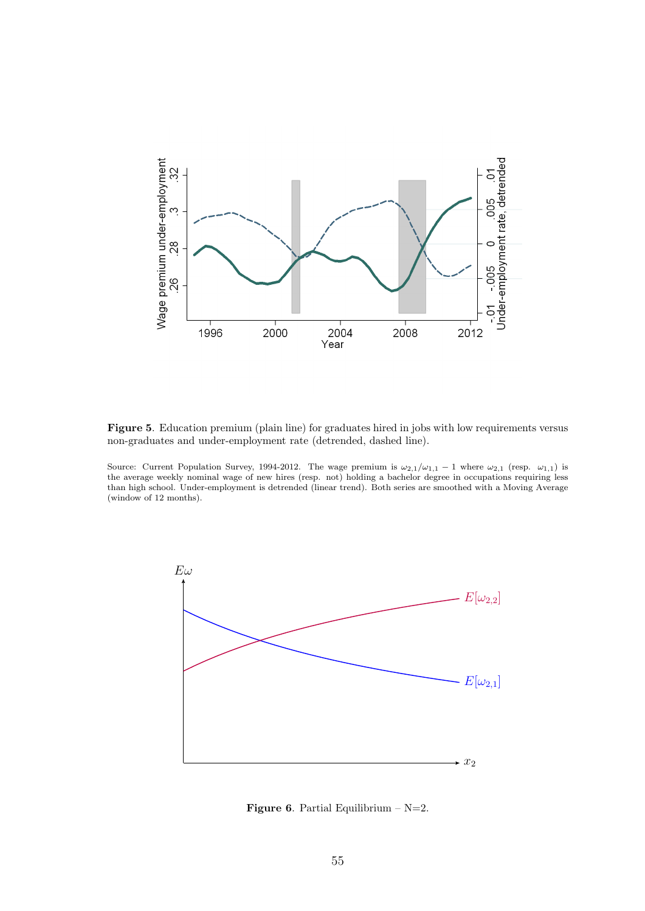**Figure 5**. Education premium (plain line) for graduates hired in jobs with low requirements versus non-graduates and under-employment rate (detrended, dashed line).

Source: Current Population Survey, 1994-2012. The wage premium is $\omega_{2,1}/\omega_{1,1} - 1$ where $\omega_{2,1}$ (resp. $\omega_{1,1}$) is the average weekly nominal wage of new hires (resp. not) holding a bachelor degree in occupations requiring less than high school. Under-employment is detrended (linear trend). Both series are smoothed with a Moving Average (window of 12 months).

**Figure 6**. Partial Equilibrium – N=2.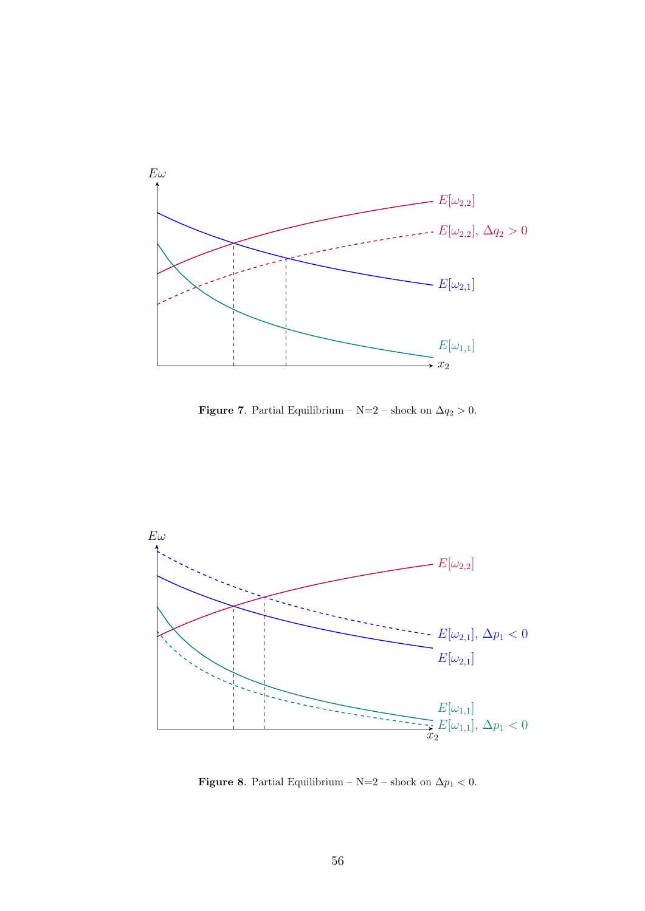**Figure 7**. Partial Equilibrium – N=2 – shock on $\Delta q_2 > 0$.

**Figure 8**. Partial Equilibrium – N=2 – shock on $\Delta p_1 < 0$.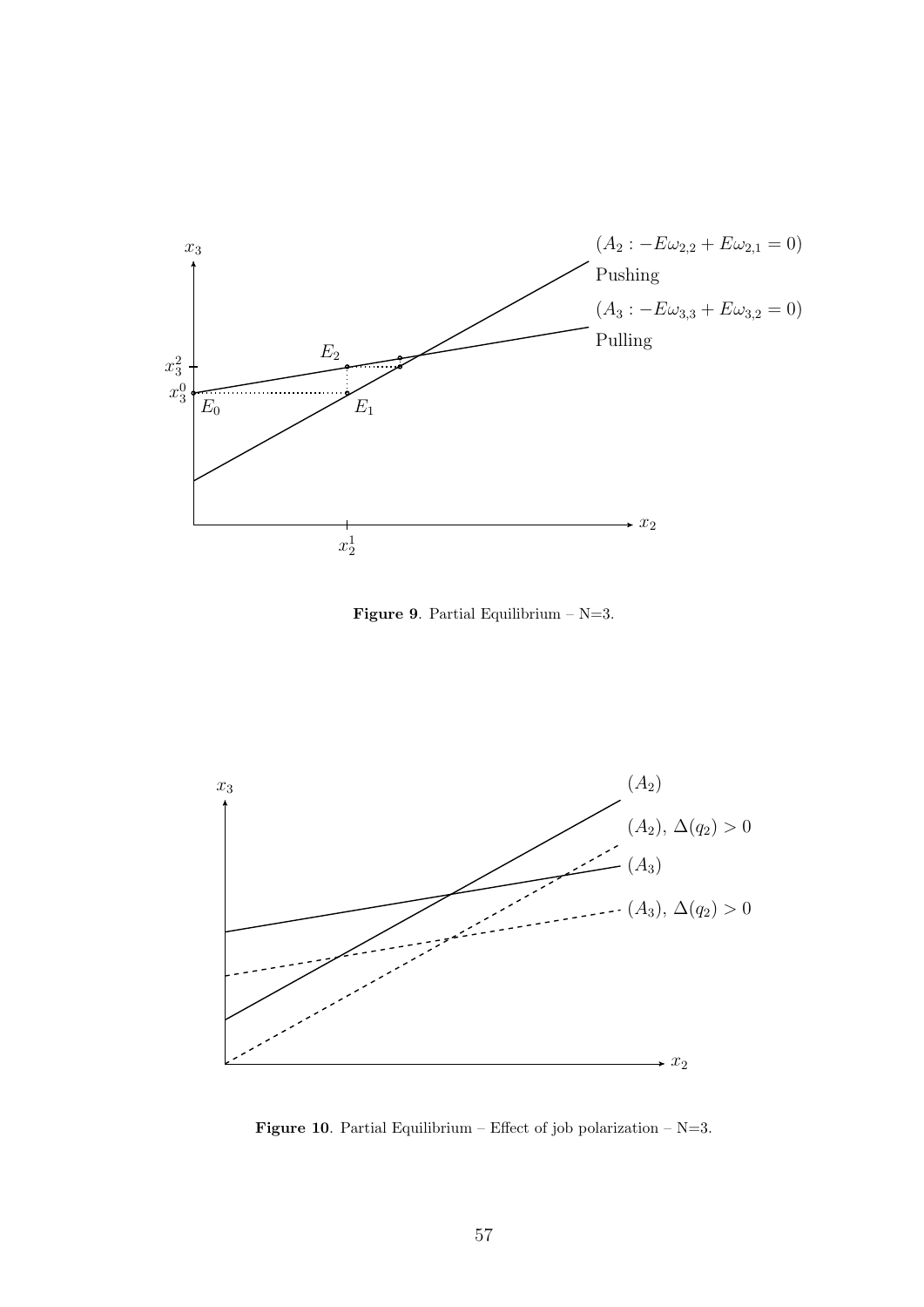**Figure 9**. Partial Equilibrium – N=3.

**Figure 10**. Partial Equilibrium – Effect of job polarization – N=3.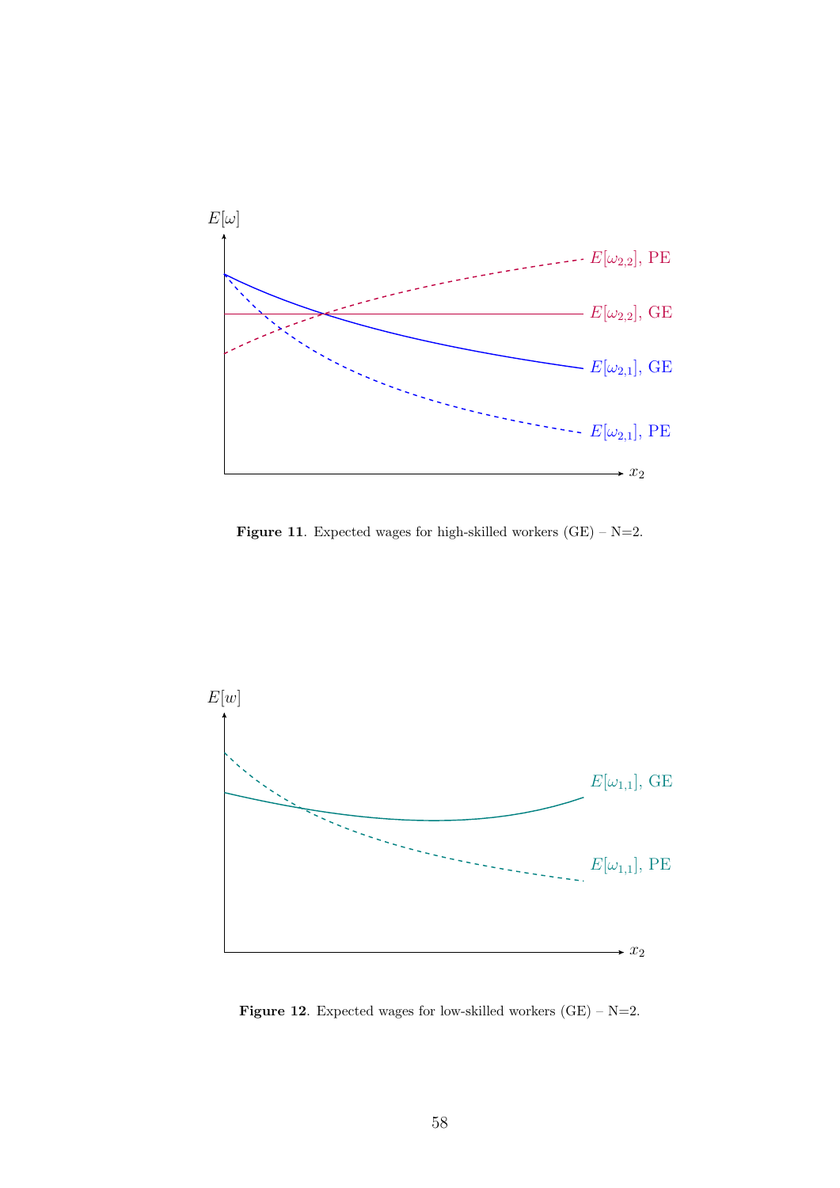**Figure 11**. Expected wages for high-skilled workers (GE) – N=2.

**Figure 12**. Expected wages for low-skilled workers (GE) – N=2.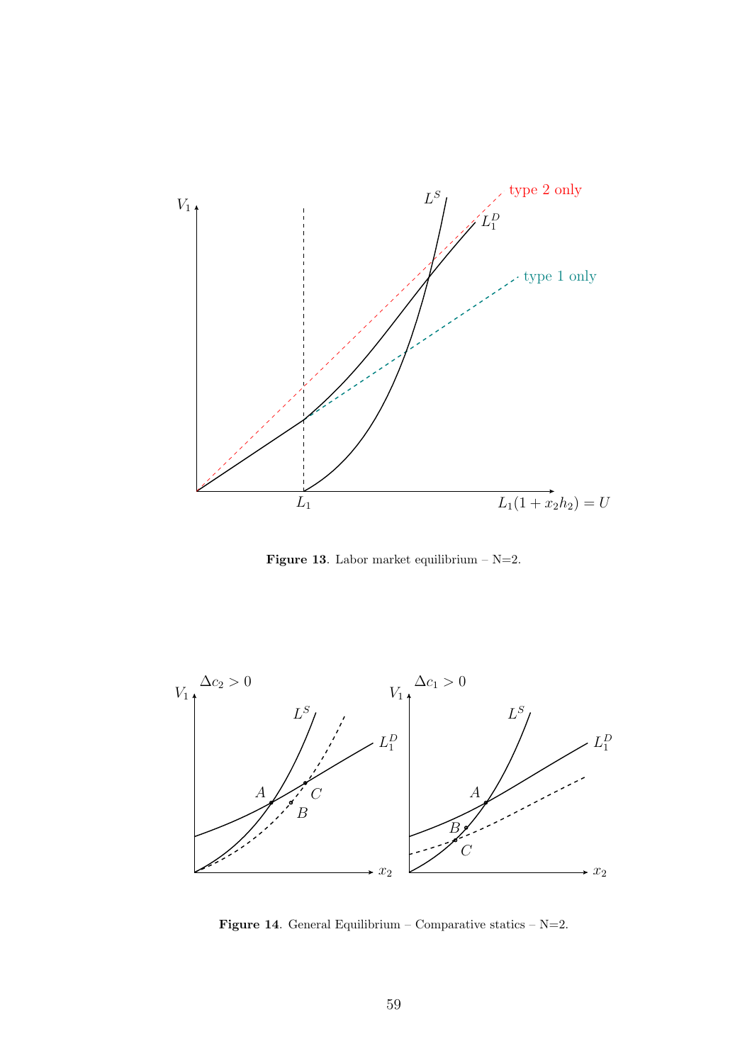**Figure 13**. Labor market equilibrium – N=2.

**Figure 14**. General Equilibrium – Comparative statics – N=2.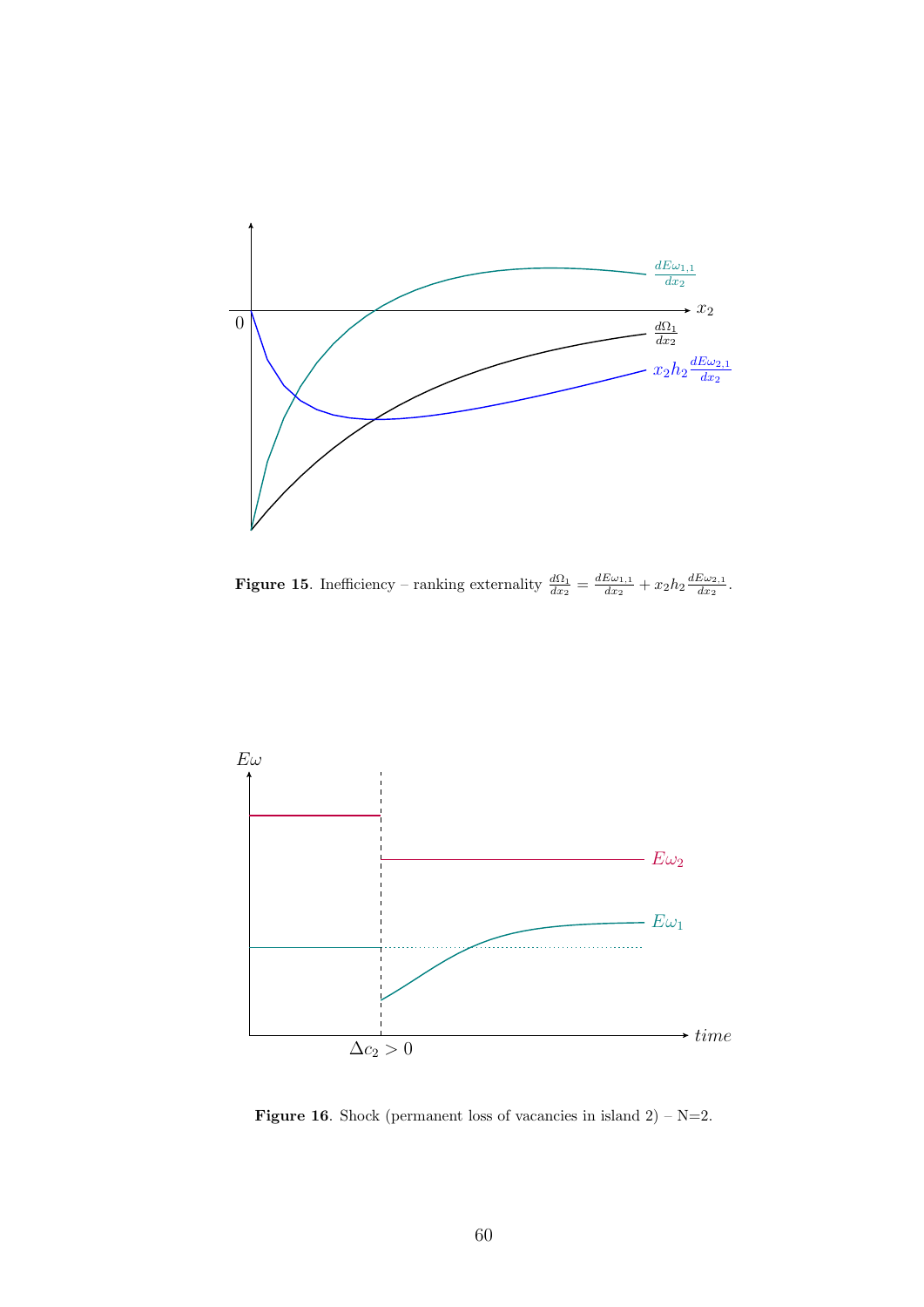**Figure 15**. Inefficiency – ranking externality $\frac{d\Omega_1}{dx_2} = \frac{dE\omega_{1,1}}{dx_2} + x_2 h_2 \frac{dE\omega_{2,1}}{dx_2}$.

**Figure 16**. Shock (permanent loss of vacancies in island 2) – N=2.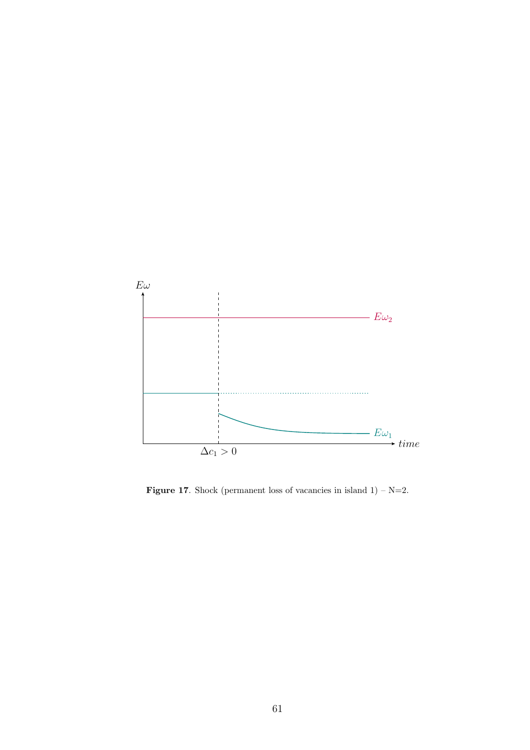$E\omega$

$E\omega_2$

$E\omega_1$

$time$

$\Delta c_1 > 0$

**Figure 17**. Shock (permanent loss of vacancies in island 1) – N=2.